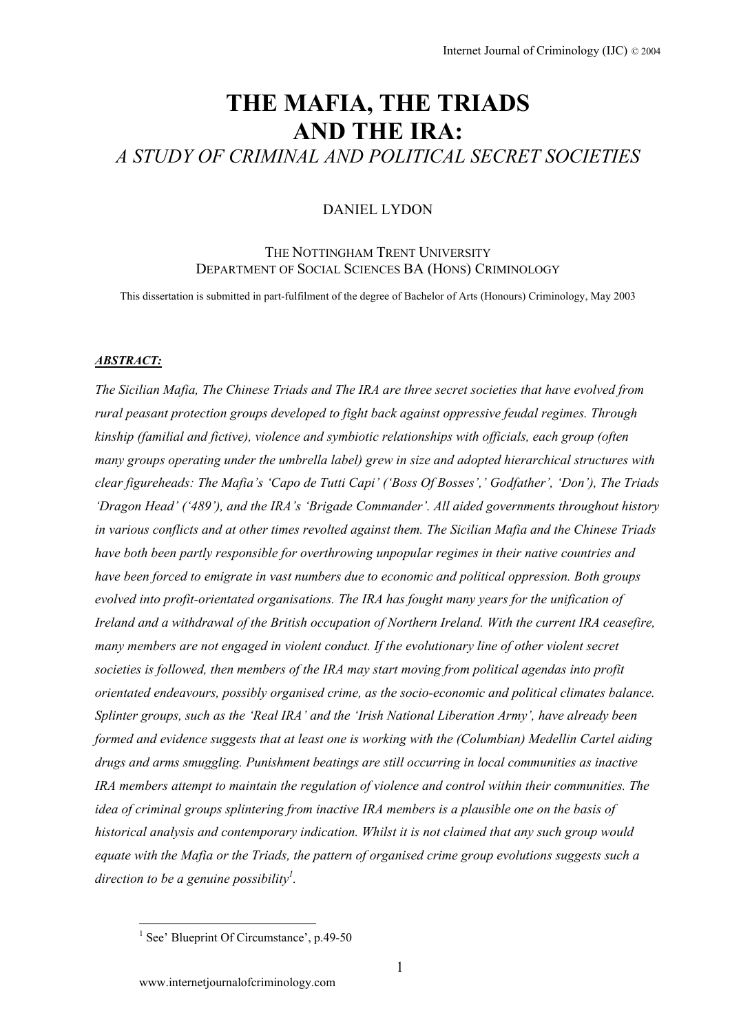# THE MAFIA, THE TRIADS AND THE IRA:

## *A STUDY OF CRIMINAL AND POLITICAL SECRET SOCIETIES*

DANIEL LYDON

THE NOTTINGHAM TRENT UNIVERSITY
DEPARTMENT OF SOCIAL SCIENCES BA (HONS) CRIMINOLOGY

This dissertation is submitted in part-fulfilment of the degree of Bachelor of Arts (Honours) Criminology, May 2003

***ABSTRACT:***

*The Sicilian Mafia, The Chinese Triads and The IRA are three secret societies that have evolved from rural peasant protection groups developed to fight back against oppressive feudal regimes. Through kinship (familial and fictive), violence and symbiotic relationships with officials, each group (often many groups operating under the umbrella label) grew in size and adopted hierarchical structures with clear figureheads: The Mafia's 'Capo de Tutti Capi' ('Boss Of Bosses',' Godfather', 'Don'), The Triads 'Dragon Head' ('489'), and the IRA's 'Brigade Commander'. All aided governments throughout history in various conflicts and at other times revolted against them. The Sicilian Mafia and the Chinese Triads have both been partly responsible for overthrowing unpopular regimes in their native countries and have been forced to emigrate in vast numbers due to economic and political oppression. Both groups evolved into profit-orientated organisations. The IRA has fought many years for the unification of Ireland and a withdrawal of the British occupation of Northern Ireland. With the current IRA ceasefire, many members are not engaged in violent conduct. If the evolutionary line of other violent secret societies is followed, then members of the IRA may start moving from political agendas into profit orientated endeavours, possibly organised crime, as the socio-economic and political climates balance. Splinter groups, such as the 'Real IRA' and the 'Irish National Liberation Army', have already been formed and evidence suggests that at least one is working with the (Columbian) Medellin Cartel aiding drugs and arms smuggling. Punishment beatings are still occurring in local communities as inactive IRA members attempt to maintain the regulation of violence and control within their communities. The idea of criminal groups splintering from inactive IRA members is a plausible one on the basis of historical analysis and contemporary indication. Whilst it is not claimed that any such group would equate with the Mafia or the Triads, the pattern of organised crime group evolutions suggests such a direction to be a genuine possibility*[1].

[1] See' Blueprint Of Circumstance', p.49-50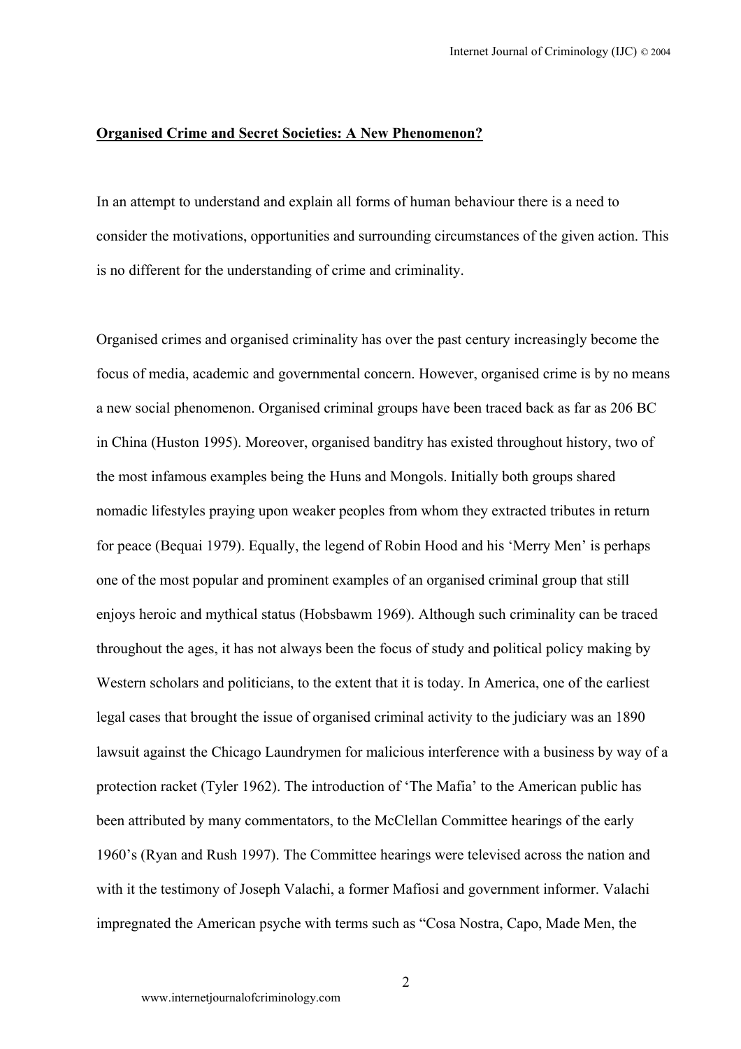**Organised Crime and Secret Societies: A New Phenomenon?**

In an attempt to understand and explain all forms of human behaviour there is a need to consider the motivations, opportunities and surrounding circumstances of the given action. This is no different for the understanding of crime and criminality.

Organised crimes and organised criminality has over the past century increasingly become the focus of media, academic and governmental concern. However, organised crime is by no means a new social phenomenon. Organised criminal groups have been traced back as far as 206 BC in China (Huston 1995). Moreover, organised banditry has existed throughout history, two of the most infamous examples being the Huns and Mongols. Initially both groups shared nomadic lifestyles praying upon weaker peoples from whom they extracted tributes in return for peace (Bequai 1979). Equally, the legend of Robin Hood and his 'Merry Men' is perhaps one of the most popular and prominent examples of an organised criminal group that still enjoys heroic and mythical status (Hobsbawm 1969). Although such criminality can be traced throughout the ages, it has not always been the focus of study and political policy making by Western scholars and politicians, to the extent that it is today. In America, one of the earliest legal cases that brought the issue of organised criminal activity to the judiciary was an 1890 lawsuit against the Chicago Laundrymen for malicious interference with a business by way of a protection racket (Tyler 1962). The introduction of 'The Mafia' to the American public has been attributed by many commentators, to the McClellan Committee hearings of the early 1960's (Ryan and Rush 1997). The Committee hearings were televised across the nation and with it the testimony of Joseph Valachi, a former Mafiosi and government informer. Valachi impregnated the American psyche with terms such as "Cosa Nostra, Capo, Made Men, the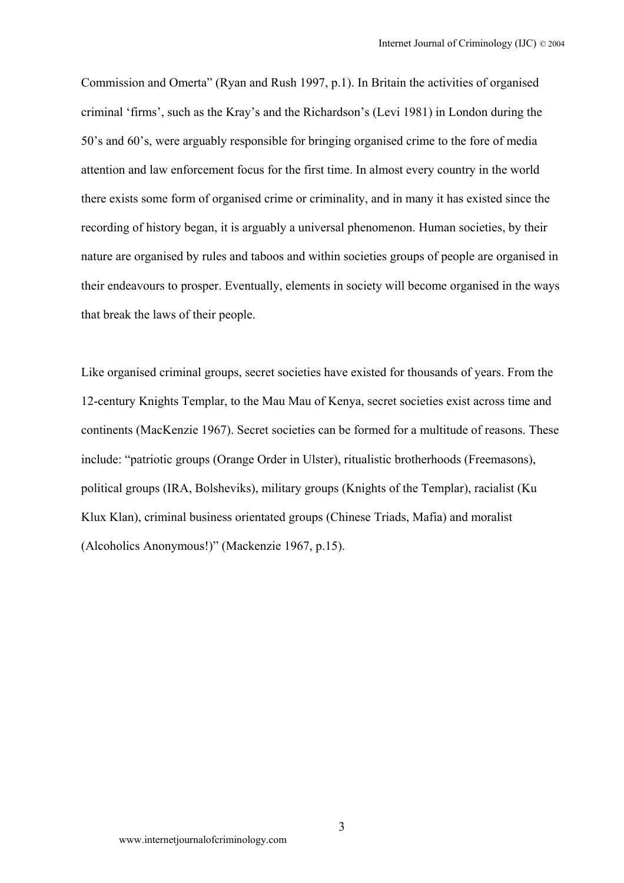Commission and Omerta" (Ryan and Rush 1997, p.1). In Britain the activities of organised criminal 'firms', such as the Kray's and the Richardson's (Levi 1981) in London during the 50's and 60's, were arguably responsible for bringing organised crime to the fore of media attention and law enforcement focus for the first time. In almost every country in the world there exists some form of organised crime or criminality, and in many it has existed since the recording of history began, it is arguably a universal phenomenon. Human societies, by their nature are organised by rules and taboos and within societies groups of people are organised in their endeavours to prosper. Eventually, elements in society will become organised in the ways that break the laws of their people.

Like organised criminal groups, secret societies have existed for thousands of years. From the 12-century Knights Templar, to the Mau Mau of Kenya, secret societies exist across time and continents (MacKenzie 1967). Secret societies can be formed for a multitude of reasons. These include: "patriotic groups (Orange Order in Ulster), ritualistic brotherhoods (Freemasons), political groups (IRA, Bolsheviks), military groups (Knights of the Templar), racialist (Ku Klux Klan), criminal business orientated groups (Chinese Triads, Mafia) and moralist (Alcoholics Anonymous!)" (Mackenzie 1967, p.15).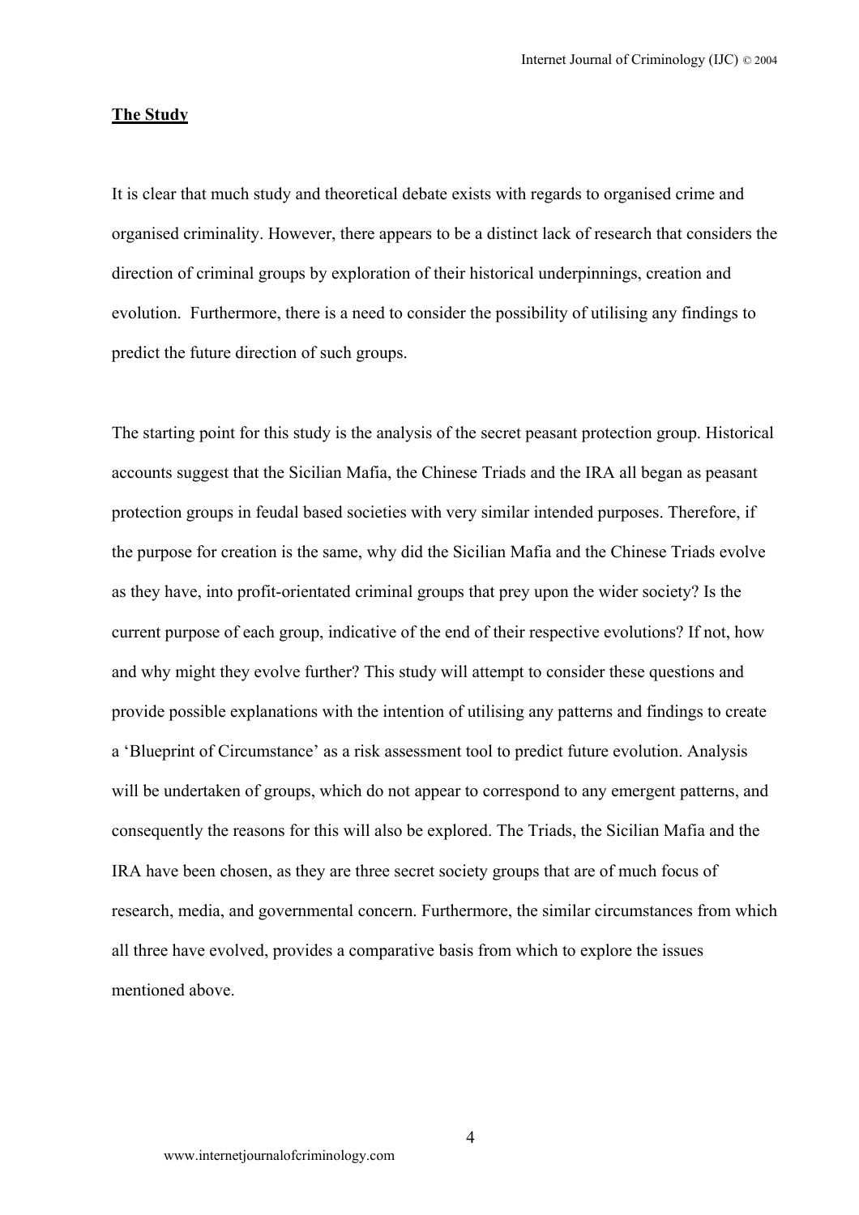## The Study

It is clear that much study and theoretical debate exists with regards to organised crime and organised criminality. However, there appears to be a distinct lack of research that considers the direction of criminal groups by exploration of their historical underpinnings, creation and evolution. Furthermore, there is a need to consider the possibility of utilising any findings to predict the future direction of such groups.

The starting point for this study is the analysis of the secret peasant protection group. Historical accounts suggest that the Sicilian Mafia, the Chinese Triads and the IRA all began as peasant protection groups in feudal based societies with very similar intended purposes. Therefore, if the purpose for creation is the same, why did the Sicilian Mafia and the Chinese Triads evolve as they have, into profit-orientated criminal groups that prey upon the wider society? Is the current purpose of each group, indicative of the end of their respective evolutions? If not, how and why might they evolve further? This study will attempt to consider these questions and provide possible explanations with the intention of utilising any patterns and findings to create a 'Blueprint of Circumstance' as a risk assessment tool to predict future evolution. Analysis will be undertaken of groups, which do not appear to correspond to any emergent patterns, and consequently the reasons for this will also be explored. The Triads, the Sicilian Mafia and the IRA have been chosen, as they are three secret society groups that are of much focus of research, media, and governmental concern. Furthermore, the similar circumstances from which all three have evolved, provides a comparative basis from which to explore the issues mentioned above.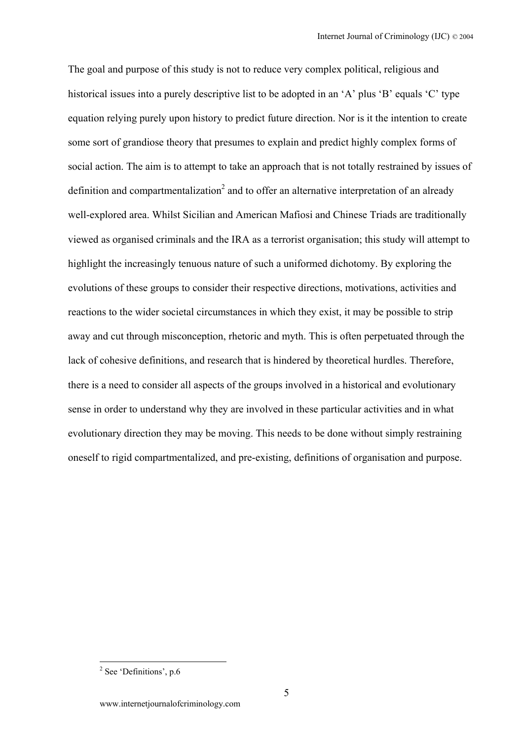The goal and purpose of this study is not to reduce very complex political, religious and historical issues into a purely descriptive list to be adopted in an 'A' plus 'B' equals 'C' type equation relying purely upon history to predict future direction. Nor is it the intention to create some sort of grandiose theory that presumes to explain and predict highly complex forms of social action. The aim is to attempt to take an approach that is not totally restrained by issues of definition and compartmentalization[2] and to offer an alternative interpretation of an already well-explored area. Whilst Sicilian and American Mafiosi and Chinese Triads are traditionally viewed as organised criminals and the IRA as a terrorist organisation; this study will attempt to highlight the increasingly tenuous nature of such a uniformed dichotomy. By exploring the evolutions of these groups to consider their respective directions, motivations, activities and reactions to the wider societal circumstances in which they exist, it may be possible to strip away and cut through misconception, rhetoric and myth. This is often perpetuated through the lack of cohesive definitions, and research that is hindered by theoretical hurdles. Therefore, there is a need to consider all aspects of the groups involved in a historical and evolutionary sense in order to understand why they are involved in these particular activities and in what evolutionary direction they may be moving. This needs to be done without simply restraining oneself to rigid compartmentalized, and pre-existing, definitions of organisation and purpose.

[2] See 'Definitions', p.6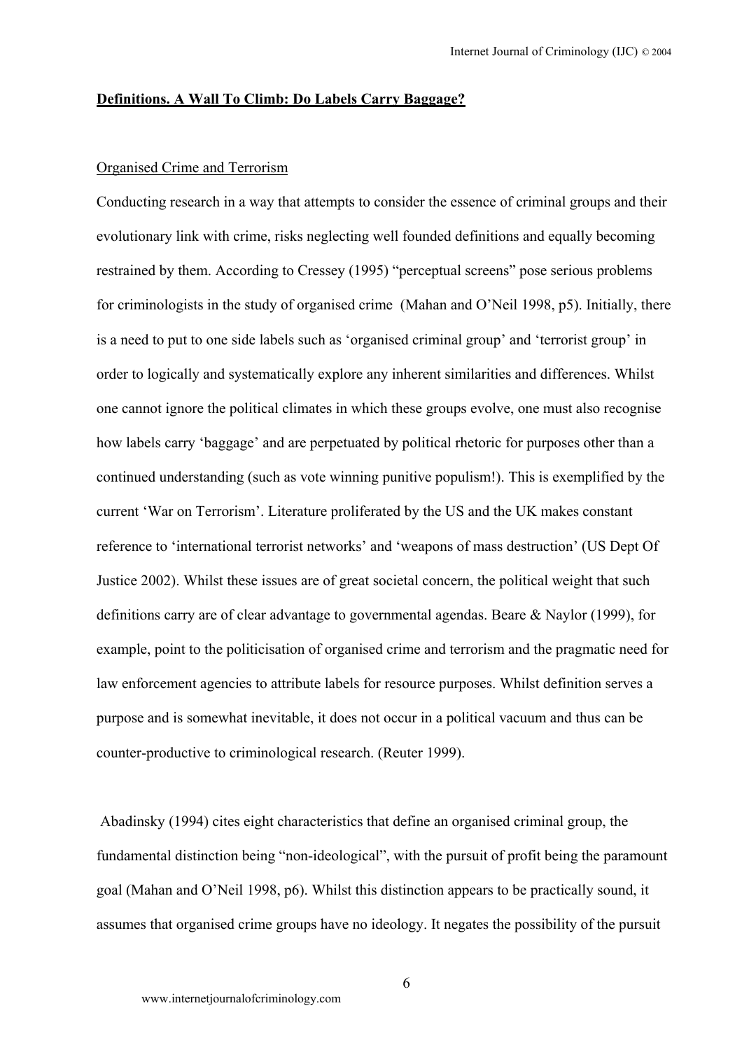**Definitions. A Wall To Climb: Do Labels Carry Baggage?**

Organised Crime and Terrorism

Conducting research in a way that attempts to consider the essence of criminal groups and their evolutionary link with crime, risks neglecting well founded definitions and equally becoming restrained by them. According to Cressey (1995) "perceptual screens" pose serious problems for criminologists in the study of organised crime (Mahan and O'Neil 1998, p5). Initially, there is a need to put to one side labels such as 'organised criminal group' and 'terrorist group' in order to logically and systematically explore any inherent similarities and differences. Whilst one cannot ignore the political climates in which these groups evolve, one must also recognise how labels carry 'baggage' and are perpetuated by political rhetoric for purposes other than a continued understanding (such as vote winning punitive populism!). This is exemplified by the current 'War on Terrorism'. Literature proliferated by the US and the UK makes constant reference to 'international terrorist networks' and 'weapons of mass destruction' (US Dept Of Justice 2002). Whilst these issues are of great societal concern, the political weight that such definitions carry are of clear advantage to governmental agendas. Beare & Naylor (1999), for example, point to the politicisation of organised crime and terrorism and the pragmatic need for law enforcement agencies to attribute labels for resource purposes. Whilst definition serves a purpose and is somewhat inevitable, it does not occur in a political vacuum and thus can be counter-productive to criminological research. (Reuter 1999).

Abadinsky (1994) cites eight characteristics that define an organised criminal group, the fundamental distinction being "non-ideological", with the pursuit of profit being the paramount goal (Mahan and O'Neil 1998, p6). Whilst this distinction appears to be practically sound, it assumes that organised crime groups have no ideology. It negates the possibility of the pursuit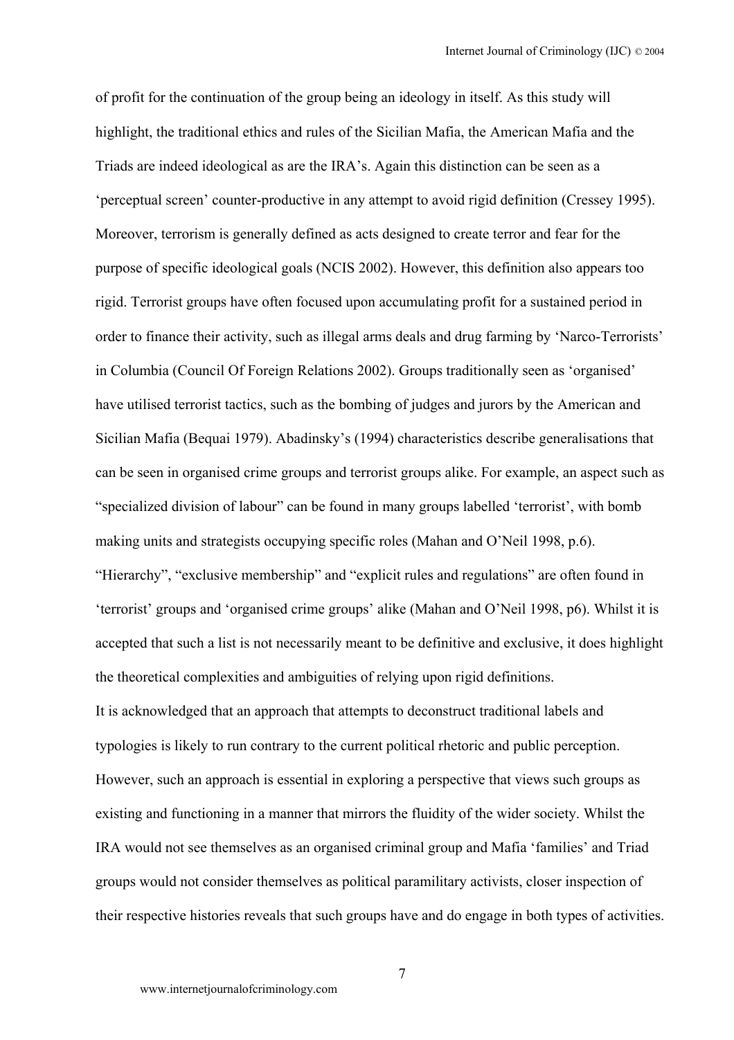of profit for the continuation of the group being an ideology in itself. As this study will highlight, the traditional ethics and rules of the Sicilian Mafia, the American Mafia and the Triads are indeed ideological as are the IRA's. Again this distinction can be seen as a 'perceptual screen' counter-productive in any attempt to avoid rigid definition (Cressey 1995). Moreover, terrorism is generally defined as acts designed to create terror and fear for the purpose of specific ideological goals (NCIS 2002). However, this definition also appears too rigid. Terrorist groups have often focused upon accumulating profit for a sustained period in order to finance their activity, such as illegal arms deals and drug farming by 'Narco-Terrorists' in Columbia (Council Of Foreign Relations 2002). Groups traditionally seen as 'organised' have utilised terrorist tactics, such as the bombing of judges and jurors by the American and Sicilian Mafia (Bequai 1979). Abadinsky's (1994) characteristics describe generalisations that can be seen in organised crime groups and terrorist groups alike. For example, an aspect such as "specialized division of labour" can be found in many groups labelled 'terrorist', with bomb making units and strategists occupying specific roles (Mahan and O'Neil 1998, p.6). "Hierarchy", "exclusive membership" and "explicit rules and regulations" are often found in 'terrorist' groups and 'organised crime groups' alike (Mahan and O'Neil 1998, p6). Whilst it is accepted that such a list is not necessarily meant to be definitive and exclusive, it does highlight the theoretical complexities and ambiguities of relying upon rigid definitions.

It is acknowledged that an approach that attempts to deconstruct traditional labels and typologies is likely to run contrary to the current political rhetoric and public perception. However, such an approach is essential in exploring a perspective that views such groups as existing and functioning in a manner that mirrors the fluidity of the wider society. Whilst the IRA would not see themselves as an organised criminal group and Mafia 'families' and Triad groups would not consider themselves as political paramilitary activists, closer inspection of their respective histories reveals that such groups have and do engage in both types of activities.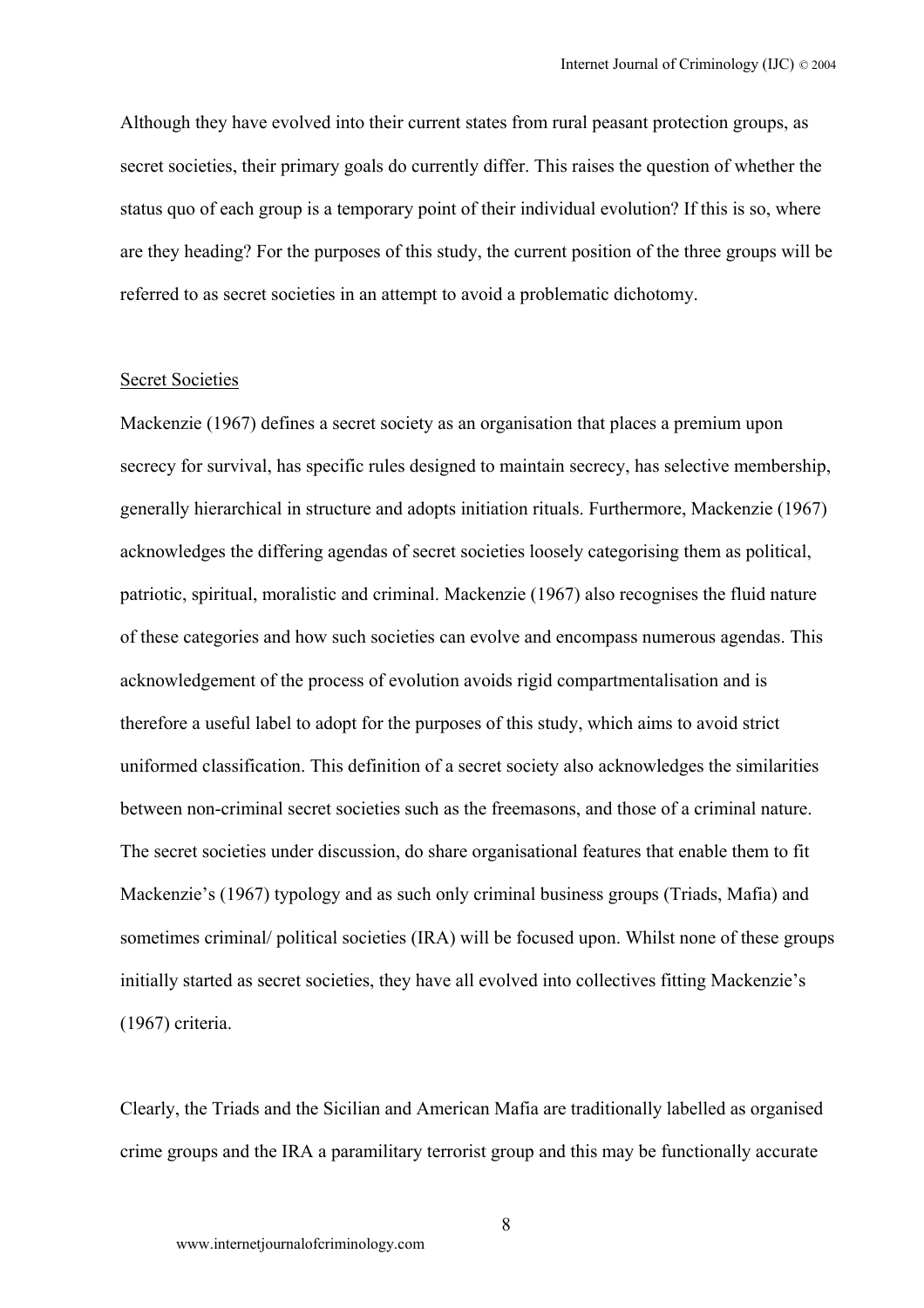Although they have evolved into their current states from rural peasant protection groups, as secret societies, their primary goals do currently differ. This raises the question of whether the status quo of each group is a temporary point of their individual evolution? If this is so, where are they heading? For the purposes of this study, the current position of the three groups will be referred to as secret societies in an attempt to avoid a problematic dichotomy.

## Secret Societies

Mackenzie (1967) defines a secret society as an organisation that places a premium upon secrecy for survival, has specific rules designed to maintain secrecy, has selective membership, generally hierarchical in structure and adopts initiation rituals. Furthermore, Mackenzie (1967) acknowledges the differing agendas of secret societies loosely categorising them as political, patriotic, spiritual, moralistic and criminal. Mackenzie (1967) also recognises the fluid nature of these categories and how such societies can evolve and encompass numerous agendas. This acknowledgement of the process of evolution avoids rigid compartmentalisation and is therefore a useful label to adopt for the purposes of this study, which aims to avoid strict uniformed classification. This definition of a secret society also acknowledges the similarities between non-criminal secret societies such as the freemasons, and those of a criminal nature. The secret societies under discussion, do share organisational features that enable them to fit Mackenzie's (1967) typology and as such only criminal business groups (Triads, Mafia) and sometimes criminal/ political societies (IRA) will be focused upon. Whilst none of these groups initially started as secret societies, they have all evolved into collectives fitting Mackenzie's (1967) criteria.

Clearly, the Triads and the Sicilian and American Mafia are traditionally labelled as organised crime groups and the IRA a paramilitary terrorist group and this may be functionally accurate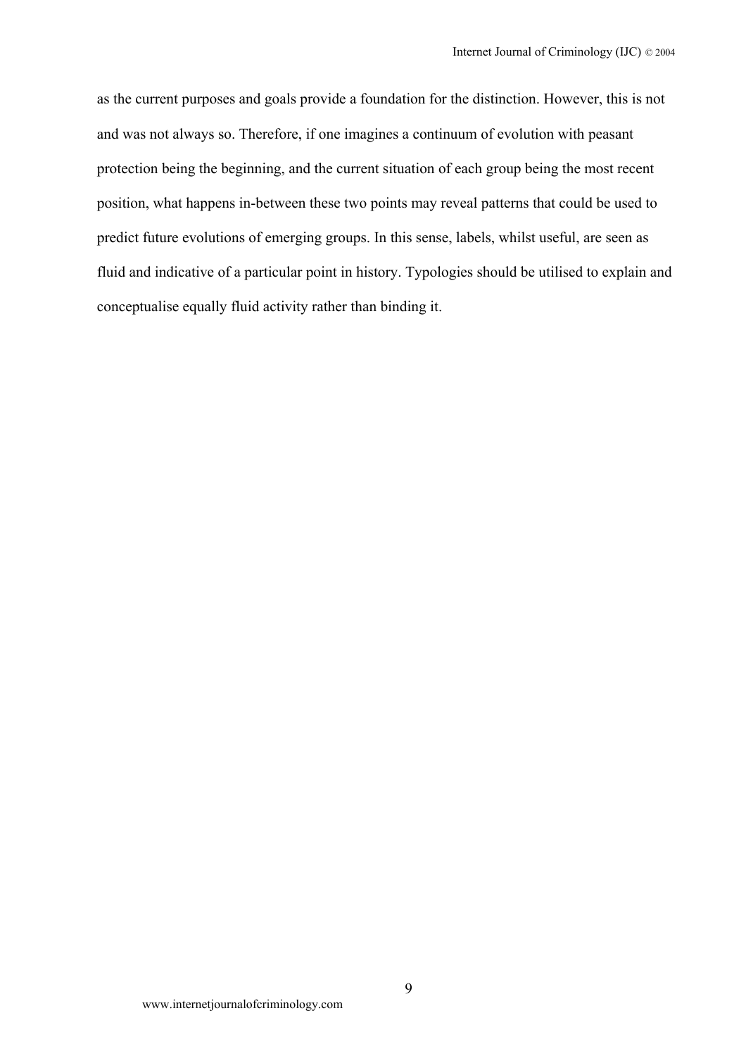as the current purposes and goals provide a foundation for the distinction. However, this is not and was not always so. Therefore, if one imagines a continuum of evolution with peasant protection being the beginning, and the current situation of each group being the most recent position, what happens in-between these two points may reveal patterns that could be used to predict future evolutions of emerging groups. In this sense, labels, whilst useful, are seen as fluid and indicative of a particular point in history. Typologies should be utilised to explain and conceptualise equally fluid activity rather than binding it.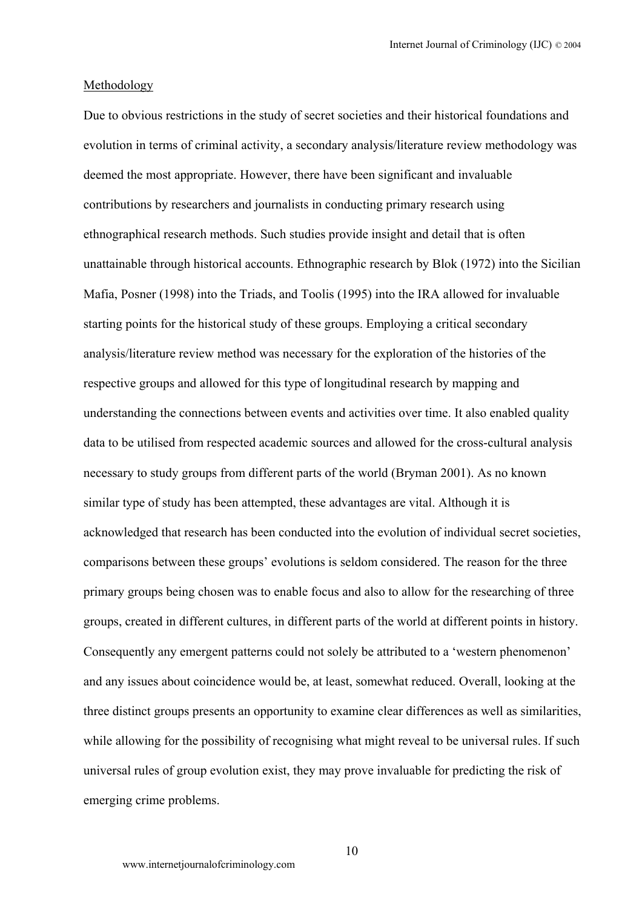## Methodology

Due to obvious restrictions in the study of secret societies and their historical foundations and evolution in terms of criminal activity, a secondary analysis/literature review methodology was deemed the most appropriate. However, there have been significant and invaluable contributions by researchers and journalists in conducting primary research using ethnographical research methods. Such studies provide insight and detail that is often unattainable through historical accounts. Ethnographic research by Blok (1972) into the Sicilian Mafia, Posner (1998) into the Triads, and Toolis (1995) into the IRA allowed for invaluable starting points for the historical study of these groups. Employing a critical secondary analysis/literature review method was necessary for the exploration of the histories of the respective groups and allowed for this type of longitudinal research by mapping and understanding the connections between events and activities over time. It also enabled quality data to be utilised from respected academic sources and allowed for the cross-cultural analysis necessary to study groups from different parts of the world (Bryman 2001). As no known similar type of study has been attempted, these advantages are vital. Although it is acknowledged that research has been conducted into the evolution of individual secret societies, comparisons between these groups' evolutions is seldom considered. The reason for the three primary groups being chosen was to enable focus and also to allow for the researching of three groups, created in different cultures, in different parts of the world at different points in history. Consequently any emergent patterns could not solely be attributed to a 'western phenomenon' and any issues about coincidence would be, at least, somewhat reduced. Overall, looking at the three distinct groups presents an opportunity to examine clear differences as well as similarities, while allowing for the possibility of recognising what might reveal to be universal rules. If such universal rules of group evolution exist, they may prove invaluable for predicting the risk of emerging crime problems.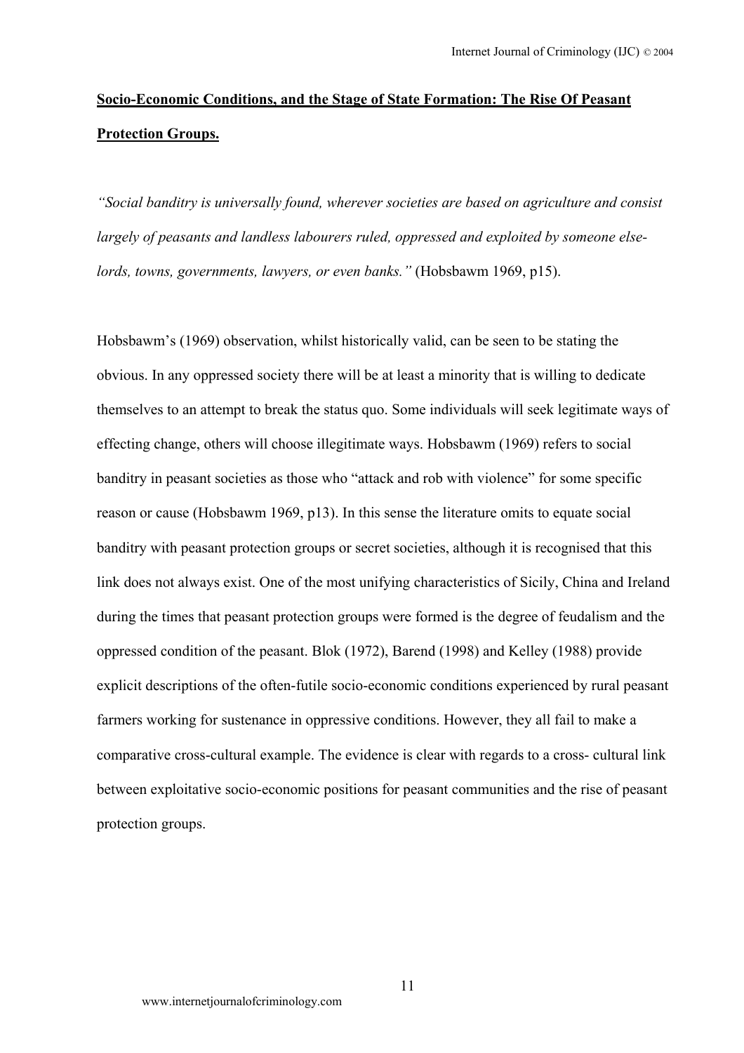## Socio-Economic Conditions, and the Stage of State Formation: The Rise Of Peasant Protection Groups.

*"Social banditry is universally found, wherever societies are based on agriculture and consist largely of peasants and landless labourers ruled, oppressed and exploited by someone else-lords, towns, governments, lawyers, or even banks."* (Hobsbawm 1969, p15).

Hobsbawm's (1969) observation, whilst historically valid, can be seen to be stating the obvious. In any oppressed society there will be at least a minority that is willing to dedicate themselves to an attempt to break the status quo. Some individuals will seek legitimate ways of effecting change, others will choose illegitimate ways. Hobsbawm (1969) refers to social banditry in peasant societies as those who "attack and rob with violence" for some specific reason or cause (Hobsbawm 1969, p13). In this sense the literature omits to equate social banditry with peasant protection groups or secret societies, although it is recognised that this link does not always exist. One of the most unifying characteristics of Sicily, China and Ireland during the times that peasant protection groups were formed is the degree of feudalism and the oppressed condition of the peasant. Blok (1972), Barend (1998) and Kelley (1988) provide explicit descriptions of the often-futile socio-economic conditions experienced by rural peasant farmers working for sustenance in oppressive conditions. However, they all fail to make a comparative cross-cultural example. The evidence is clear with regards to a cross- cultural link between exploitative socio-economic positions for peasant communities and the rise of peasant protection groups.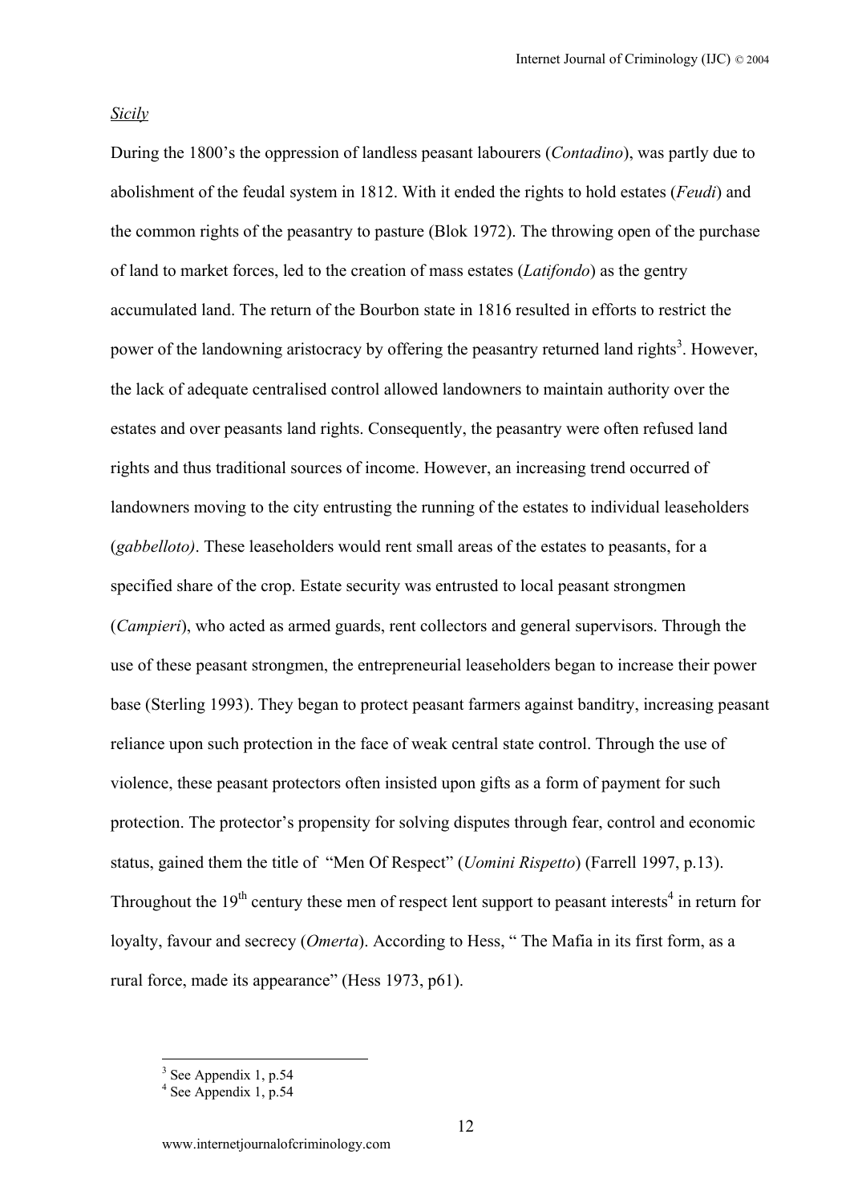*Sicily*

During the 1800's the oppression of landless peasant labourers (*Contadino*), was partly due to abolishment of the feudal system in 1812. With it ended the rights to hold estates (*Feudi*) and the common rights of the peasantry to pasture (Blok 1972). The throwing open of the purchase of land to market forces, led to the creation of mass estates (*Latifondo*) as the gentry accumulated land. The return of the Bourbon state in 1816 resulted in efforts to restrict the power of the landowning aristocracy by offering the peasantry returned land rights[3]. However, the lack of adequate centralised control allowed landowners to maintain authority over the estates and over peasants land rights. Consequently, the peasantry were often refused land rights and thus traditional sources of income. However, an increasing trend occurred of landowners moving to the city entrusting the running of the estates to individual leaseholders (*gabbelloto)*. These leaseholders would rent small areas of the estates to peasants, for a specified share of the crop. Estate security was entrusted to local peasant strongmen (*Campieri*), who acted as armed guards, rent collectors and general supervisors. Through the use of these peasant strongmen, the entrepreneurial leaseholders began to increase their power base (Sterling 1993). They began to protect peasant farmers against banditry, increasing peasant reliance upon such protection in the face of weak central state control. Through the use of violence, these peasant protectors often insisted upon gifts as a form of payment for such protection. The protector's propensity for solving disputes through fear, control and economic status, gained them the title of "Men Of Respect" (*Uomini Rispetto*) (Farrell 1997, p.13). Throughout the 19th century these men of respect lent support to peasant interests[4] in return for loyalty, favour and secrecy (*Omerta*). According to Hess, " The Mafia in its first form, as a rural force, made its appearance" (Hess 1973, p61).

---

[3] See Appendix 1, p.54

[4] See Appendix 1, p.54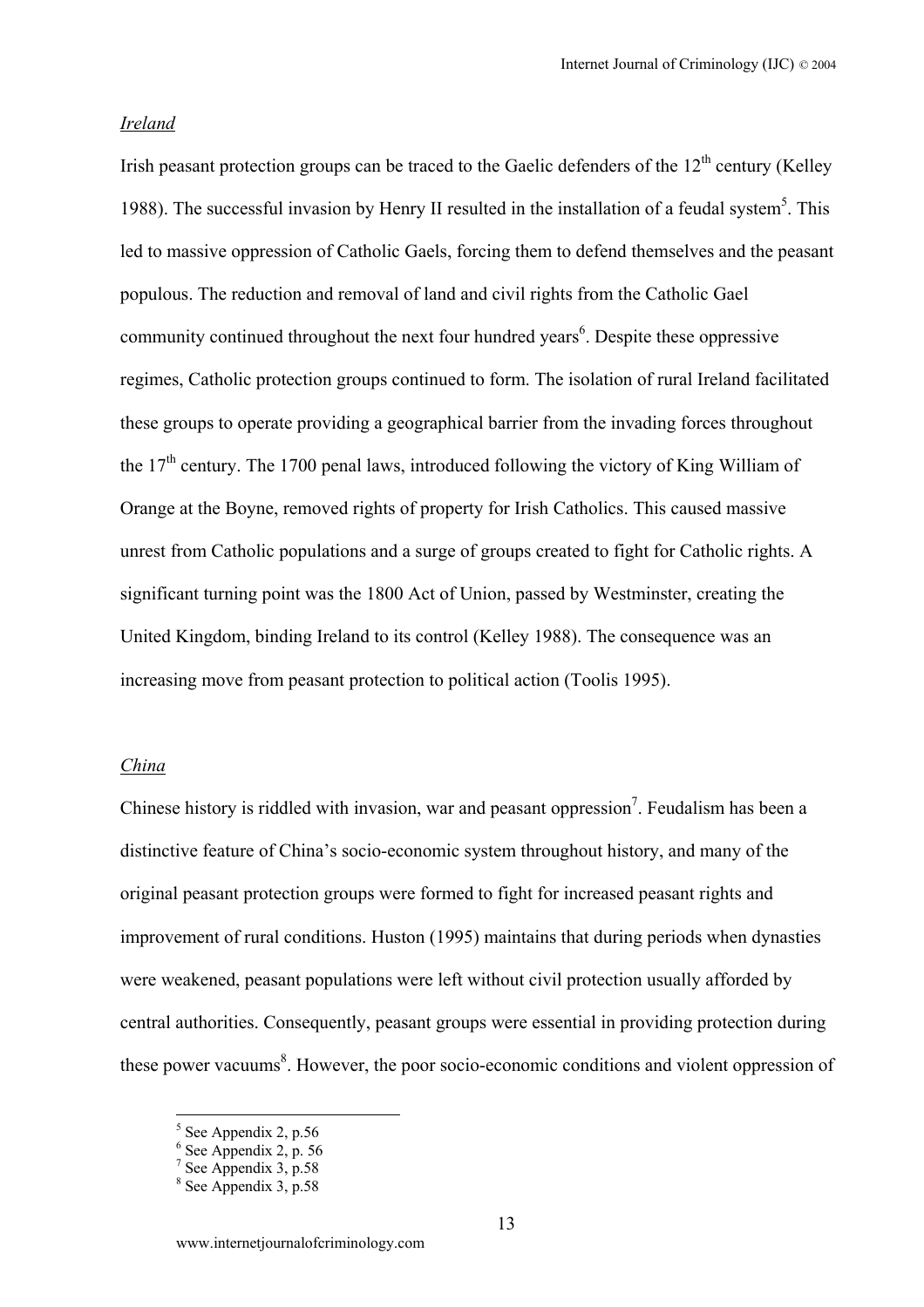*Ireland*

Irish peasant protection groups can be traced to the Gaelic defenders of the 12th century (Kelley 1988). The successful invasion by Henry II resulted in the installation of a feudal system[5]. This led to massive oppression of Catholic Gaels, forcing them to defend themselves and the peasant populous. The reduction and removal of land and civil rights from the Catholic Gael community continued throughout the next four hundred years[6]. Despite these oppressive regimes, Catholic protection groups continued to form. The isolation of rural Ireland facilitated these groups to operate providing a geographical barrier from the invading forces throughout the 17th century. The 1700 penal laws, introduced following the victory of King William of Orange at the Boyne, removed rights of property for Irish Catholics. This caused massive unrest from Catholic populations and a surge of groups created to fight for Catholic rights. A significant turning point was the 1800 Act of Union, passed by Westminster, creating the United Kingdom, binding Ireland to its control (Kelley 1988). The consequence was an increasing move from peasant protection to political action (Toolis 1995).

*China*

Chinese history is riddled with invasion, war and peasant oppression[7]. Feudalism has been a distinctive feature of China's socio-economic system throughout history, and many of the original peasant protection groups were formed to fight for increased peasant rights and improvement of rural conditions. Huston (1995) maintains that during periods when dynasties were weakened, peasant populations were left without civil protection usually afforded by central authorities. Consequently, peasant groups were essential in providing protection during these power vacuums[8]. However, the poor socio-economic conditions and violent oppression of

---

[5] See Appendix 2, p.56

[6] See Appendix 2, p. 56

[7] See Appendix 3, p.58

[8] See Appendix 3, p.58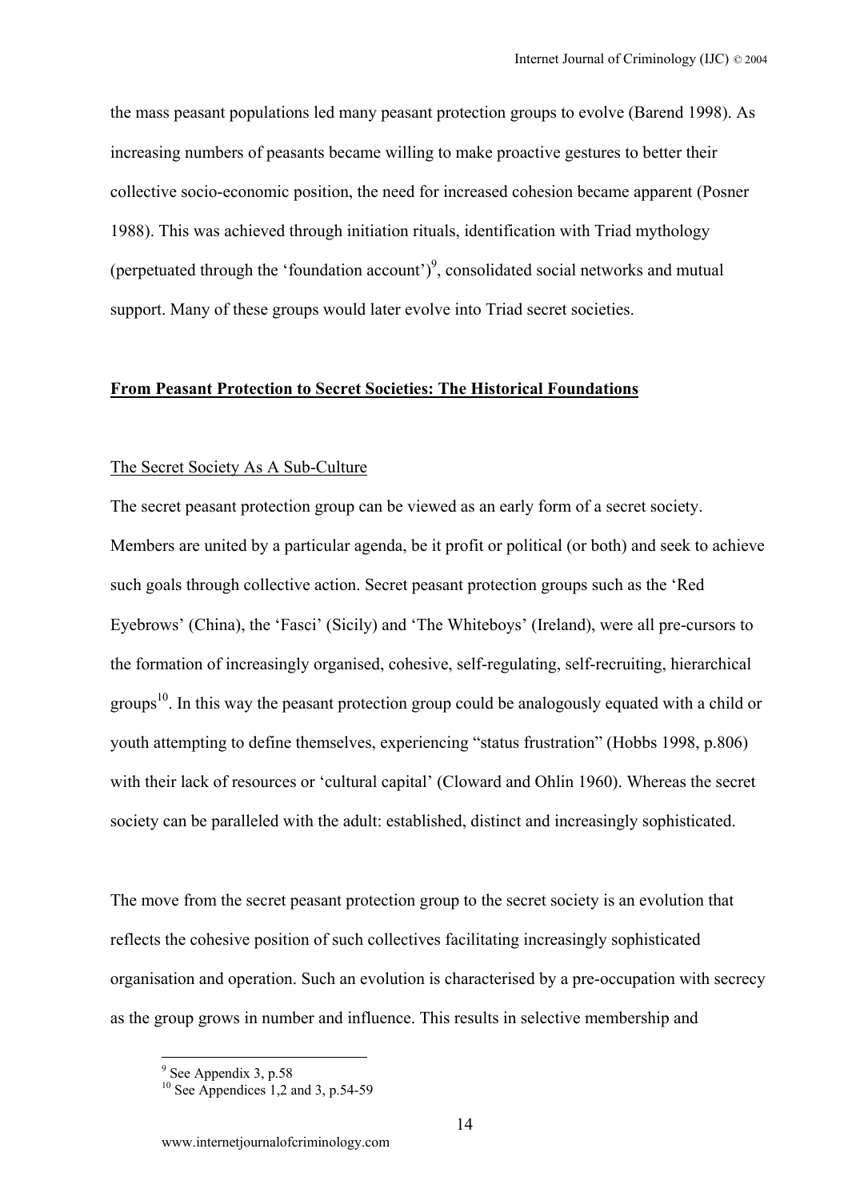the mass peasant populations led many peasant protection groups to evolve (Barend 1998). As increasing numbers of peasants became willing to make proactive gestures to better their collective socio-economic position, the need for increased cohesion became apparent (Posner 1988). This was achieved through initiation rituals, identification with Triad mythology (perpetuated through the 'foundation account')[9], consolidated social networks and mutual support. Many of these groups would later evolve into Triad secret societies.

## **From Peasant Protection to Secret Societies: The Historical Foundations**

### The Secret Society As A Sub-Culture

The secret peasant protection group can be viewed as an early form of a secret society. Members are united by a particular agenda, be it profit or political (or both) and seek to achieve such goals through collective action. Secret peasant protection groups such as the 'Red Eyebrows' (China), the 'Fasci' (Sicily) and 'The Whiteboys' (Ireland), were all pre-cursors to the formation of increasingly organised, cohesive, self-regulating, self-recruiting, hierarchical groups[10]. In this way the peasant protection group could be analogously equated with a child or youth attempting to define themselves, experiencing "status frustration" (Hobbs 1998, p.806) with their lack of resources or 'cultural capital' (Cloward and Ohlin 1960). Whereas the secret society can be paralleled with the adult: established, distinct and increasingly sophisticated.

The move from the secret peasant protection group to the secret society is an evolution that reflects the cohesive position of such collectives facilitating increasingly sophisticated organisation and operation. Such an evolution is characterised by a pre-occupation with secrecy as the group grows in number and influence. This results in selective membership and

---

[9] See Appendix 3, p.58

[10] See Appendices 1,2 and 3, p.54-59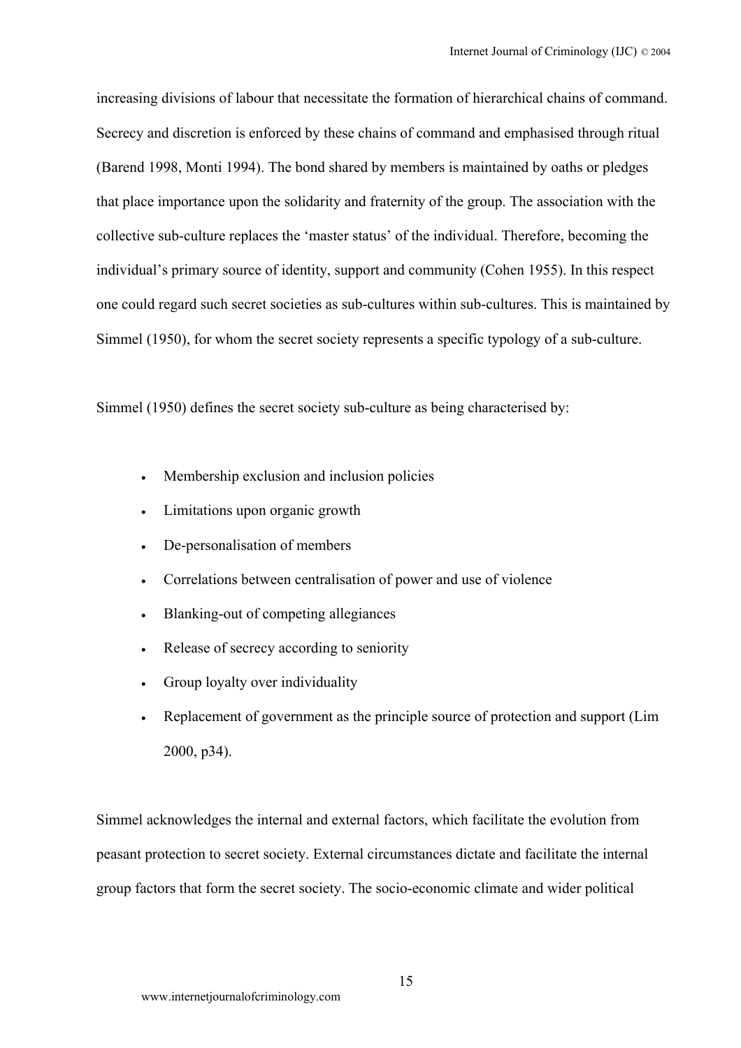increasing divisions of labour that necessitate the formation of hierarchical chains of command. Secrecy and discretion is enforced by these chains of command and emphasised through ritual (Barend 1998, Monti 1994). The bond shared by members is maintained by oaths or pledges that place importance upon the solidarity and fraternity of the group. The association with the collective sub-culture replaces the 'master status' of the individual. Therefore, becoming the individual's primary source of identity, support and community (Cohen 1955). In this respect one could regard such secret societies as sub-cultures within sub-cultures. This is maintained by Simmel (1950), for whom the secret society represents a specific typology of a sub-culture.

Simmel (1950) defines the secret society sub-culture as being characterised by:

- Membership exclusion and inclusion policies
- Limitations upon organic growth
- De-personalisation of members
- Correlations between centralisation of power and use of violence
- Blanking-out of competing allegiances
- Release of secrecy according to seniority
- Group loyalty over individuality
- Replacement of government as the principle source of protection and support (Lim 2000, p34).

Simmel acknowledges the internal and external factors, which facilitate the evolution from peasant protection to secret society. External circumstances dictate and facilitate the internal group factors that form the secret society. The socio-economic climate and wider political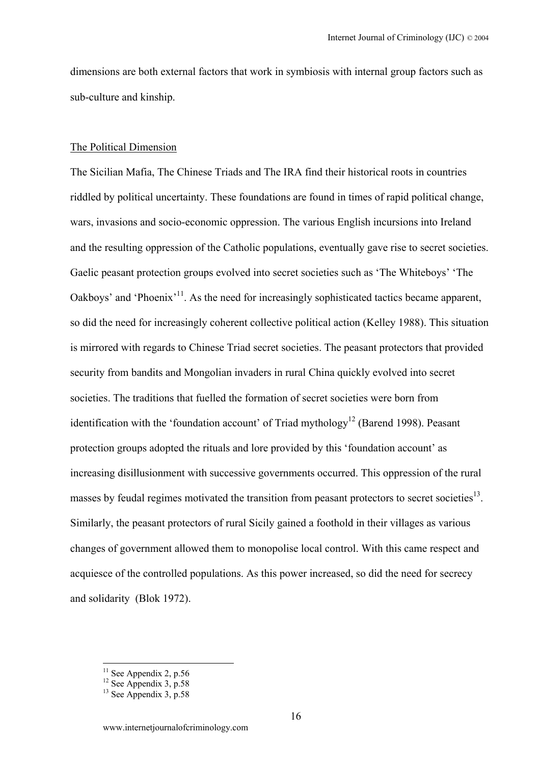dimensions are both external factors that work in symbiosis with internal group factors such as sub-culture and kinship.

## The Political Dimension

The Sicilian Mafia, The Chinese Triads and The IRA find their historical roots in countries riddled by political uncertainty. These foundations are found in times of rapid political change, wars, invasions and socio-economic oppression. The various English incursions into Ireland and the resulting oppression of the Catholic populations, eventually gave rise to secret societies. Gaelic peasant protection groups evolved into secret societies such as 'The Whiteboys' 'The Oakboys' and 'Phoenix'[11]. As the need for increasingly sophisticated tactics became apparent, so did the need for increasingly coherent collective political action (Kelley 1988). This situation is mirrored with regards to Chinese Triad secret societies. The peasant protectors that provided security from bandits and Mongolian invaders in rural China quickly evolved into secret societies. The traditions that fuelled the formation of secret societies were born from identification with the 'foundation account' of Triad mythology[12] (Barend 1998). Peasant protection groups adopted the rituals and lore provided by this 'foundation account' as increasing disillusionment with successive governments occurred. This oppression of the rural masses by feudal regimes motivated the transition from peasant protectors to secret societies[13]. Similarly, the peasant protectors of rural Sicily gained a foothold in their villages as various changes of government allowed them to monopolise local control. With this came respect and acquiesce of the controlled populations. As this power increased, so did the need for secrecy and solidarity (Blok 1972).

---

[11] See Appendix 2, p.56

[12] See Appendix 3, p.58

[13] See Appendix 3, p.58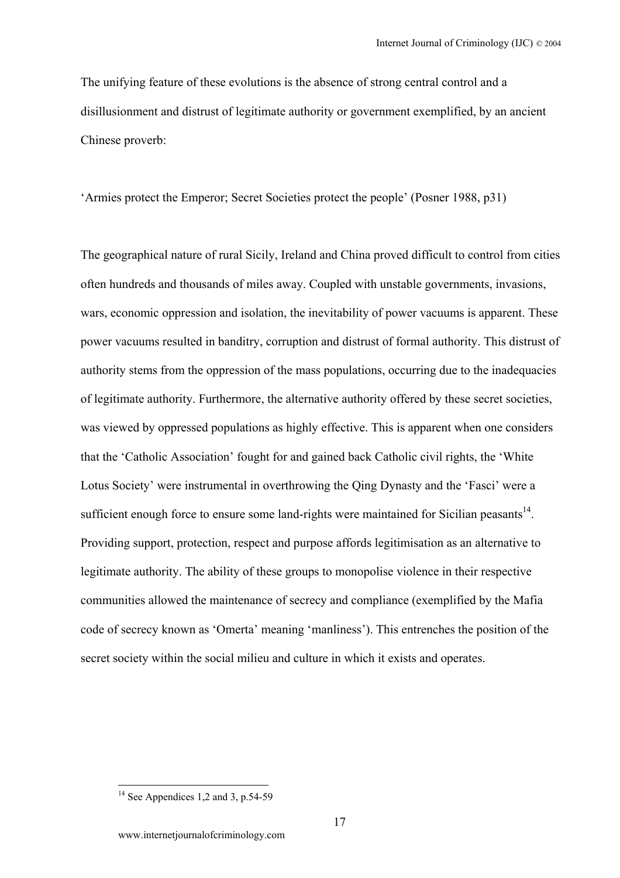The unifying feature of these evolutions is the absence of strong central control and a disillusionment and distrust of legitimate authority or government exemplified, by an ancient Chinese proverb:

'Armies protect the Emperor; Secret Societies protect the people' (Posner 1988, p31)

The geographical nature of rural Sicily, Ireland and China proved difficult to control from cities often hundreds and thousands of miles away. Coupled with unstable governments, invasions, wars, economic oppression and isolation, the inevitability of power vacuums is apparent. These power vacuums resulted in banditry, corruption and distrust of formal authority. This distrust of authority stems from the oppression of the mass populations, occurring due to the inadequacies of legitimate authority. Furthermore, the alternative authority offered by these secret societies, was viewed by oppressed populations as highly effective. This is apparent when one considers that the 'Catholic Association' fought for and gained back Catholic civil rights, the 'White Lotus Society' were instrumental in overthrowing the Qing Dynasty and the 'Fasci' were a sufficient enough force to ensure some land-rights were maintained for Sicilian peasants[14]. Providing support, protection, respect and purpose affords legitimisation as an alternative to legitimate authority. The ability of these groups to monopolise violence in their respective communities allowed the maintenance of secrecy and compliance (exemplified by the Mafia code of secrecy known as 'Omerta' meaning 'manliness'). This entrenches the position of the secret society within the social milieu and culture in which it exists and operates.

---

[14] See Appendices 1,2 and 3, p.54-59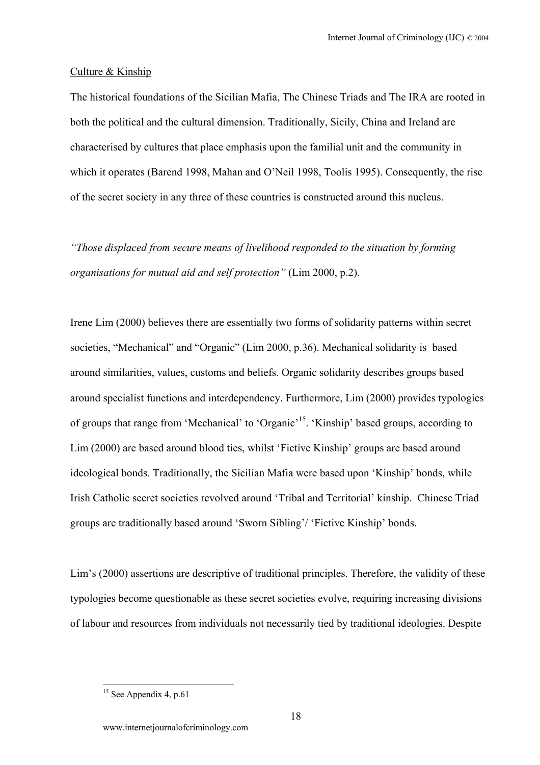Culture & Kinship

The historical foundations of the Sicilian Mafia, The Chinese Triads and The IRA are rooted in both the political and the cultural dimension. Traditionally, Sicily, China and Ireland are characterised by cultures that place emphasis upon the familial unit and the community in which it operates (Barend 1998, Mahan and O'Neil 1998, Toolis 1995). Consequently, the rise of the secret society in any three of these countries is constructed around this nucleus.

*"Those displaced from secure means of livelihood responded to the situation by forming organisations for mutual aid and self protection"* (Lim 2000, p.2).

Irene Lim (2000) believes there are essentially two forms of solidarity patterns within secret societies, "Mechanical" and "Organic" (Lim 2000, p.36). Mechanical solidarity is based around similarities, values, customs and beliefs. Organic solidarity describes groups based around specialist functions and interdependency. Furthermore, Lim (2000) provides typologies of groups that range from 'Mechanical' to 'Organic'[15]. 'Kinship' based groups, according to Lim (2000) are based around blood ties, whilst 'Fictive Kinship' groups are based around ideological bonds. Traditionally, the Sicilian Mafia were based upon 'Kinship' bonds, while Irish Catholic secret societies revolved around 'Tribal and Territorial' kinship. Chinese Triad groups are traditionally based around 'Sworn Sibling'/ 'Fictive Kinship' bonds.

Lim's (2000) assertions are descriptive of traditional principles. Therefore, the validity of these typologies become questionable as these secret societies evolve, requiring increasing divisions of labour and resources from individuals not necessarily tied by traditional ideologies. Despite

[15] See Appendix 4, p.61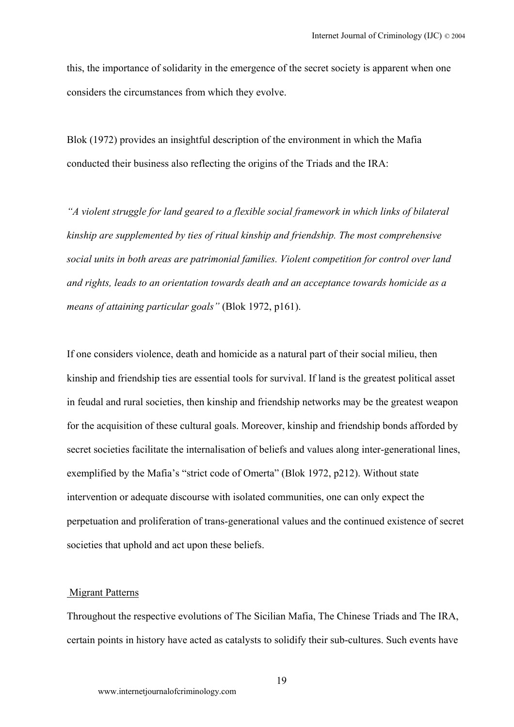this, the importance of solidarity in the emergence of the secret society is apparent when one considers the circumstances from which they evolve.

Blok (1972) provides an insightful description of the environment in which the Mafia conducted their business also reflecting the origins of the Triads and the IRA:

*"A violent struggle for land geared to a flexible social framework in which links of bilateral kinship are supplemented by ties of ritual kinship and friendship. The most comprehensive social units in both areas are patrimonial families. Violent competition for control over land and rights, leads to an orientation towards death and an acceptance towards homicide as a means of attaining particular goals"* (Blok 1972, p161).

If one considers violence, death and homicide as a natural part of their social milieu, then kinship and friendship ties are essential tools for survival. If land is the greatest political asset in feudal and rural societies, then kinship and friendship networks may be the greatest weapon for the acquisition of these cultural goals. Moreover, kinship and friendship bonds afforded by secret societies facilitate the internalisation of beliefs and values along inter-generational lines, exemplified by the Mafia's "strict code of Omerta" (Blok 1972, p212). Without state intervention or adequate discourse with isolated communities, one can only expect the perpetuation and proliferation of trans-generational values and the continued existence of secret societies that uphold and act upon these beliefs.

## Migrant Patterns

Throughout the respective evolutions of The Sicilian Mafia, The Chinese Triads and The IRA, certain points in history have acted as catalysts to solidify their sub-cultures. Such events have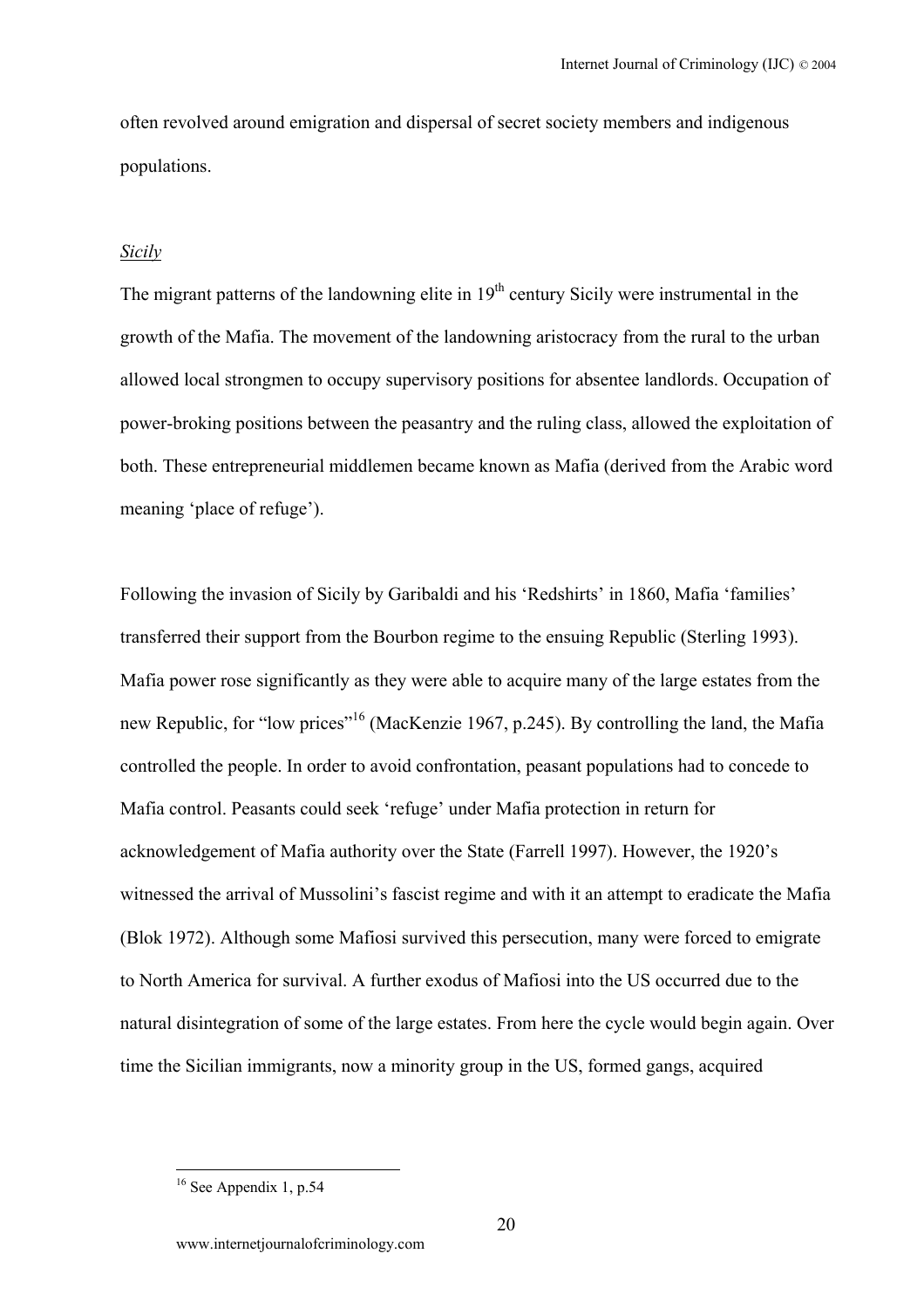often revolved around emigration and dispersal of secret society members and indigenous populations.

*Sicily*

The migrant patterns of the landowning elite in 19th century Sicily were instrumental in the growth of the Mafia. The movement of the landowning aristocracy from the rural to the urban allowed local strongmen to occupy supervisory positions for absentee landlords. Occupation of power-broking positions between the peasantry and the ruling class, allowed the exploitation of both. These entrepreneurial middlemen became known as Mafia (derived from the Arabic word meaning 'place of refuge').

Following the invasion of Sicily by Garibaldi and his 'Redshirts' in 1860, Mafia 'families' transferred their support from the Bourbon regime to the ensuing Republic (Sterling 1993). Mafia power rose significantly as they were able to acquire many of the large estates from the new Republic, for "low prices"[16] (MacKenzie 1967, p.245). By controlling the land, the Mafia controlled the people. In order to avoid confrontation, peasant populations had to concede to Mafia control. Peasants could seek 'refuge' under Mafia protection in return for acknowledgement of Mafia authority over the State (Farrell 1997). However, the 1920's witnessed the arrival of Mussolini's fascist regime and with it an attempt to eradicate the Mafia (Blok 1972). Although some Mafiosi survived this persecution, many were forced to emigrate to North America for survival. A further exodus of Mafiosi into the US occurred due to the natural disintegration of some of the large estates. From here the cycle would begin again. Over time the Sicilian immigrants, now a minority group in the US, formed gangs, acquired

[16] See Appendix 1, p.54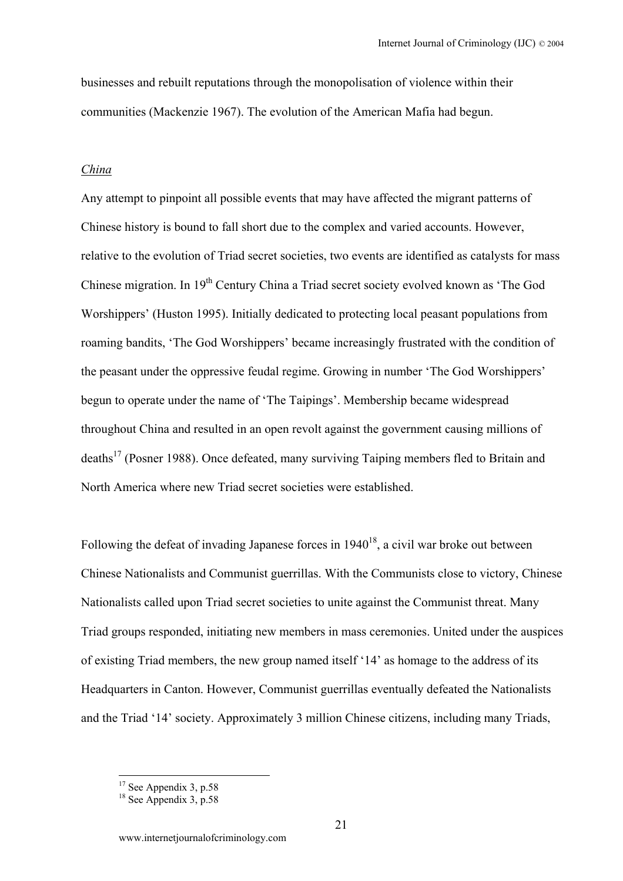businesses and rebuilt reputations through the monopolisation of violence within their communities (Mackenzie 1967). The evolution of the American Mafia had begun.

*China*

Any attempt to pinpoint all possible events that may have affected the migrant patterns of Chinese history is bound to fall short due to the complex and varied accounts. However, relative to the evolution of Triad secret societies, two events are identified as catalysts for mass Chinese migration. In 19th Century China a Triad secret society evolved known as 'The God Worshippers' (Huston 1995). Initially dedicated to protecting local peasant populations from roaming bandits, 'The God Worshippers' became increasingly frustrated with the condition of the peasant under the oppressive feudal regime. Growing in number 'The God Worshippers' begun to operate under the name of 'The Taipings'. Membership became widespread throughout China and resulted in an open revolt against the government causing millions of deaths[17] (Posner 1988). Once defeated, many surviving Taiping members fled to Britain and North America where new Triad secret societies were established.

Following the defeat of invading Japanese forces in 1940[18], a civil war broke out between Chinese Nationalists and Communist guerrillas. With the Communists close to victory, Chinese Nationalists called upon Triad secret societies to unite against the Communist threat. Many Triad groups responded, initiating new members in mass ceremonies. United under the auspices of existing Triad members, the new group named itself '14' as homage to the address of its Headquarters in Canton. However, Communist guerrillas eventually defeated the Nationalists and the Triad '14' society. Approximately 3 million Chinese citizens, including many Triads,

[17] See Appendix 3, p.58

[18] See Appendix 3, p.58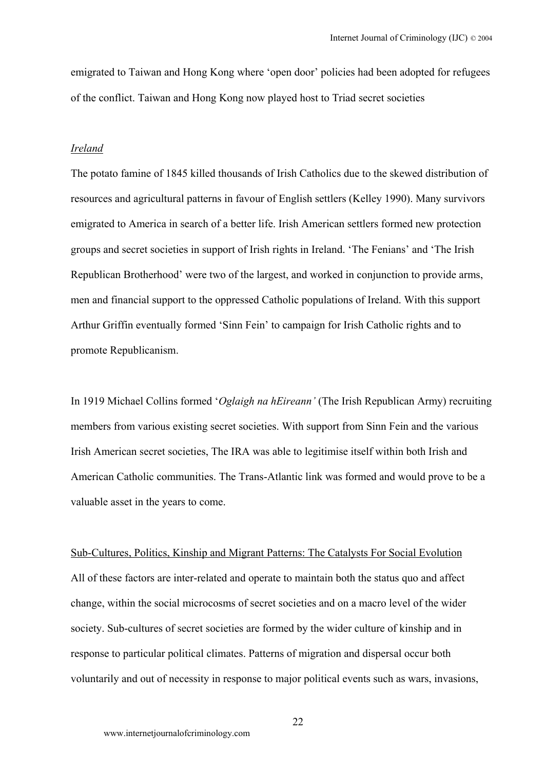emigrated to Taiwan and Hong Kong where 'open door' policies had been adopted for refugees of the conflict. Taiwan and Hong Kong now played host to Triad secret societies

### *Ireland*

The potato famine of 1845 killed thousands of Irish Catholics due to the skewed distribution of resources and agricultural patterns in favour of English settlers (Kelley 1990). Many survivors emigrated to America in search of a better life. Irish American settlers formed new protection groups and secret societies in support of Irish rights in Ireland. 'The Fenians' and 'The Irish Republican Brotherhood' were two of the largest, and worked in conjunction to provide arms, men and financial support to the oppressed Catholic populations of Ireland. With this support Arthur Griffin eventually formed 'Sinn Fein' to campaign for Irish Catholic rights and to promote Republicanism.

In 1919 Michael Collins formed '*Oglaigh na hEireann'* (The Irish Republican Army) recruiting members from various existing secret societies. With support from Sinn Fein and the various Irish American secret societies, The IRA was able to legitimise itself within both Irish and American Catholic communities. The Trans-Atlantic link was formed and would prove to be a valuable asset in the years to come.

## Sub-Cultures, Politics, Kinship and Migrant Patterns: The Catalysts For Social Evolution

All of these factors are inter-related and operate to maintain both the status quo and affect change, within the social microcosms of secret societies and on a macro level of the wider society. Sub-cultures of secret societies are formed by the wider culture of kinship and in response to particular political climates. Patterns of migration and dispersal occur both voluntarily and out of necessity in response to major political events such as wars, invasions,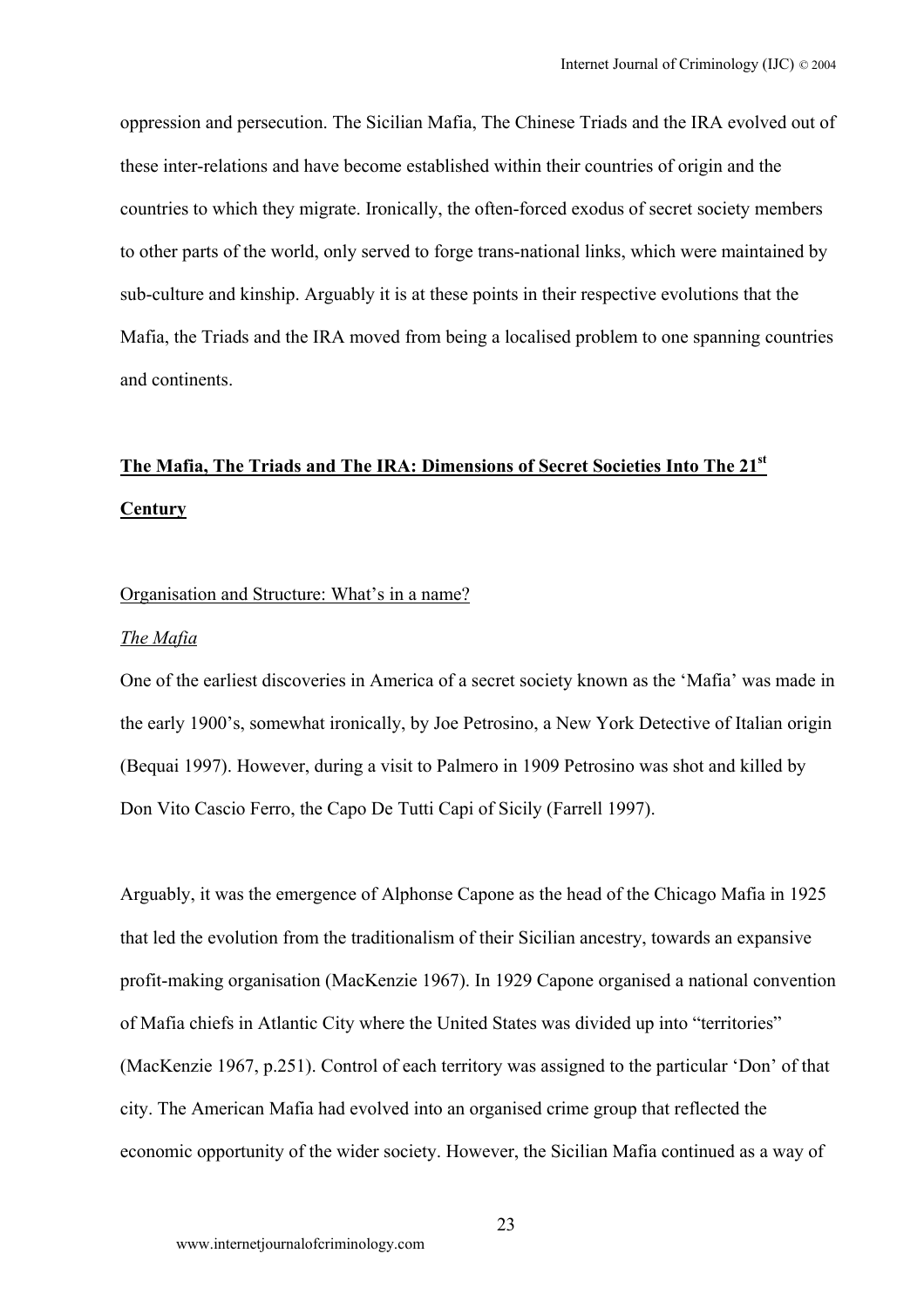oppression and persecution. The Sicilian Mafia, The Chinese Triads and the IRA evolved out of these inter-relations and have become established within their countries of origin and the countries to which they migrate. Ironically, the often-forced exodus of secret society members to other parts of the world, only served to forge trans-national links, which were maintained by sub-culture and kinship. Arguably it is at these points in their respective evolutions that the Mafia, the Triads and the IRA moved from being a localised problem to one spanning countries and continents.

## **The Mafia, The Triads and The IRA: Dimensions of Secret Societies Into The 21st Century**

### Organisation and Structure: What's in a name?

#### *The Mafia*

One of the earliest discoveries in America of a secret society known as the 'Mafia' was made in the early 1900's, somewhat ironically, by Joe Petrosino, a New York Detective of Italian origin (Bequai 1997). However, during a visit to Palmero in 1909 Petrosino was shot and killed by Don Vito Cascio Ferro, the Capo De Tutti Capi of Sicily (Farrell 1997).

Arguably, it was the emergence of Alphonse Capone as the head of the Chicago Mafia in 1925 that led the evolution from the traditionalism of their Sicilian ancestry, towards an expansive profit-making organisation (MacKenzie 1967). In 1929 Capone organised a national convention of Mafia chiefs in Atlantic City where the United States was divided up into "territories" (MacKenzie 1967, p.251). Control of each territory was assigned to the particular 'Don' of that city. The American Mafia had evolved into an organised crime group that reflected the economic opportunity of the wider society. However, the Sicilian Mafia continued as a way of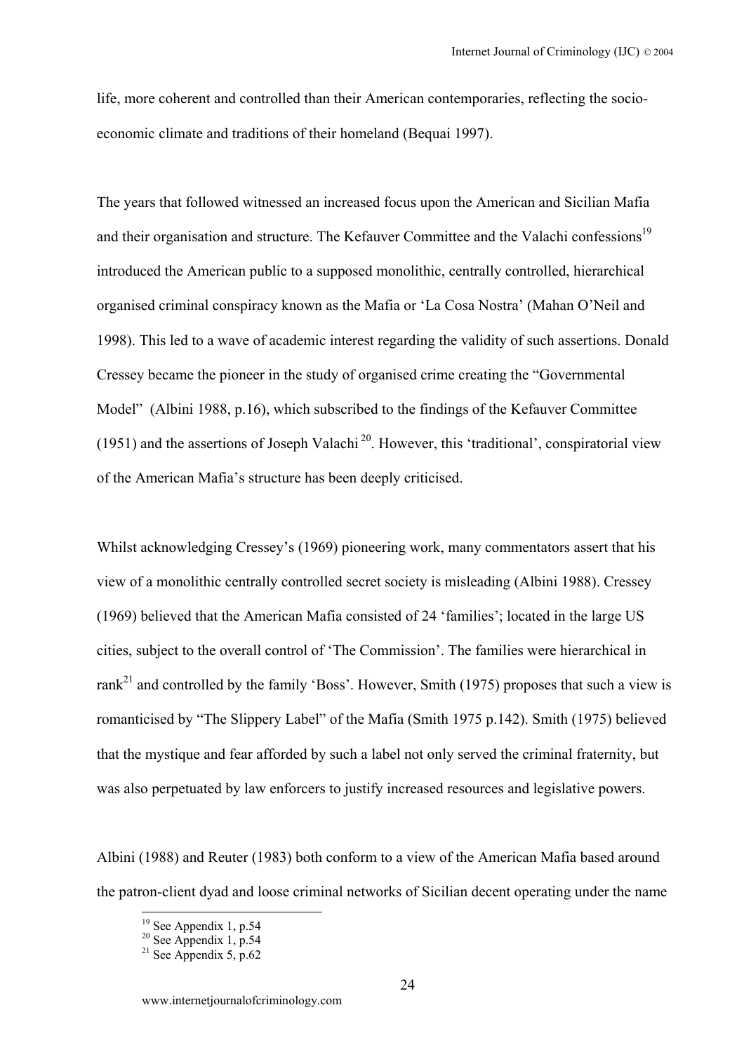life, more coherent and controlled than their American contemporaries, reflecting the socio-economic climate and traditions of their homeland (Bequai 1997).

The years that followed witnessed an increased focus upon the American and Sicilian Mafia and their organisation and structure. The Kefauver Committee and the Valachi confessions[19] introduced the American public to a supposed monolithic, centrally controlled, hierarchical organised criminal conspiracy known as the Mafia or 'La Cosa Nostra' (Mahan O'Neil and 1998). This led to a wave of academic interest regarding the validity of such assertions. Donald Cressey became the pioneer in the study of organised crime creating the "Governmental Model" (Albini 1988, p.16), which subscribed to the findings of the Kefauver Committee (1951) and the assertions of Joseph Valachi [20]. However, this 'traditional', conspiratorial view of the American Mafia's structure has been deeply criticised.

Whilst acknowledging Cressey's (1969) pioneering work, many commentators assert that his view of a monolithic centrally controlled secret society is misleading (Albini 1988). Cressey (1969) believed that the American Mafia consisted of 24 'families'; located in the large US cities, subject to the overall control of 'The Commission'. The families were hierarchical in rank[21] and controlled by the family 'Boss'. However, Smith (1975) proposes that such a view is romanticised by "The Slippery Label" of the Mafia (Smith 1975 p.142). Smith (1975) believed that the mystique and fear afforded by such a label not only served the criminal fraternity, but was also perpetuated by law enforcers to justify increased resources and legislative powers.

Albini (1988) and Reuter (1983) both conform to a view of the American Mafia based around the patron-client dyad and loose criminal networks of Sicilian decent operating under the name

[19] See Appendix 1, p.54
[20] See Appendix 1, p.54
[21] See Appendix 5, p.62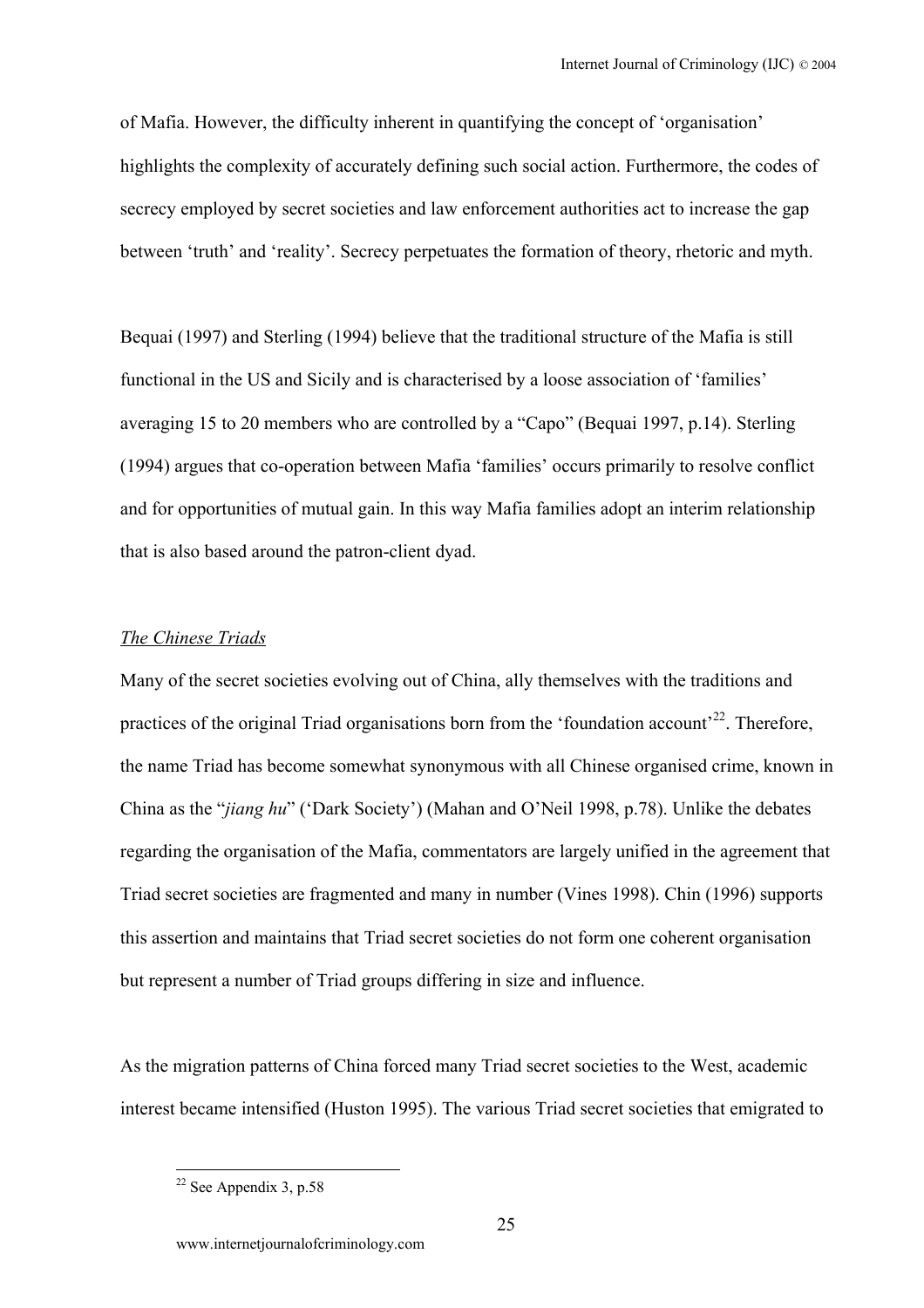of Mafia. However, the difficulty inherent in quantifying the concept of 'organisation' highlights the complexity of accurately defining such social action. Furthermore, the codes of secrecy employed by secret societies and law enforcement authorities act to increase the gap between 'truth' and 'reality'. Secrecy perpetuates the formation of theory, rhetoric and myth.

Bequai (1997) and Sterling (1994) believe that the traditional structure of the Mafia is still functional in the US and Sicily and is characterised by a loose association of 'families' averaging 15 to 20 members who are controlled by a "Capo" (Bequai 1997, p.14). Sterling (1994) argues that co-operation between Mafia 'families' occurs primarily to resolve conflict and for opportunities of mutual gain. In this way Mafia families adopt an interim relationship that is also based around the patron-client dyad.

*The Chinese Triads*

Many of the secret societies evolving out of China, ally themselves with the traditions and practices of the original Triad organisations born from the 'foundation account'[22]. Therefore, the name Triad has become somewhat synonymous with all Chinese organised crime, known in China as the "*jiang hu*" ('Dark Society') (Mahan and O'Neil 1998, p.78). Unlike the debates regarding the organisation of the Mafia, commentators are largely unified in the agreement that Triad secret societies are fragmented and many in number (Vines 1998). Chin (1996) supports this assertion and maintains that Triad secret societies do not form one coherent organisation but represent a number of Triad groups differing in size and influence.

As the migration patterns of China forced many Triad secret societies to the West, academic interest became intensified (Huston 1995). The various Triad secret societies that emigrated to

[22] See Appendix 3, p.58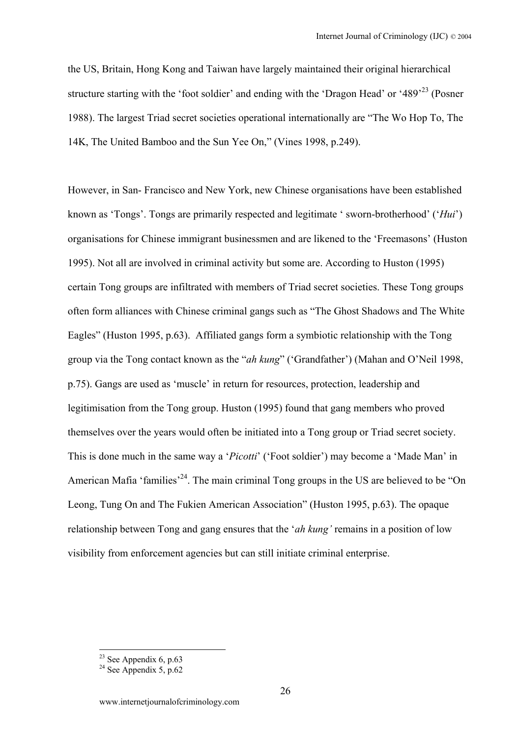the US, Britain, Hong Kong and Taiwan have largely maintained their original hierarchical structure starting with the 'foot soldier' and ending with the 'Dragon Head' or '489'[23] (Posner 1988). The largest Triad secret societies operational internationally are "The Wo Hop To, The 14K, The United Bamboo and the Sun Yee On," (Vines 1998, p.249).

However, in San- Francisco and New York, new Chinese organisations have been established known as 'Tongs'. Tongs are primarily respected and legitimate ' sworn-brotherhood' ('*Hui*') organisations for Chinese immigrant businessmen and are likened to the 'Freemasons' (Huston 1995). Not all are involved in criminal activity but some are. According to Huston (1995) certain Tong groups are infiltrated with members of Triad secret societies. These Tong groups often form alliances with Chinese criminal gangs such as "The Ghost Shadows and The White Eagles" (Huston 1995, p.63). Affiliated gangs form a symbiotic relationship with the Tong group via the Tong contact known as the "*ah kung*" ('Grandfather') (Mahan and O'Neil 1998, p.75). Gangs are used as 'muscle' in return for resources, protection, leadership and legitimisation from the Tong group. Huston (1995) found that gang members who proved themselves over the years would often be initiated into a Tong group or Triad secret society. This is done much in the same way a '*Picotti*' ('Foot soldier') may become a 'Made Man' in American Mafia 'families'[24]. The main criminal Tong groups in the US are believed to be "On Leong, Tung On and The Fukien American Association" (Huston 1995, p.63). The opaque relationship between Tong and gang ensures that the '*ah kung'* remains in a position of low visibility from enforcement agencies but can still initiate criminal enterprise.

---

[23] See Appendix 6, p.63

[24] See Appendix 5, p.62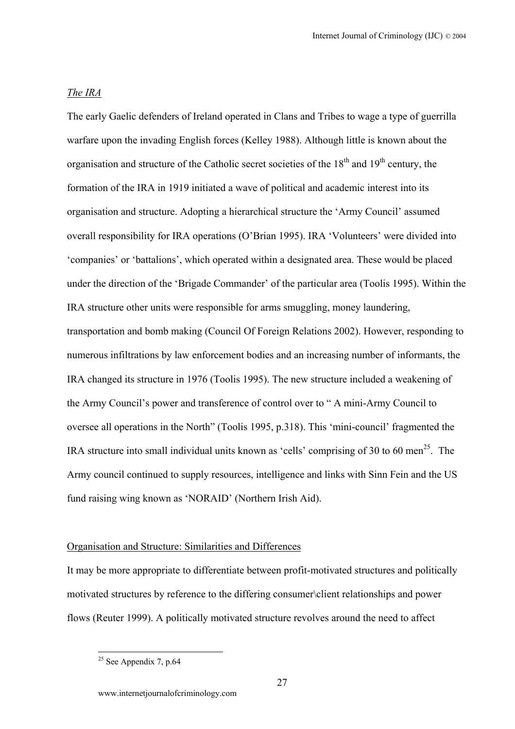*The IRA*

The early Gaelic defenders of Ireland operated in Clans and Tribes to wage a type of guerrilla warfare upon the invading English forces (Kelley 1988). Although little is known about the organisation and structure of the Catholic secret societies of the 18th and 19th century, the formation of the IRA in 1919 initiated a wave of political and academic interest into its organisation and structure. Adopting a hierarchical structure the 'Army Council' assumed overall responsibility for IRA operations (O'Brian 1995). IRA 'Volunteers' were divided into 'companies' or 'battalions', which operated within a designated area. These would be placed under the direction of the 'Brigade Commander' of the particular area (Toolis 1995). Within the IRA structure other units were responsible for arms smuggling, money laundering, transportation and bomb making (Council Of Foreign Relations 2002). However, responding to numerous infiltrations by law enforcement bodies and an increasing number of informants, the IRA changed its structure in 1976 (Toolis 1995). The new structure included a weakening of the Army Council's power and transference of control over to " A mini-Army Council to oversee all operations in the North" (Toolis 1995, p.318). This 'mini-council' fragmented the IRA structure into small individual units known as 'cells' comprising of 30 to 60 men[25]. The Army council continued to supply resources, intelligence and links with Sinn Fein and the US fund raising wing known as 'NORAID' (Northern Irish Aid).

Organisation and Structure: Similarities and Differences

It may be more appropriate to differentiate between profit-motivated structures and politically motivated structures by reference to the differing consumer\client relationships and power flows (Reuter 1999). A politically motivated structure revolves around the need to affect

[25] See Appendix 7, p.64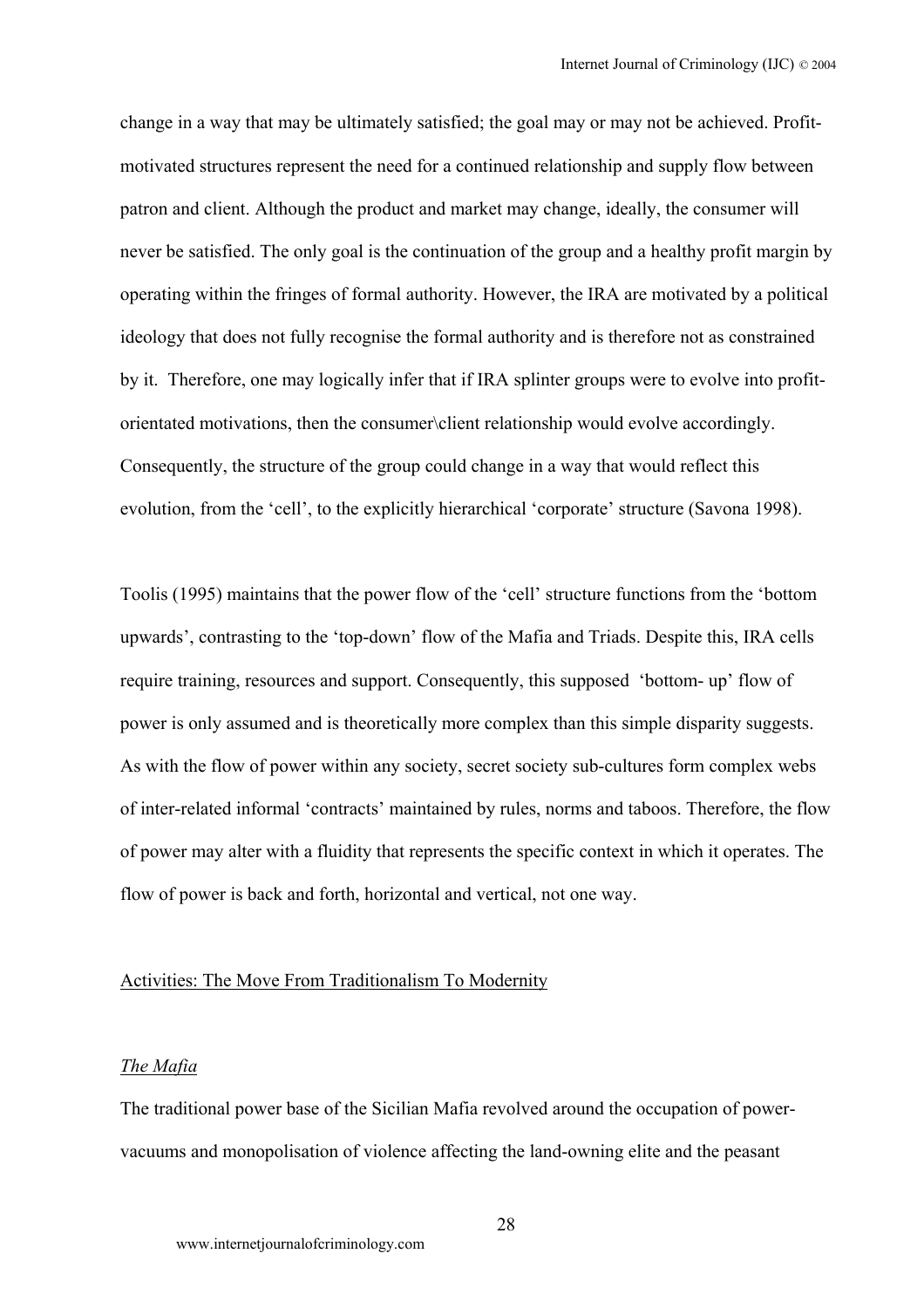change in a way that may be ultimately satisfied; the goal may or may not be achieved. Profit-motivated structures represent the need for a continued relationship and supply flow between patron and client. Although the product and market may change, ideally, the consumer will never be satisfied. The only goal is the continuation of the group and a healthy profit margin by operating within the fringes of formal authority. However, the IRA are motivated by a political ideology that does not fully recognise the formal authority and is therefore not as constrained by it. Therefore, one may logically infer that if IRA splinter groups were to evolve into profit-orientated motivations, then the consumer\client relationship would evolve accordingly. Consequently, the structure of the group could change in a way that would reflect this evolution, from the 'cell', to the explicitly hierarchical 'corporate' structure (Savona 1998).

Toolis (1995) maintains that the power flow of the 'cell' structure functions from the 'bottom upwards', contrasting to the 'top-down' flow of the Mafia and Triads. Despite this, IRA cells require training, resources and support. Consequently, this supposed 'bottom- up' flow of power is only assumed and is theoretically more complex than this simple disparity suggests. As with the flow of power within any society, secret society sub-cultures form complex webs of inter-related informal 'contracts' maintained by rules, norms and taboos. Therefore, the flow of power may alter with a fluidity that represents the specific context in which it operates. The flow of power is back and forth, horizontal and vertical, not one way.

## Activities: The Move From Traditionalism To Modernity

### *The Mafia*

The traditional power base of the Sicilian Mafia revolved around the occupation of power-vacuums and monopolisation of violence affecting the land-owning elite and the peasant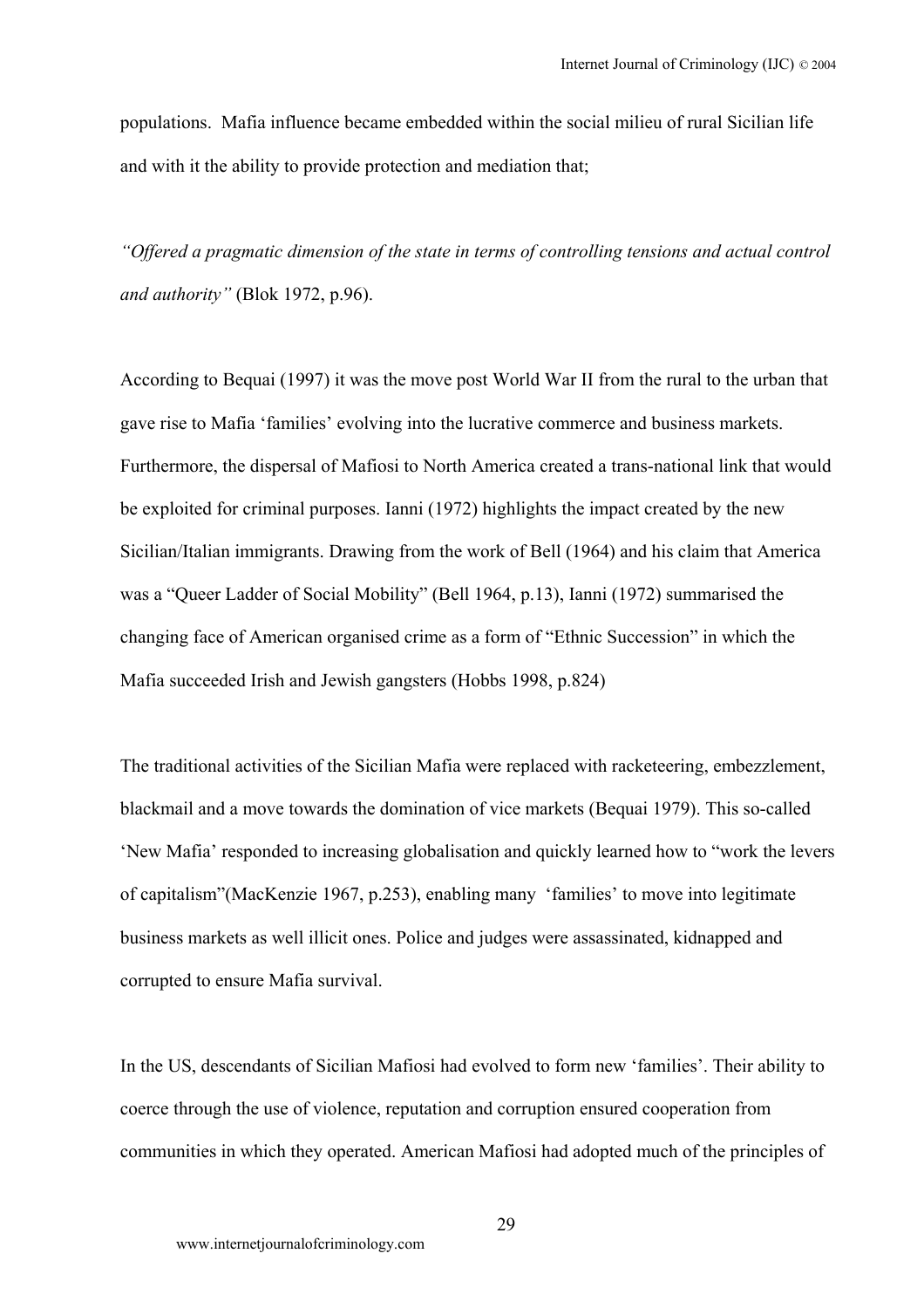populations. Mafia influence became embedded within the social milieu of rural Sicilian life and with it the ability to provide protection and mediation that;

*"Offered a pragmatic dimension of the state in terms of controlling tensions and actual control and authority"* (Blok 1972, p.96).

According to Bequai (1997) it was the move post World War II from the rural to the urban that gave rise to Mafia 'families' evolving into the lucrative commerce and business markets. Furthermore, the dispersal of Mafiosi to North America created a trans-national link that would be exploited for criminal purposes. Ianni (1972) highlights the impact created by the new Sicilian/Italian immigrants. Drawing from the work of Bell (1964) and his claim that America was a "Queer Ladder of Social Mobility" (Bell 1964, p.13), Ianni (1972) summarised the changing face of American organised crime as a form of "Ethnic Succession" in which the Mafia succeeded Irish and Jewish gangsters (Hobbs 1998, p.824)

The traditional activities of the Sicilian Mafia were replaced with racketeering, embezzlement, blackmail and a move towards the domination of vice markets (Bequai 1979). This so-called 'New Mafia' responded to increasing globalisation and quickly learned how to "work the levers of capitalism"(MacKenzie 1967, p.253), enabling many 'families' to move into legitimate business markets as well illicit ones. Police and judges were assassinated, kidnapped and corrupted to ensure Mafia survival.

In the US, descendants of Sicilian Mafiosi had evolved to form new 'families'. Their ability to coerce through the use of violence, reputation and corruption ensured cooperation from communities in which they operated. American Mafiosi had adopted much of the principles of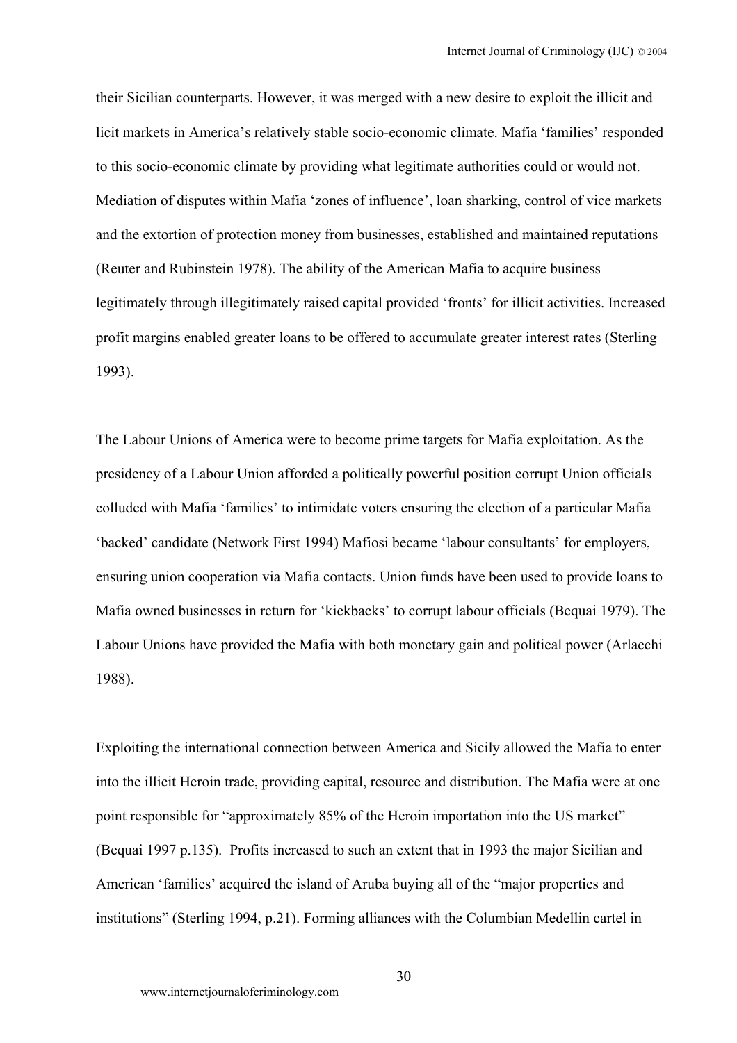their Sicilian counterparts. However, it was merged with a new desire to exploit the illicit and licit markets in America's relatively stable socio-economic climate. Mafia 'families' responded to this socio-economic climate by providing what legitimate authorities could or would not. Mediation of disputes within Mafia 'zones of influence', loan sharking, control of vice markets and the extortion of protection money from businesses, established and maintained reputations (Reuter and Rubinstein 1978). The ability of the American Mafia to acquire business legitimately through illegitimately raised capital provided 'fronts' for illicit activities. Increased profit margins enabled greater loans to be offered to accumulate greater interest rates (Sterling 1993).

The Labour Unions of America were to become prime targets for Mafia exploitation. As the presidency of a Labour Union afforded a politically powerful position corrupt Union officials colluded with Mafia 'families' to intimidate voters ensuring the election of a particular Mafia 'backed' candidate (Network First 1994) Mafiosi became 'labour consultants' for employers, ensuring union cooperation via Mafia contacts. Union funds have been used to provide loans to Mafia owned businesses in return for 'kickbacks' to corrupt labour officials (Bequai 1979). The Labour Unions have provided the Mafia with both monetary gain and political power (Arlacchi 1988).

Exploiting the international connection between America and Sicily allowed the Mafia to enter into the illicit Heroin trade, providing capital, resource and distribution. The Mafia were at one point responsible for "approximately 85% of the Heroin importation into the US market" (Bequai 1997 p.135). Profits increased to such an extent that in 1993 the major Sicilian and American 'families' acquired the island of Aruba buying all of the "major properties and institutions" (Sterling 1994, p.21). Forming alliances with the Columbian Medellin cartel in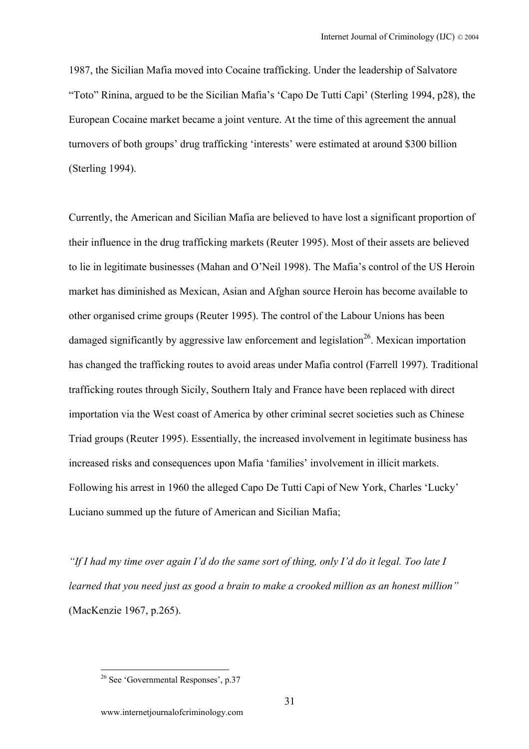1987, the Sicilian Mafia moved into Cocaine trafficking. Under the leadership of Salvatore "Toto" Rinina, argued to be the Sicilian Mafia's 'Capo De Tutti Capi' (Sterling 1994, p28), the European Cocaine market became a joint venture. At the time of this agreement the annual turnovers of both groups' drug trafficking 'interests' were estimated at around $300 billion (Sterling 1994).

Currently, the American and Sicilian Mafia are believed to have lost a significant proportion of their influence in the drug trafficking markets (Reuter 1995). Most of their assets are believed to lie in legitimate businesses (Mahan and O'Neil 1998). The Mafia's control of the US Heroin market has diminished as Mexican, Asian and Afghan source Heroin has become available to other organised crime groups (Reuter 1995). The control of the Labour Unions has been damaged significantly by aggressive law enforcement and legislation[26]. Mexican importation has changed the trafficking routes to avoid areas under Mafia control (Farrell 1997). Traditional trafficking routes through Sicily, Southern Italy and France have been replaced with direct importation via the West coast of America by other criminal secret societies such as Chinese Triad groups (Reuter 1995). Essentially, the increased involvement in legitimate business has increased risks and consequences upon Mafia 'families' involvement in illicit markets. Following his arrest in 1960 the alleged Capo De Tutti Capi of New York, Charles 'Lucky' Luciano summed up the future of American and Sicilian Mafia;

*"If I had my time over again I'd do the same sort of thing, only I'd do it legal. Too late I learned that you need just as good a brain to make a crooked million as an honest million"* (MacKenzie 1967, p.265).

[26] See 'Governmental Responses', p.37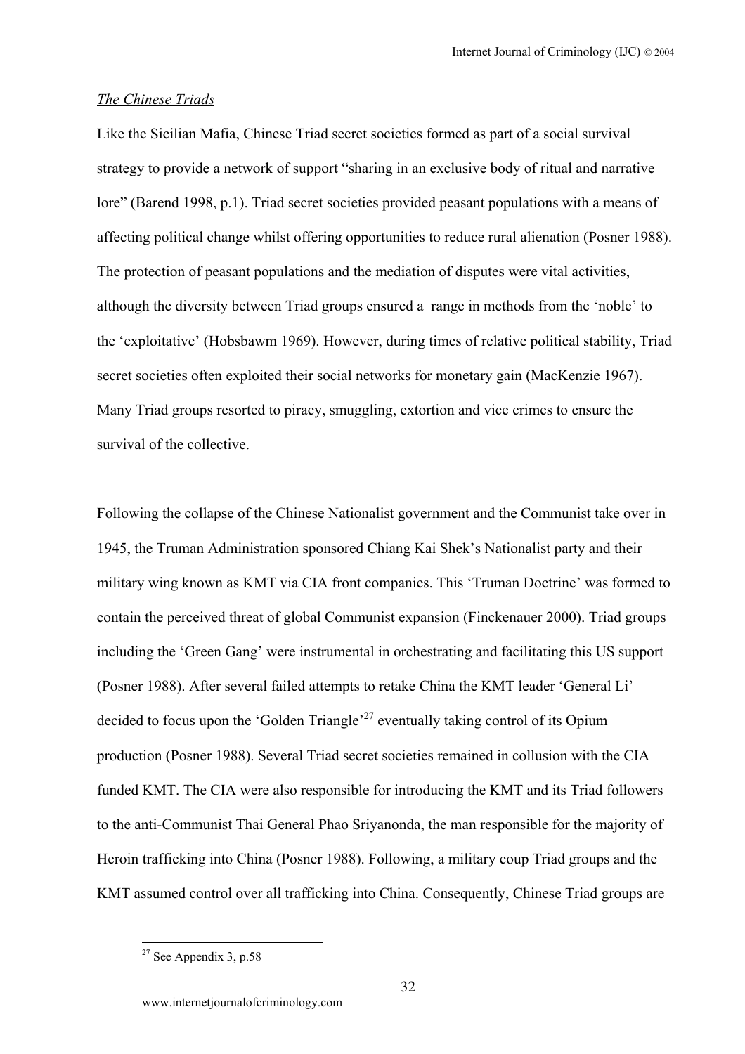*The Chinese Triads*

Like the Sicilian Mafia, Chinese Triad secret societies formed as part of a social survival strategy to provide a network of support "sharing in an exclusive body of ritual and narrative lore" (Barend 1998, p.1). Triad secret societies provided peasant populations with a means of affecting political change whilst offering opportunities to reduce rural alienation (Posner 1988). The protection of peasant populations and the mediation of disputes were vital activities, although the diversity between Triad groups ensured a range in methods from the 'noble' to the 'exploitative' (Hobsbawm 1969). However, during times of relative political stability, Triad secret societies often exploited their social networks for monetary gain (MacKenzie 1967). Many Triad groups resorted to piracy, smuggling, extortion and vice crimes to ensure the survival of the collective.

Following the collapse of the Chinese Nationalist government and the Communist take over in 1945, the Truman Administration sponsored Chiang Kai Shek's Nationalist party and their military wing known as KMT via CIA front companies. This 'Truman Doctrine' was formed to contain the perceived threat of global Communist expansion (Finckenauer 2000). Triad groups including the 'Green Gang' were instrumental in orchestrating and facilitating this US support (Posner 1988). After several failed attempts to retake China the KMT leader 'General Li' decided to focus upon the 'Golden Triangle'[27] eventually taking control of its Opium production (Posner 1988). Several Triad secret societies remained in collusion with the CIA funded KMT. The CIA were also responsible for introducing the KMT and its Triad followers to the anti-Communist Thai General Phao Sriyanonda, the man responsible for the majority of Heroin trafficking into China (Posner 1988). Following, a military coup Triad groups and the KMT assumed control over all trafficking into China. Consequently, Chinese Triad groups are

[27] See Appendix 3, p.58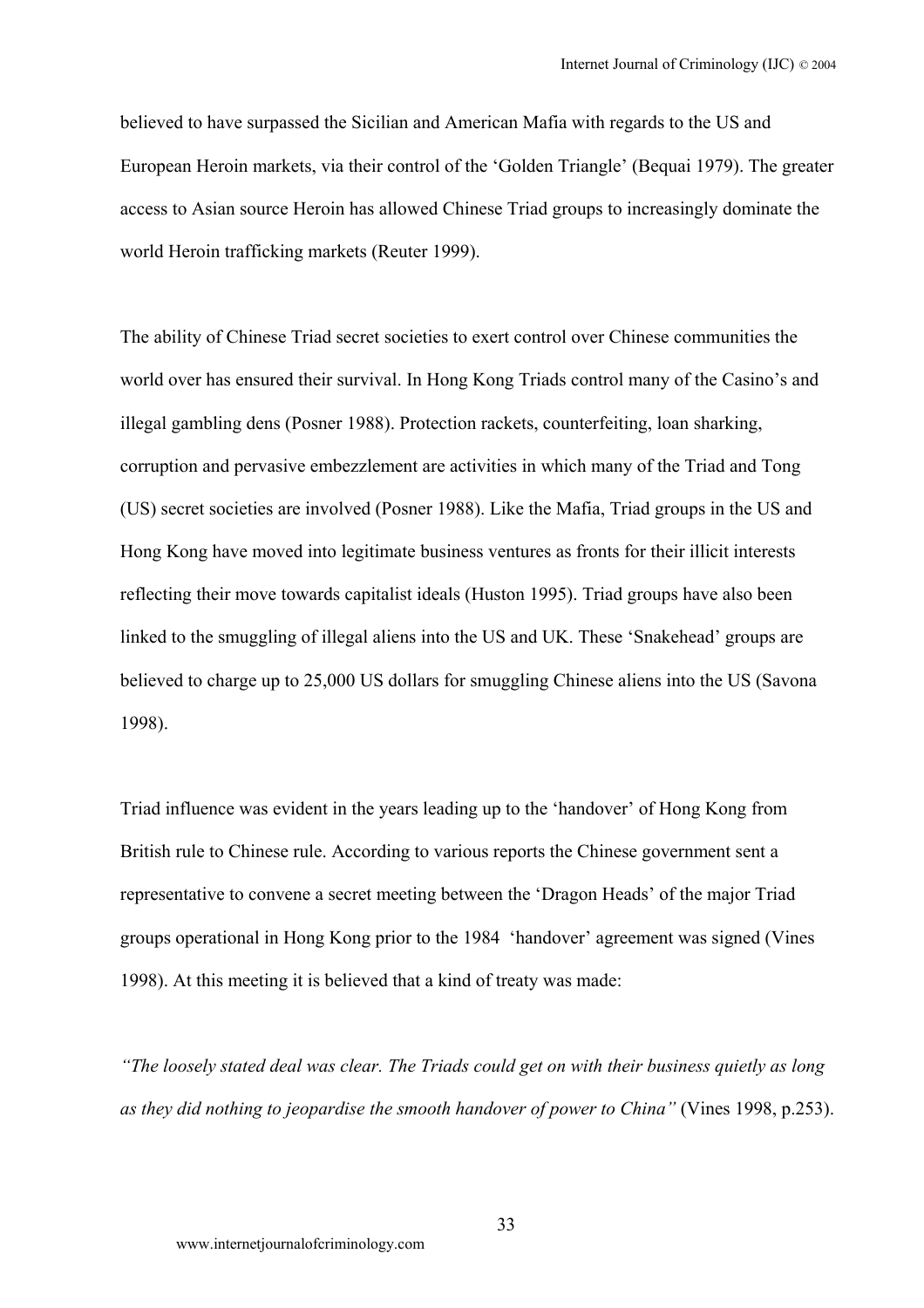believed to have surpassed the Sicilian and American Mafia with regards to the US and European Heroin markets, via their control of the 'Golden Triangle' (Bequai 1979). The greater access to Asian source Heroin has allowed Chinese Triad groups to increasingly dominate the world Heroin trafficking markets (Reuter 1999).

The ability of Chinese Triad secret societies to exert control over Chinese communities the world over has ensured their survival. In Hong Kong Triads control many of the Casino's and illegal gambling dens (Posner 1988). Protection rackets, counterfeiting, loan sharking, corruption and pervasive embezzlement are activities in which many of the Triad and Tong (US) secret societies are involved (Posner 1988). Like the Mafia, Triad groups in the US and Hong Kong have moved into legitimate business ventures as fronts for their illicit interests reflecting their move towards capitalist ideals (Huston 1995). Triad groups have also been linked to the smuggling of illegal aliens into the US and UK. These 'Snakehead' groups are believed to charge up to 25,000 US dollars for smuggling Chinese aliens into the US (Savona 1998).

Triad influence was evident in the years leading up to the 'handover' of Hong Kong from British rule to Chinese rule. According to various reports the Chinese government sent a representative to convene a secret meeting between the 'Dragon Heads' of the major Triad groups operational in Hong Kong prior to the 1984 'handover' agreement was signed (Vines 1998). At this meeting it is believed that a kind of treaty was made:

*"The loosely stated deal was clear. The Triads could get on with their business quietly as long as they did nothing to jeopardise the smooth handover of power to China"* (Vines 1998, p.253).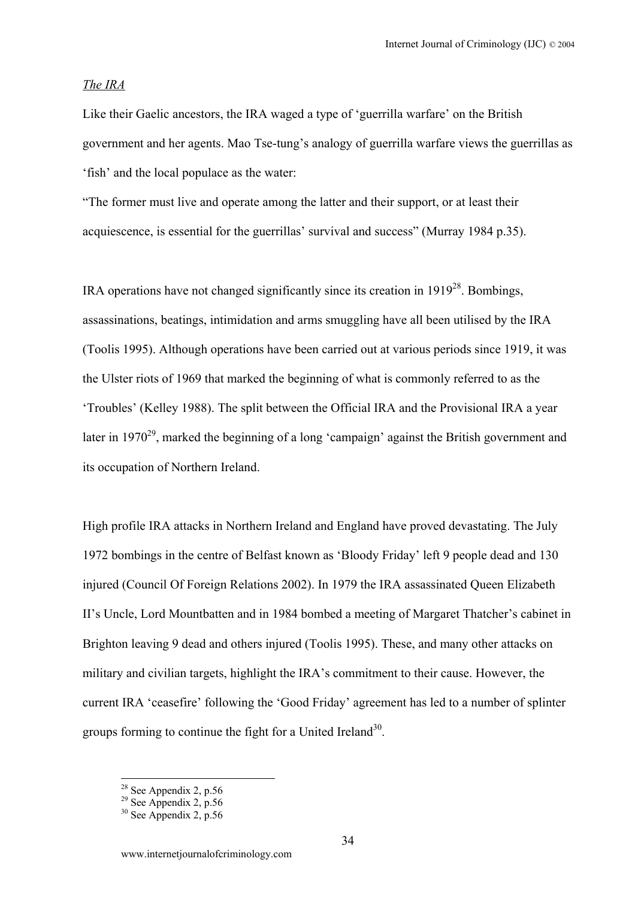*The IRA*

Like their Gaelic ancestors, the IRA waged a type of 'guerrilla warfare' on the British government and her agents. Mao Tse-tung's analogy of guerrilla warfare views the guerrillas as 'fish' and the local populace as the water:

"The former must live and operate among the latter and their support, or at least their acquiescence, is essential for the guerrillas' survival and success" (Murray 1984 p.35).

IRA operations have not changed significantly since its creation in 1919[28]. Bombings, assassinations, beatings, intimidation and arms smuggling have all been utilised by the IRA (Toolis 1995). Although operations have been carried out at various periods since 1919, it was the Ulster riots of 1969 that marked the beginning of what is commonly referred to as the 'Troubles' (Kelley 1988). The split between the Official IRA and the Provisional IRA a year later in 1970[29], marked the beginning of a long 'campaign' against the British government and its occupation of Northern Ireland.

High profile IRA attacks in Northern Ireland and England have proved devastating. The July 1972 bombings in the centre of Belfast known as 'Bloody Friday' left 9 people dead and 130 injured (Council Of Foreign Relations 2002). In 1979 the IRA assassinated Queen Elizabeth II's Uncle, Lord Mountbatten and in 1984 bombed a meeting of Margaret Thatcher's cabinet in Brighton leaving 9 dead and others injured (Toolis 1995). These, and many other attacks on military and civilian targets, highlight the IRA's commitment to their cause. However, the current IRA 'ceasefire' following the 'Good Friday' agreement has led to a number of splinter groups forming to continue the fight for a United Ireland[30].

---

[28] See Appendix 2, p.56

[29] See Appendix 2, p.56

[30] See Appendix 2, p.56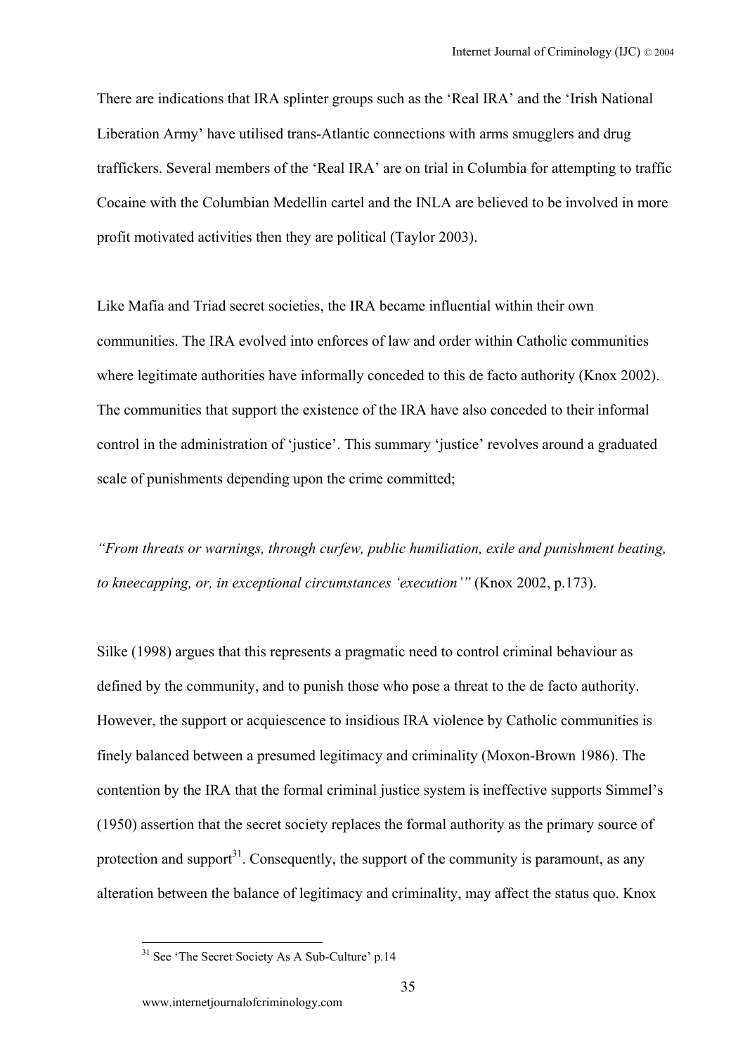There are indications that IRA splinter groups such as the 'Real IRA' and the 'Irish National Liberation Army' have utilised trans-Atlantic connections with arms smugglers and drug traffickers. Several members of the 'Real IRA' are on trial in Columbia for attempting to traffic Cocaine with the Columbian Medellin cartel and the INLA are believed to be involved in more profit motivated activities then they are political (Taylor 2003).

Like Mafia and Triad secret societies, the IRA became influential within their own communities. The IRA evolved into enforces of law and order within Catholic communities where legitimate authorities have informally conceded to this de facto authority (Knox 2002). The communities that support the existence of the IRA have also conceded to their informal control in the administration of 'justice'. This summary 'justice' revolves around a graduated scale of punishments depending upon the crime committed;

*"From threats or warnings, through curfew, public humiliation, exile and punishment beating, to kneecapping, or, in exceptional circumstances 'execution'"* (Knox 2002, p.173).

Silke (1998) argues that this represents a pragmatic need to control criminal behaviour as defined by the community, and to punish those who pose a threat to the de facto authority. However, the support or acquiescence to insidious IRA violence by Catholic communities is finely balanced between a presumed legitimacy and criminality (Moxon-Brown 1986). The contention by the IRA that the formal criminal justice system is ineffective supports Simmel's (1950) assertion that the secret society replaces the formal authority as the primary source of protection and support[31]. Consequently, the support of the community is paramount, as any alteration between the balance of legitimacy and criminality, may affect the status quo. Knox

[31] See 'The Secret Society As A Sub-Culture' p.14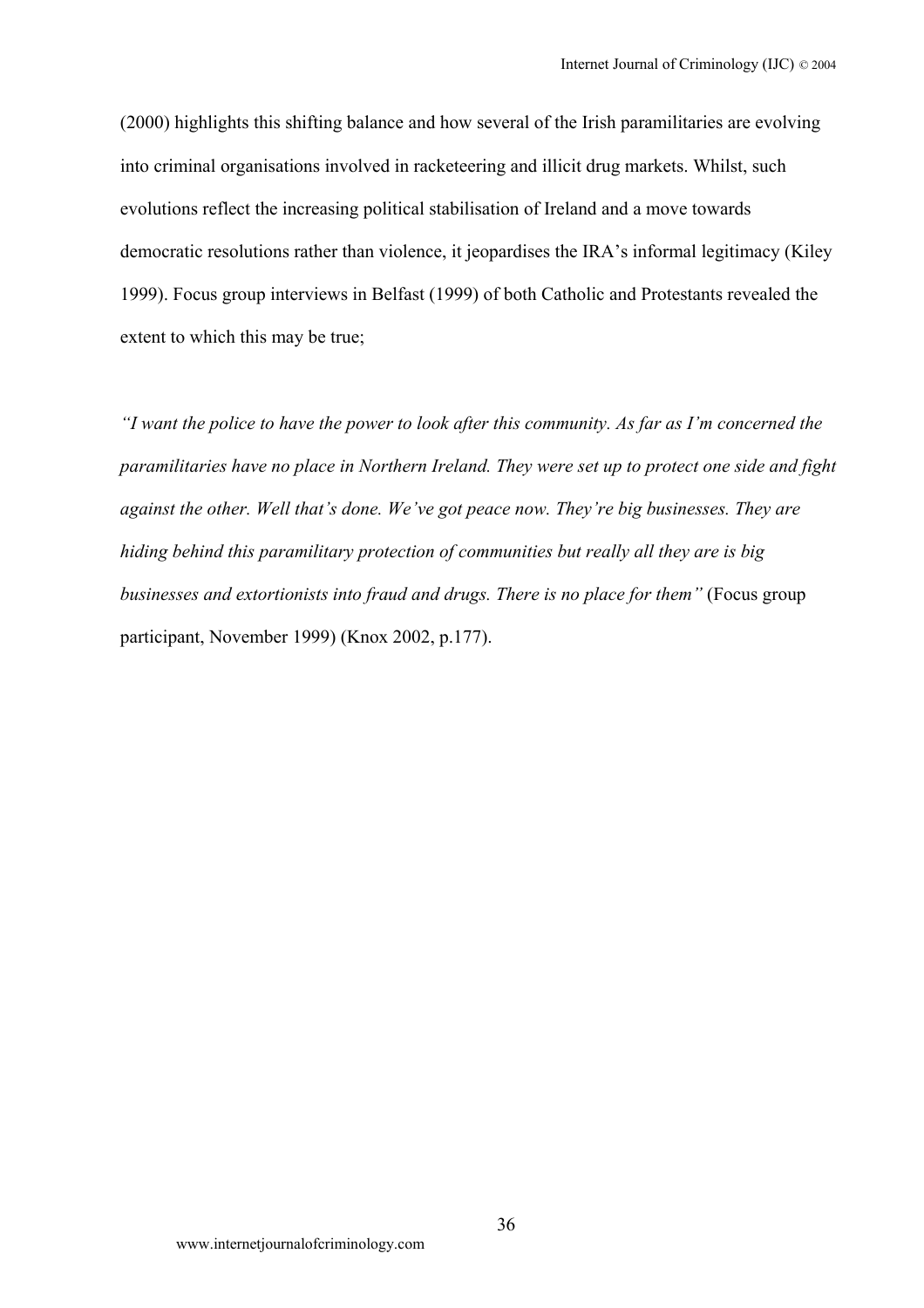(2000) highlights this shifting balance and how several of the Irish paramilitaries are evolving into criminal organisations involved in racketeering and illicit drug markets. Whilst, such evolutions reflect the increasing political stabilisation of Ireland and a move towards democratic resolutions rather than violence, it jeopardises the IRA's informal legitimacy (Kiley 1999). Focus group interviews in Belfast (1999) of both Catholic and Protestants revealed the extent to which this may be true;

*"I want the police to have the power to look after this community. As far as I'm concerned the paramilitaries have no place in Northern Ireland. They were set up to protect one side and fight against the other. Well that's done. We've got peace now. They're big businesses. They are hiding behind this paramilitary protection of communities but really all they are is big businesses and extortionists into fraud and drugs. There is no place for them"* (Focus group participant, November 1999) (Knox 2002, p.177).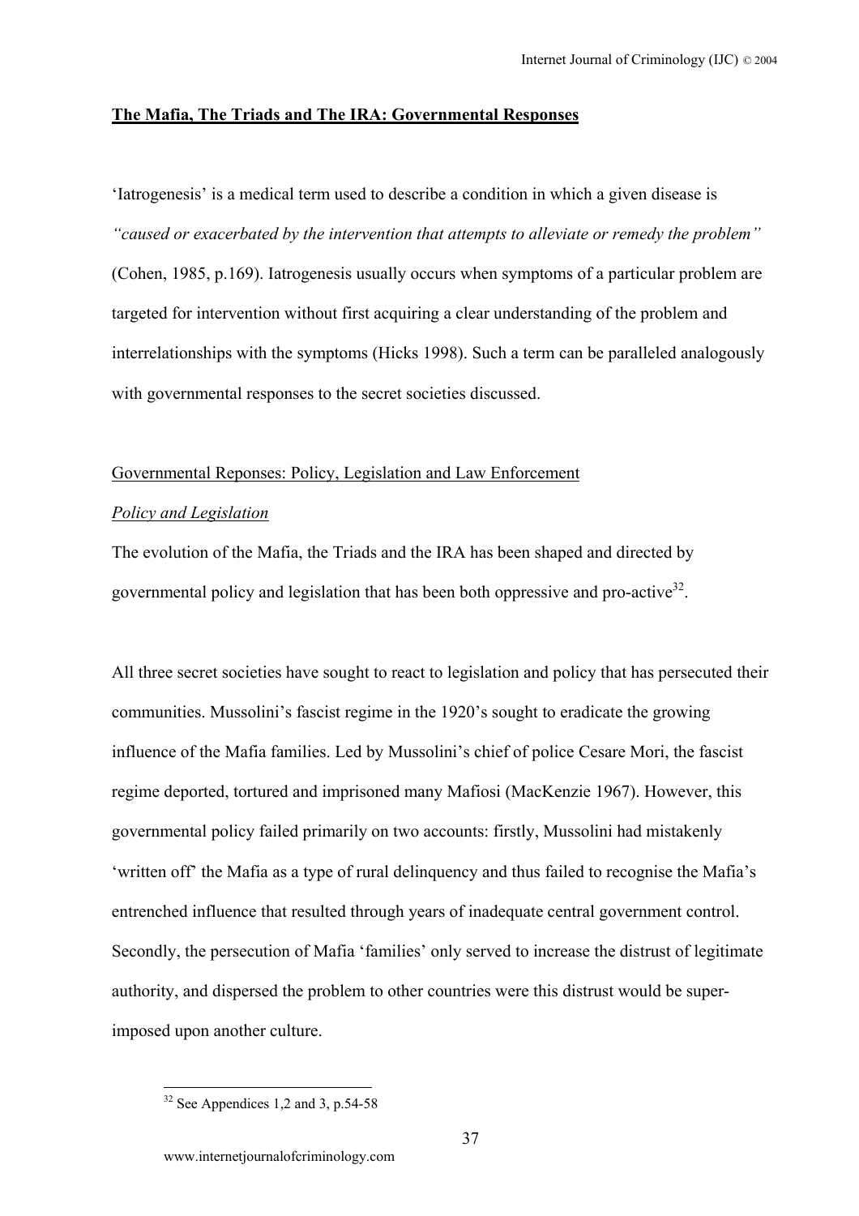## The Mafia, The Triads and The IRA: Governmental Responses

'Iatrogenesis' is a medical term used to describe a condition in which a given disease is *"caused or exacerbated by the intervention that attempts to alleviate or remedy the problem"* (Cohen, 1985, p.169). Iatrogenesis usually occurs when symptoms of a particular problem are targeted for intervention without first acquiring a clear understanding of the problem and interrelationships with the symptoms (Hicks 1998). Such a term can be paralleled analogously with governmental responses to the secret societies discussed.

### Governmental Reponses: Policy, Legislation and Law Enforcement

#### *Policy and Legislation*

The evolution of the Mafia, the Triads and the IRA has been shaped and directed by governmental policy and legislation that has been both oppressive and pro-active[32].

All three secret societies have sought to react to legislation and policy that has persecuted their communities. Mussolini's fascist regime in the 1920's sought to eradicate the growing influence of the Mafia families. Led by Mussolini's chief of police Cesare Mori, the fascist regime deported, tortured and imprisoned many Mafiosi (MacKenzie 1967). However, this governmental policy failed primarily on two accounts: firstly, Mussolini had mistakenly 'written off' the Mafia as a type of rural delinquency and thus failed to recognise the Mafia's entrenched influence that resulted through years of inadequate central government control. Secondly, the persecution of Mafia 'families' only served to increase the distrust of legitimate authority, and dispersed the problem to other countries were this distrust would be super-imposed upon another culture.

[32] See Appendices 1,2 and 3, p.54-58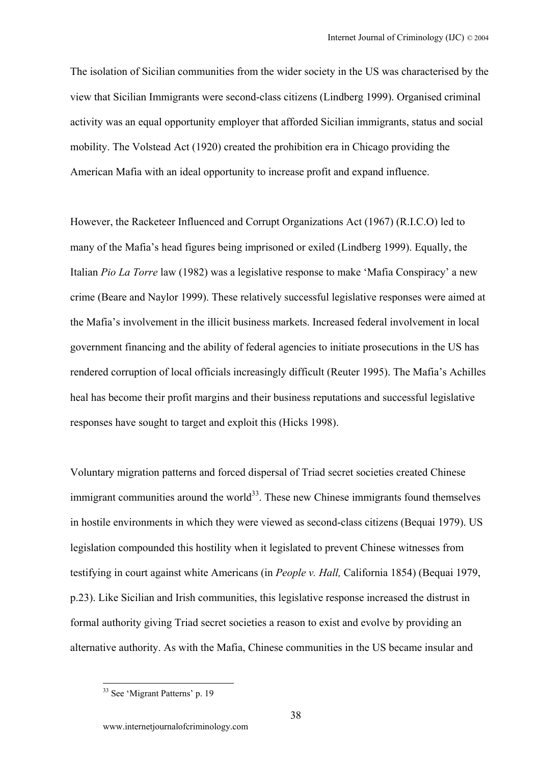The isolation of Sicilian communities from the wider society in the US was characterised by the view that Sicilian Immigrants were second-class citizens (Lindberg 1999). Organised criminal activity was an equal opportunity employer that afforded Sicilian immigrants, status and social mobility. The Volstead Act (1920) created the prohibition era in Chicago providing the American Mafia with an ideal opportunity to increase profit and expand influence.

However, the Racketeer Influenced and Corrupt Organizations Act (1967) (R.I.C.O) led to many of the Mafia's head figures being imprisoned or exiled (Lindberg 1999). Equally, the Italian *Pio La Torre* law (1982) was a legislative response to make 'Mafia Conspiracy' a new crime (Beare and Naylor 1999). These relatively successful legislative responses were aimed at the Mafia's involvement in the illicit business markets. Increased federal involvement in local government financing and the ability of federal agencies to initiate prosecutions in the US has rendered corruption of local officials increasingly difficult (Reuter 1995). The Mafia's Achilles heal has become their profit margins and their business reputations and successful legislative responses have sought to target and exploit this (Hicks 1998).

Voluntary migration patterns and forced dispersal of Triad secret societies created Chinese immigrant communities around the world[33]. These new Chinese immigrants found themselves in hostile environments in which they were viewed as second-class citizens (Bequai 1979). US legislation compounded this hostility when it legislated to prevent Chinese witnesses from testifying in court against white Americans (in *People v. Hall,* California 1854) (Bequai 1979, p.23). Like Sicilian and Irish communities, this legislative response increased the distrust in formal authority giving Triad secret societies a reason to exist and evolve by providing an alternative authority. As with the Mafia, Chinese communities in the US became insular and

[33] See 'Migrant Patterns' p. 19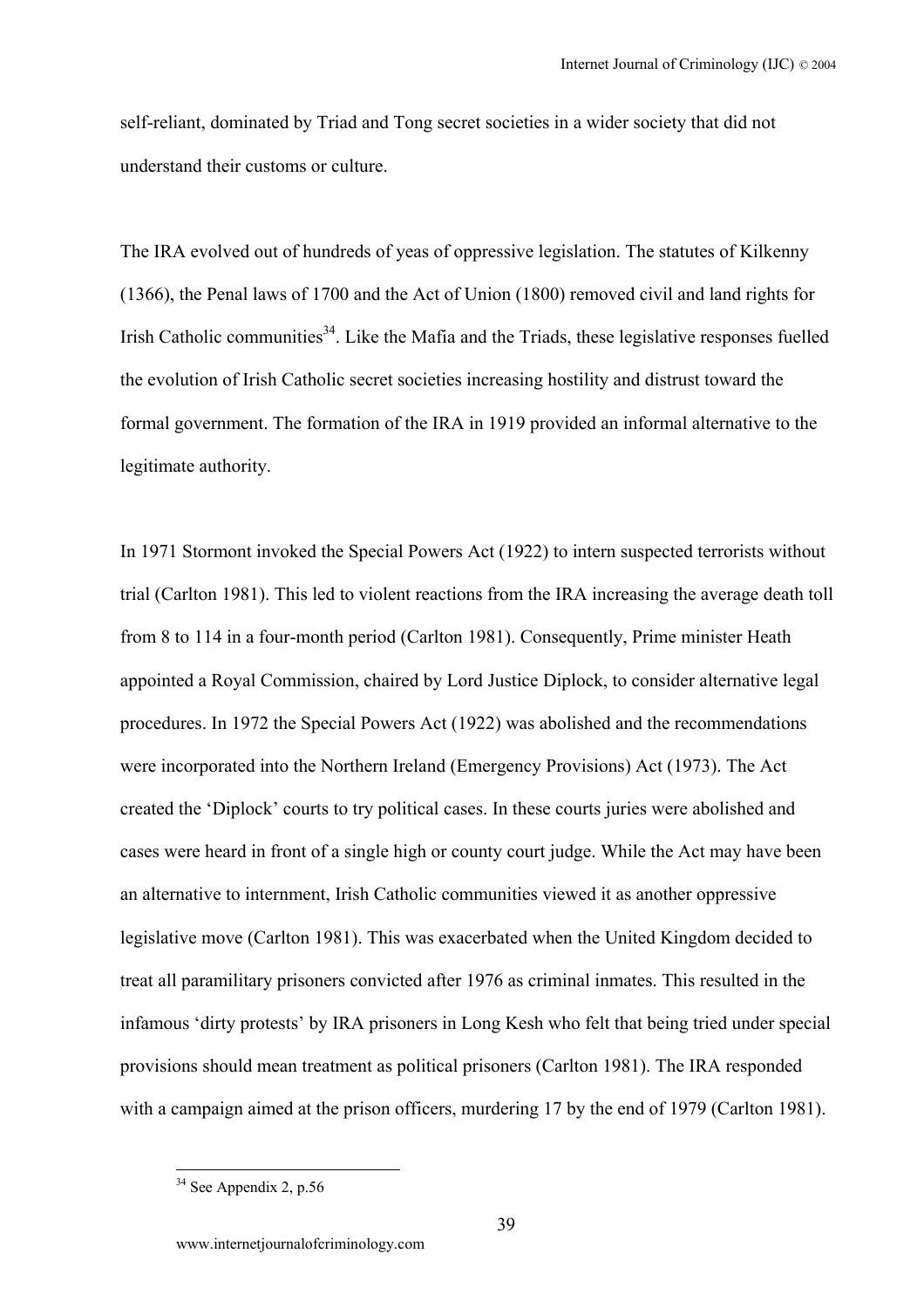self-reliant, dominated by Triad and Tong secret societies in a wider society that did not understand their customs or culture.

The IRA evolved out of hundreds of yeas of oppressive legislation. The statutes of Kilkenny (1366), the Penal laws of 1700 and the Act of Union (1800) removed civil and land rights for Irish Catholic communities[34]. Like the Mafia and the Triads, these legislative responses fuelled the evolution of Irish Catholic secret societies increasing hostility and distrust toward the formal government. The formation of the IRA in 1919 provided an informal alternative to the legitimate authority.

In 1971 Stormont invoked the Special Powers Act (1922) to intern suspected terrorists without trial (Carlton 1981). This led to violent reactions from the IRA increasing the average death toll from 8 to 114 in a four-month period (Carlton 1981). Consequently, Prime minister Heath appointed a Royal Commission, chaired by Lord Justice Diplock, to consider alternative legal procedures. In 1972 the Special Powers Act (1922) was abolished and the recommendations were incorporated into the Northern Ireland (Emergency Provisions) Act (1973). The Act created the 'Diplock' courts to try political cases. In these courts juries were abolished and cases were heard in front of a single high or county court judge. While the Act may have been an alternative to internment, Irish Catholic communities viewed it as another oppressive legislative move (Carlton 1981). This was exacerbated when the United Kingdom decided to treat all paramilitary prisoners convicted after 1976 as criminal inmates. This resulted in the infamous 'dirty protests' by IRA prisoners in Long Kesh who felt that being tried under special provisions should mean treatment as political prisoners (Carlton 1981). The IRA responded with a campaign aimed at the prison officers, murdering 17 by the end of 1979 (Carlton 1981).

[34] See Appendix 2, p.56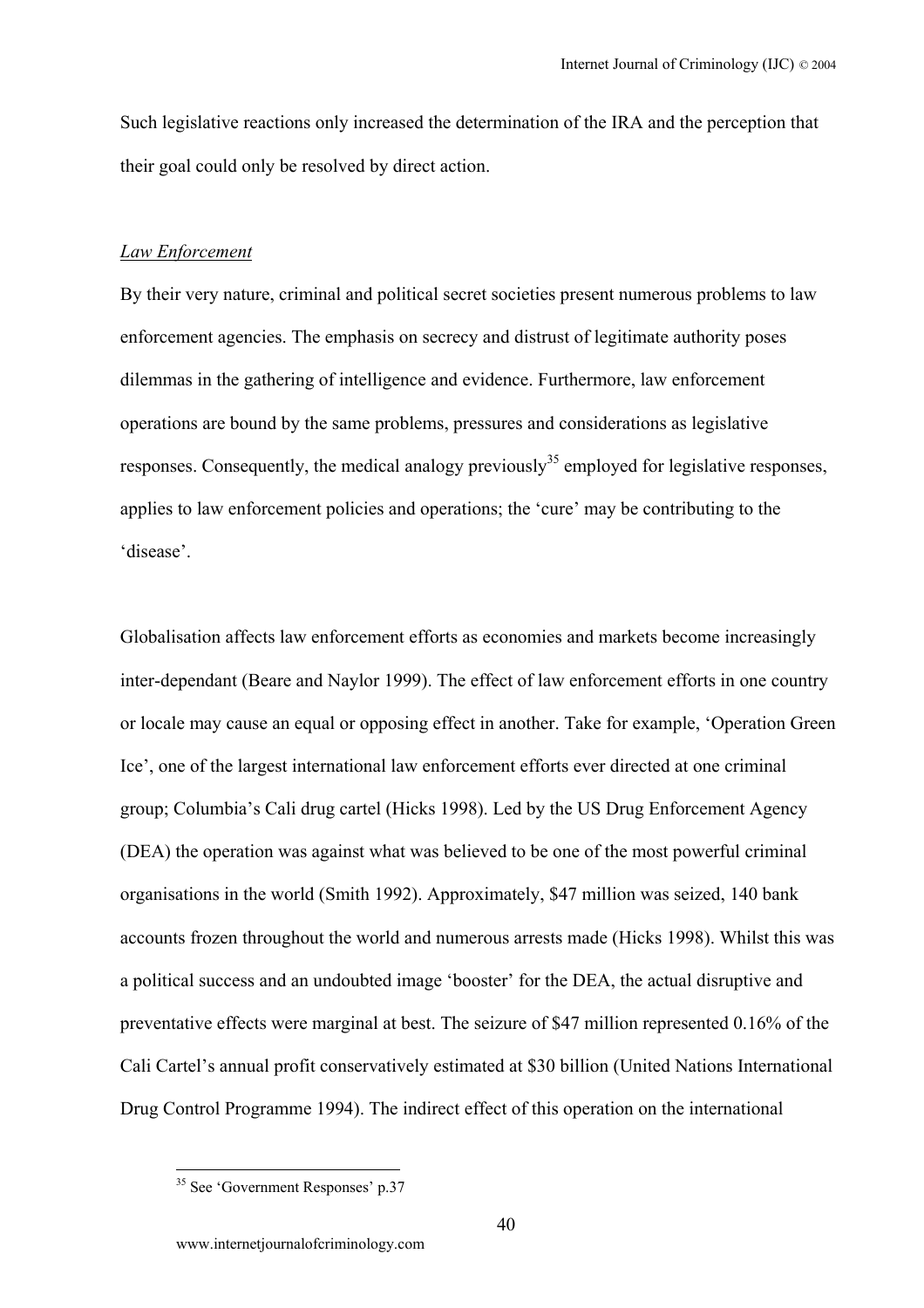Such legislative reactions only increased the determination of the IRA and the perception that their goal could only be resolved by direct action.

*Law Enforcement*

By their very nature, criminal and political secret societies present numerous problems to law enforcement agencies. The emphasis on secrecy and distrust of legitimate authority poses dilemmas in the gathering of intelligence and evidence. Furthermore, law enforcement operations are bound by the same problems, pressures and considerations as legislative responses. Consequently, the medical analogy previously[35] employed for legislative responses, applies to law enforcement policies and operations; the 'cure' may be contributing to the 'disease'.

Globalisation affects law enforcement efforts as economies and markets become increasingly inter-dependant (Beare and Naylor 1999). The effect of law enforcement efforts in one country or locale may cause an equal or opposing effect in another. Take for example, 'Operation Green Ice', one of the largest international law enforcement efforts ever directed at one criminal group; Columbia's Cali drug cartel (Hicks 1998). Led by the US Drug Enforcement Agency (DEA) the operation was against what was believed to be one of the most powerful criminal organisations in the world (Smith 1992). Approximately, $47 million was seized, 140 bank accounts frozen throughout the world and numerous arrests made (Hicks 1998). Whilst this was a political success and an undoubted image 'booster' for the DEA, the actual disruptive and preventative effects were marginal at best. The seizure of $47 million represented 0.16% of the Cali Cartel's annual profit conservatively estimated at $30 billion (United Nations International Drug Control Programme 1994). The indirect effect of this operation on the international

[35] See 'Government Responses' p.37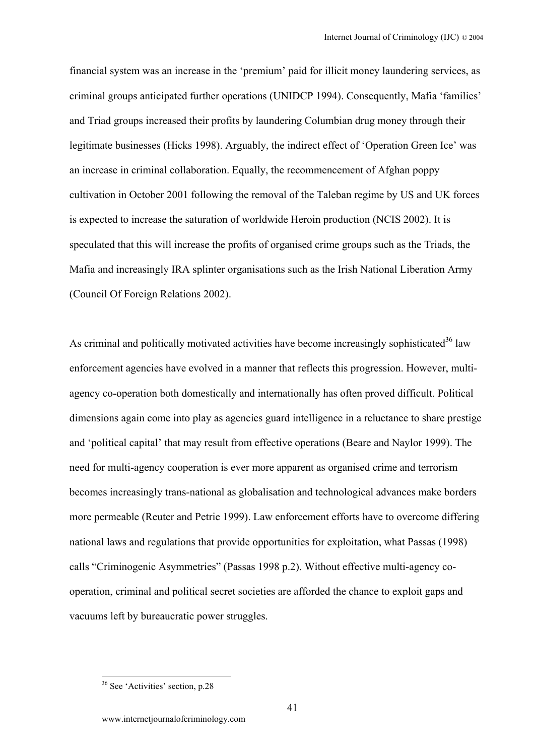financial system was an increase in the 'premium' paid for illicit money laundering services, as criminal groups anticipated further operations (UNIDCP 1994). Consequently, Mafia 'families' and Triad groups increased their profits by laundering Columbian drug money through their legitimate businesses (Hicks 1998). Arguably, the indirect effect of 'Operation Green Ice' was an increase in criminal collaboration. Equally, the recommencement of Afghan poppy cultivation in October 2001 following the removal of the Taleban regime by US and UK forces is expected to increase the saturation of worldwide Heroin production (NCIS 2002). It is speculated that this will increase the profits of organised crime groups such as the Triads, the Mafia and increasingly IRA splinter organisations such as the Irish National Liberation Army (Council Of Foreign Relations 2002).

As criminal and politically motivated activities have become increasingly sophisticated[36] law enforcement agencies have evolved in a manner that reflects this progression. However, multi-agency co-operation both domestically and internationally has often proved difficult. Political dimensions again come into play as agencies guard intelligence in a reluctance to share prestige and 'political capital' that may result from effective operations (Beare and Naylor 1999). The need for multi-agency cooperation is ever more apparent as organised crime and terrorism becomes increasingly trans-national as globalisation and technological advances make borders more permeable (Reuter and Petrie 1999). Law enforcement efforts have to overcome differing national laws and regulations that provide opportunities for exploitation, what Passas (1998) calls "Criminogenic Asymmetries" (Passas 1998 p.2). Without effective multi-agency co-operation, criminal and political secret societies are afforded the chance to exploit gaps and vacuums left by bureaucratic power struggles.

---

[36] See 'Activities' section, p.28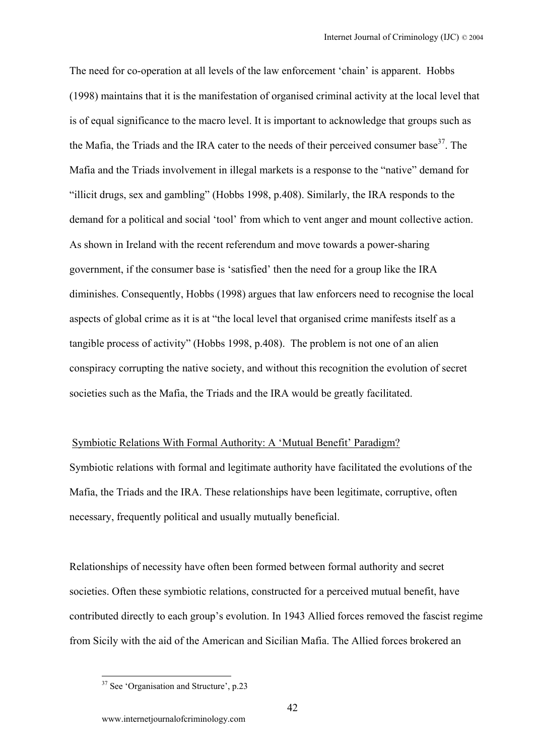The need for co-operation at all levels of the law enforcement 'chain' is apparent. Hobbs (1998) maintains that it is the manifestation of organised criminal activity at the local level that is of equal significance to the macro level. It is important to acknowledge that groups such as the Mafia, the Triads and the IRA cater to the needs of their perceived consumer base[37]. The Mafia and the Triads involvement in illegal markets is a response to the "native" demand for "illicit drugs, sex and gambling" (Hobbs 1998, p.408). Similarly, the IRA responds to the demand for a political and social 'tool' from which to vent anger and mount collective action. As shown in Ireland with the recent referendum and move towards a power-sharing government, if the consumer base is 'satisfied' then the need for a group like the IRA diminishes. Consequently, Hobbs (1998) argues that law enforcers need to recognise the local aspects of global crime as it is at "the local level that organised crime manifests itself as a tangible process of activity" (Hobbs 1998, p.408). The problem is not one of an alien conspiracy corrupting the native society, and without this recognition the evolution of secret societies such as the Mafia, the Triads and the IRA would be greatly facilitated.

## Symbiotic Relations With Formal Authority: A 'Mutual Benefit' Paradigm?

Symbiotic relations with formal and legitimate authority have facilitated the evolutions of the Mafia, the Triads and the IRA. These relationships have been legitimate, corruptive, often necessary, frequently political and usually mutually beneficial.

Relationships of necessity have often been formed between formal authority and secret societies. Often these symbiotic relations, constructed for a perceived mutual benefit, have contributed directly to each group's evolution. In 1943 Allied forces removed the fascist regime from Sicily with the aid of the American and Sicilian Mafia. The Allied forces brokered an

[37] See 'Organisation and Structure', p.23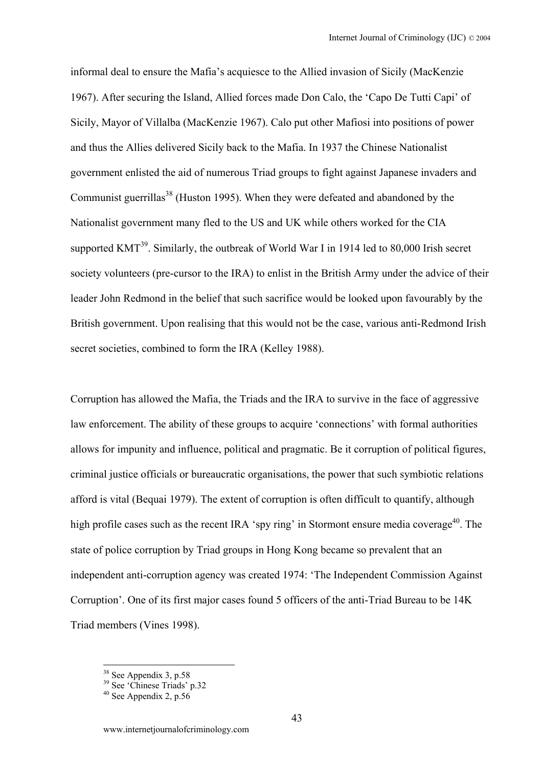informal deal to ensure the Mafia's acquiesce to the Allied invasion of Sicily (MacKenzie 1967). After securing the Island, Allied forces made Don Calo, the 'Capo De Tutti Capi' of Sicily, Mayor of Villalba (MacKenzie 1967). Calo put other Mafiosi into positions of power and thus the Allies delivered Sicily back to the Mafia. In 1937 the Chinese Nationalist government enlisted the aid of numerous Triad groups to fight against Japanese invaders and Communist guerrillas[38] (Huston 1995). When they were defeated and abandoned by the Nationalist government many fled to the US and UK while others worked for the CIA supported KMT[39]. Similarly, the outbreak of World War I in 1914 led to 80,000 Irish secret society volunteers (pre-cursor to the IRA) to enlist in the British Army under the advice of their leader John Redmond in the belief that such sacrifice would be looked upon favourably by the British government. Upon realising that this would not be the case, various anti-Redmond Irish secret societies, combined to form the IRA (Kelley 1988).

Corruption has allowed the Mafia, the Triads and the IRA to survive in the face of aggressive law enforcement. The ability of these groups to acquire 'connections' with formal authorities allows for impunity and influence, political and pragmatic. Be it corruption of political figures, criminal justice officials or bureaucratic organisations, the power that such symbiotic relations afford is vital (Bequai 1979). The extent of corruption is often difficult to quantify, although high profile cases such as the recent IRA 'spy ring' in Stormont ensure media coverage[40]. The state of police corruption by Triad groups in Hong Kong became so prevalent that an independent anti-corruption agency was created 1974: 'The Independent Commission Against Corruption'. One of its first major cases found 5 officers of the anti-Triad Bureau to be 14K Triad members (Vines 1998).

---

[38] See Appendix 3, p.58

[39] See 'Chinese Triads' p.32

[40] See Appendix 2, p.56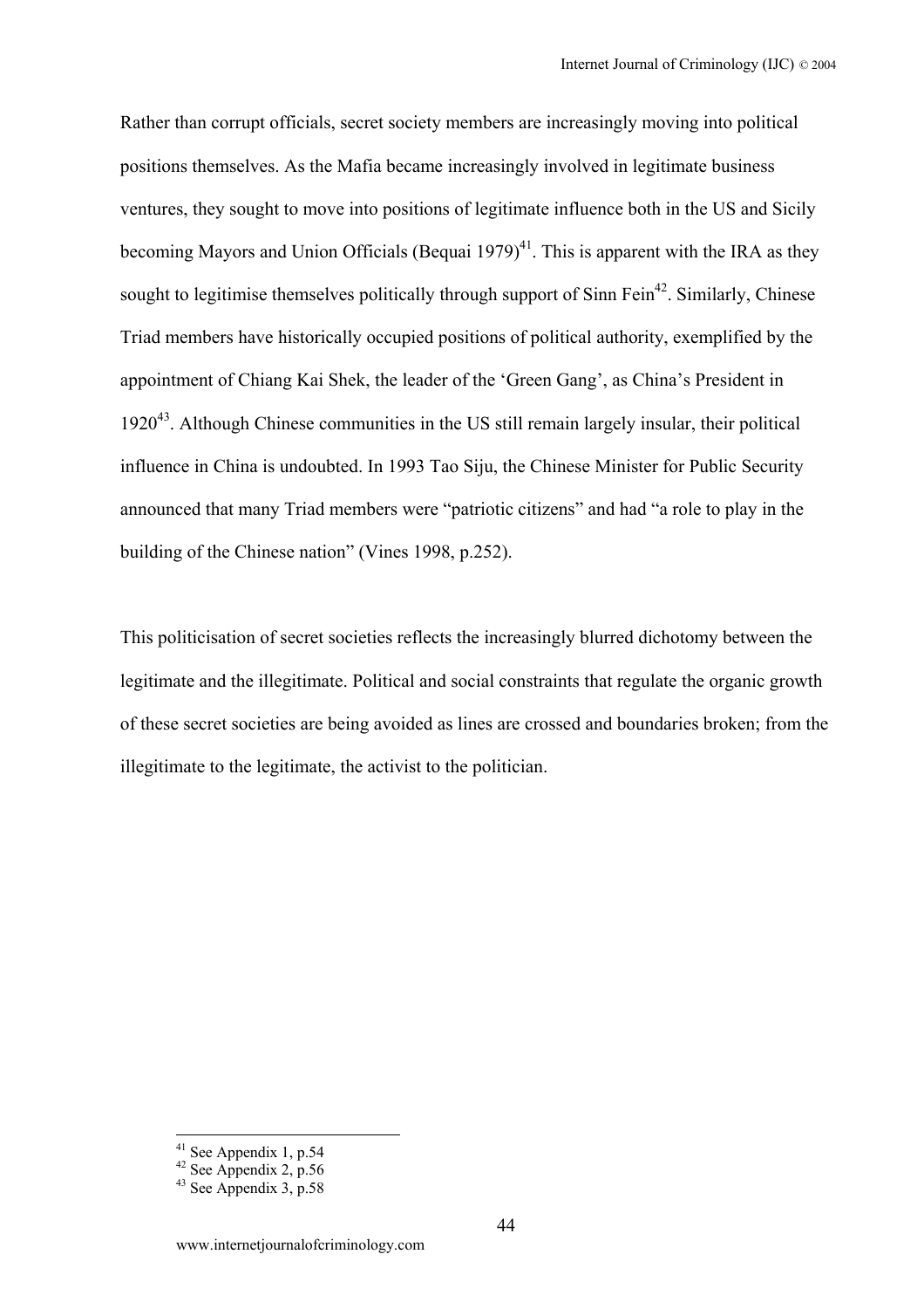Rather than corrupt officials, secret society members are increasingly moving into political positions themselves. As the Mafia became increasingly involved in legitimate business ventures, they sought to move into positions of legitimate influence both in the US and Sicily becoming Mayors and Union Officials (Bequai 1979)[41]. This is apparent with the IRA as they sought to legitimise themselves politically through support of Sinn Fein[42]. Similarly, Chinese Triad members have historically occupied positions of political authority, exemplified by the appointment of Chiang Kai Shek, the leader of the 'Green Gang', as China's President in 1920[43]. Although Chinese communities in the US still remain largely insular, their political influence in China is undoubted. In 1993 Tao Siju, the Chinese Minister for Public Security announced that many Triad members were "patriotic citizens" and had "a role to play in the building of the Chinese nation" (Vines 1998, p.252).

This politicisation of secret societies reflects the increasingly blurred dichotomy between the legitimate and the illegitimate. Political and social constraints that regulate the organic growth of these secret societies are being avoided as lines are crossed and boundaries broken; from the illegitimate to the legitimate, the activist to the politician.

---

[41] See Appendix 1, p.54

[42] See Appendix 2, p.56

[43] See Appendix 3, p.58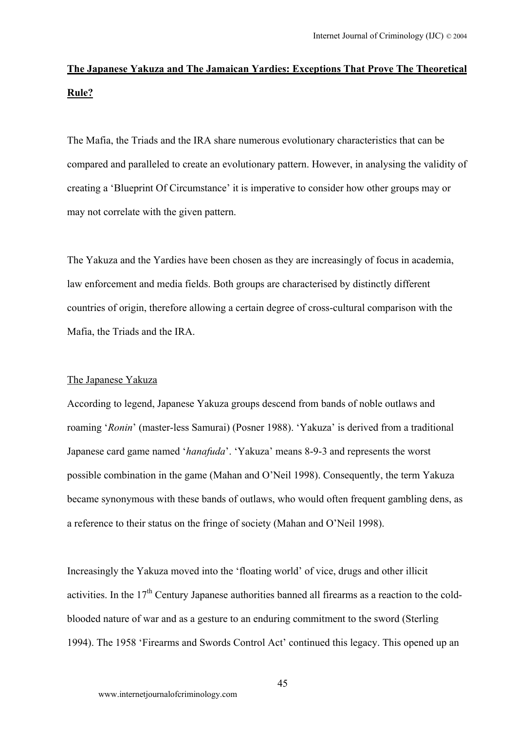**<u>The Japanese Yakuza and The Jamaican Yardies: Exceptions That Prove The Theoretical Rule?</u>**

The Mafia, the Triads and the IRA share numerous evolutionary characteristics that can be compared and paralleled to create an evolutionary pattern. However, in analysing the validity of creating a 'Blueprint Of Circumstance' it is imperative to consider how other groups may or may not correlate with the given pattern.

The Yakuza and the Yardies have been chosen as they are increasingly of focus in academia, law enforcement and media fields. Both groups are characterised by distinctly different countries of origin, therefore allowing a certain degree of cross-cultural comparison with the Mafia, the Triads and the IRA.

<u>The Japanese Yakuza</u>

According to legend, Japanese Yakuza groups descend from bands of noble outlaws and roaming '*Ronin*' (master-less Samurai) (Posner 1988). 'Yakuza' is derived from a traditional Japanese card game named '*hanafuda*'. 'Yakuza' means 8-9-3 and represents the worst possible combination in the game (Mahan and O'Neil 1998). Consequently, the term Yakuza became synonymous with these bands of outlaws, who would often frequent gambling dens, as a reference to their status on the fringe of society (Mahan and O'Neil 1998).

Increasingly the Yakuza moved into the 'floating world' of vice, drugs and other illicit activities. In the 17th Century Japanese authorities banned all firearms as a reaction to the cold-blooded nature of war and as a gesture to an enduring commitment to the sword (Sterling 1994). The 1958 'Firearms and Swords Control Act' continued this legacy. This opened up an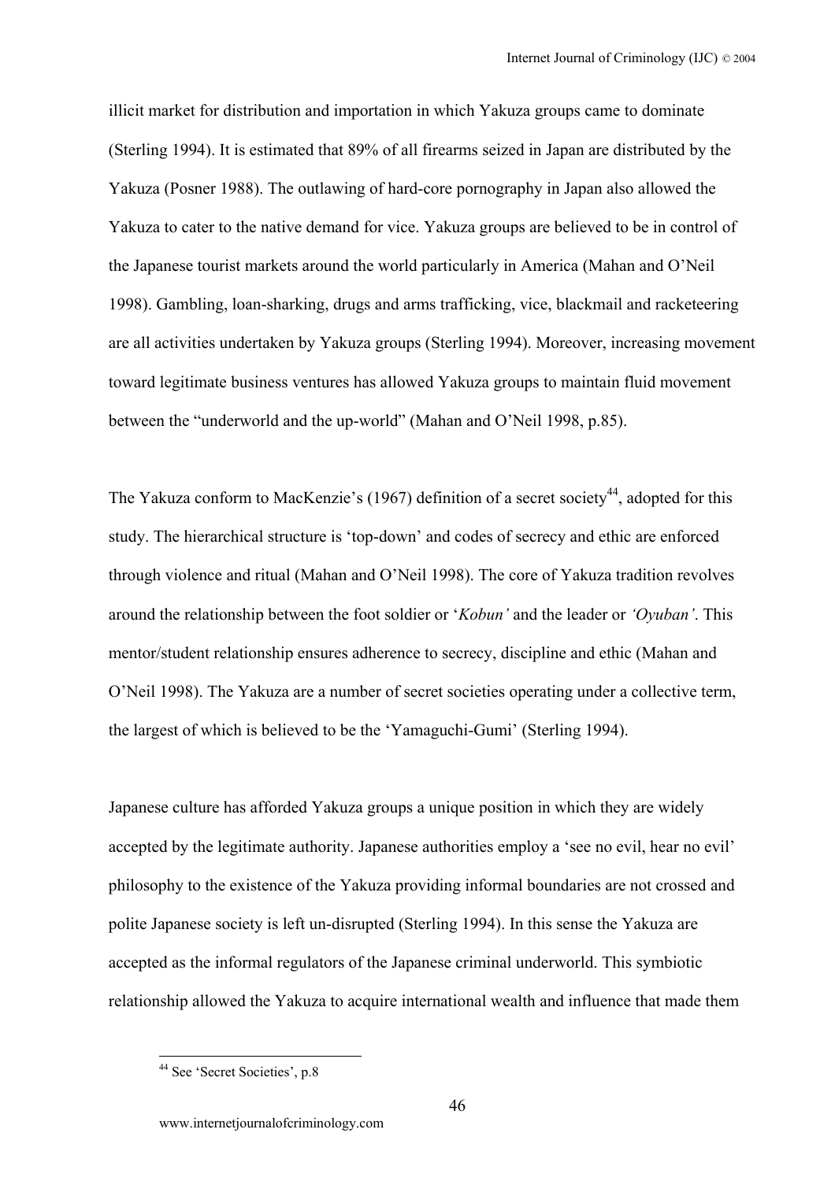illicit market for distribution and importation in which Yakuza groups came to dominate (Sterling 1994). It is estimated that 89% of all firearms seized in Japan are distributed by the Yakuza (Posner 1988). The outlawing of hard-core pornography in Japan also allowed the Yakuza to cater to the native demand for vice. Yakuza groups are believed to be in control of the Japanese tourist markets around the world particularly in America (Mahan and O'Neil 1998). Gambling, loan-sharking, drugs and arms trafficking, vice, blackmail and racketeering are all activities undertaken by Yakuza groups (Sterling 1994). Moreover, increasing movement toward legitimate business ventures has allowed Yakuza groups to maintain fluid movement between the "underworld and the up-world" (Mahan and O'Neil 1998, p.85).

The Yakuza conform to MacKenzie's (1967) definition of a secret society[44], adopted for this study. The hierarchical structure is 'top-down' and codes of secrecy and ethic are enforced through violence and ritual (Mahan and O'Neil 1998). The core of Yakuza tradition revolves around the relationship between the foot soldier or '*Kobun'* and the leader or *'Oyuban'*. This mentor/student relationship ensures adherence to secrecy, discipline and ethic (Mahan and O'Neil 1998). The Yakuza are a number of secret societies operating under a collective term, the largest of which is believed to be the 'Yamaguchi-Gumi' (Sterling 1994).

Japanese culture has afforded Yakuza groups a unique position in which they are widely accepted by the legitimate authority. Japanese authorities employ a 'see no evil, hear no evil' philosophy to the existence of the Yakuza providing informal boundaries are not crossed and polite Japanese society is left un-disrupted (Sterling 1994). In this sense the Yakuza are accepted as the informal regulators of the Japanese criminal underworld. This symbiotic relationship allowed the Yakuza to acquire international wealth and influence that made them

[44] See 'Secret Societies', p.8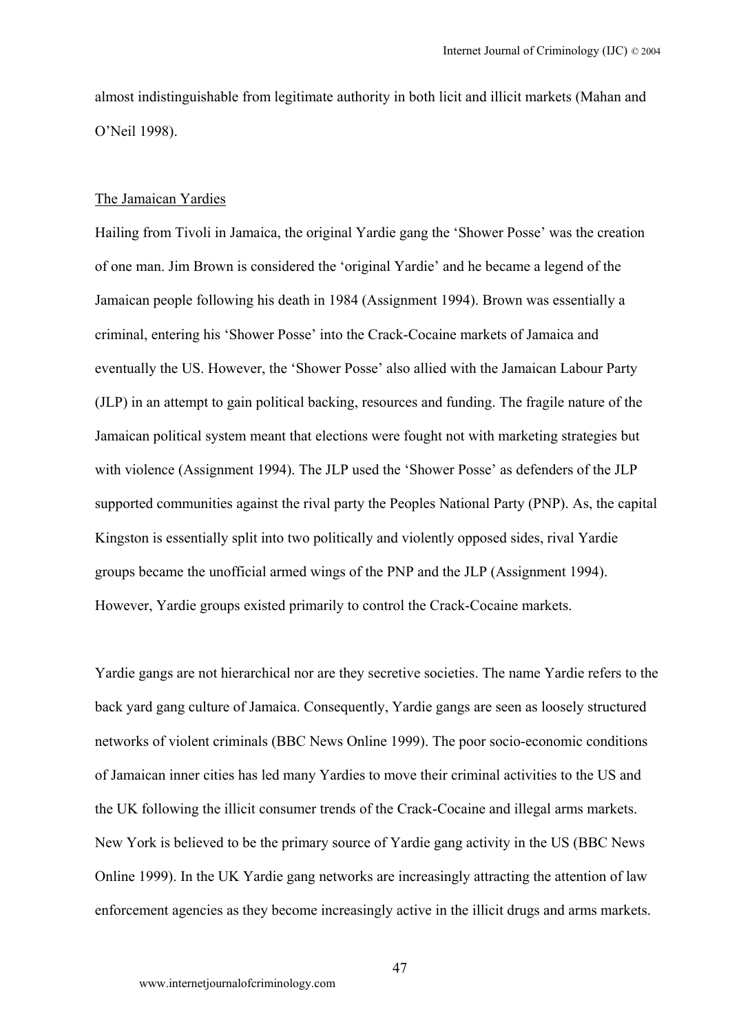almost indistinguishable from legitimate authority in both licit and illicit markets (Mahan and O'Neil 1998).

### The Jamaican Yardies

Hailing from Tivoli in Jamaica, the original Yardie gang the 'Shower Posse' was the creation of one man. Jim Brown is considered the 'original Yardie' and he became a legend of the Jamaican people following his death in 1984 (Assignment 1994). Brown was essentially a criminal, entering his 'Shower Posse' into the Crack-Cocaine markets of Jamaica and eventually the US. However, the 'Shower Posse' also allied with the Jamaican Labour Party (JLP) in an attempt to gain political backing, resources and funding. The fragile nature of the Jamaican political system meant that elections were fought not with marketing strategies but with violence (Assignment 1994). The JLP used the 'Shower Posse' as defenders of the JLP supported communities against the rival party the Peoples National Party (PNP). As, the capital Kingston is essentially split into two politically and violently opposed sides, rival Yardie groups became the unofficial armed wings of the PNP and the JLP (Assignment 1994). However, Yardie groups existed primarily to control the Crack-Cocaine markets.

Yardie gangs are not hierarchical nor are they secretive societies. The name Yardie refers to the back yard gang culture of Jamaica. Consequently, Yardie gangs are seen as loosely structured networks of violent criminals (BBC News Online 1999). The poor socio-economic conditions of Jamaican inner cities has led many Yardies to move their criminal activities to the US and the UK following the illicit consumer trends of the Crack-Cocaine and illegal arms markets. New York is believed to be the primary source of Yardie gang activity in the US (BBC News Online 1999). In the UK Yardie gang networks are increasingly attracting the attention of law enforcement agencies as they become increasingly active in the illicit drugs and arms markets.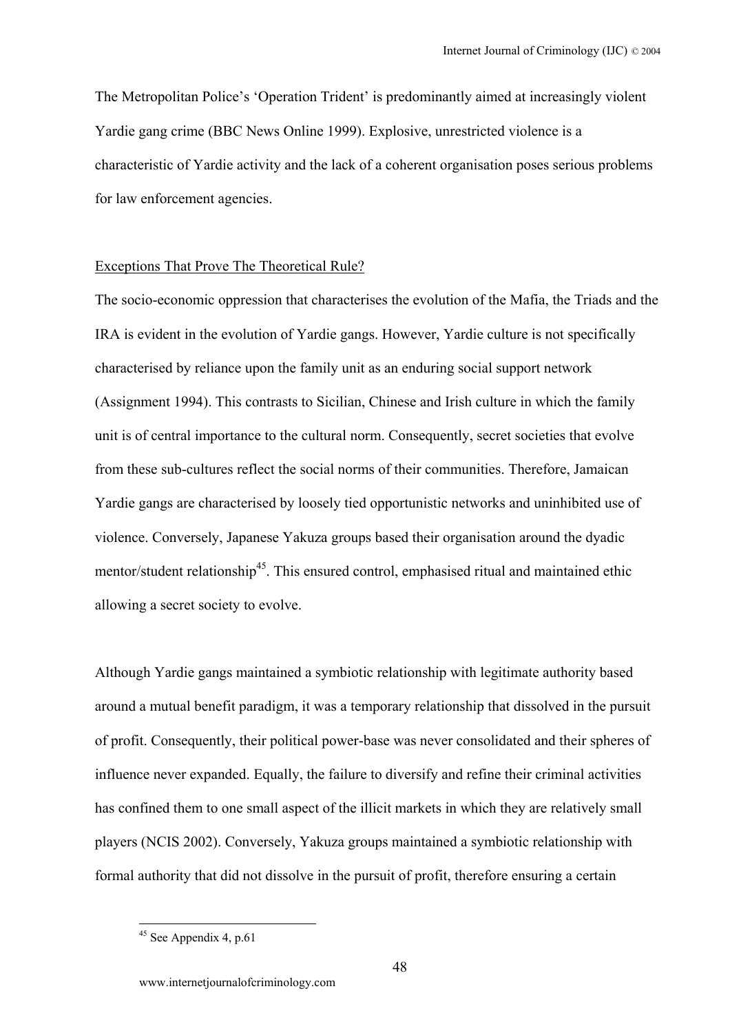The Metropolitan Police's 'Operation Trident' is predominantly aimed at increasingly violent Yardie gang crime (BBC News Online 1999). Explosive, unrestricted violence is a characteristic of Yardie activity and the lack of a coherent organisation poses serious problems for law enforcement agencies.

Exceptions That Prove The Theoretical Rule?

The socio-economic oppression that characterises the evolution of the Mafia, the Triads and the IRA is evident in the evolution of Yardie gangs. However, Yardie culture is not specifically characterised by reliance upon the family unit as an enduring social support network (Assignment 1994). This contrasts to Sicilian, Chinese and Irish culture in which the family unit is of central importance to the cultural norm. Consequently, secret societies that evolve from these sub-cultures reflect the social norms of their communities. Therefore, Jamaican Yardie gangs are characterised by loosely tied opportunistic networks and uninhibited use of violence. Conversely, Japanese Yakuza groups based their organisation around the dyadic mentor/student relationship[45]. This ensured control, emphasised ritual and maintained ethic allowing a secret society to evolve.

Although Yardie gangs maintained a symbiotic relationship with legitimate authority based around a mutual benefit paradigm, it was a temporary relationship that dissolved in the pursuit of profit. Consequently, their political power-base was never consolidated and their spheres of influence never expanded. Equally, the failure to diversify and refine their criminal activities has confined them to one small aspect of the illicit markets in which they are relatively small players (NCIS 2002). Conversely, Yakuza groups maintained a symbiotic relationship with formal authority that did not dissolve in the pursuit of profit, therefore ensuring a certain

[45] See Appendix 4, p.61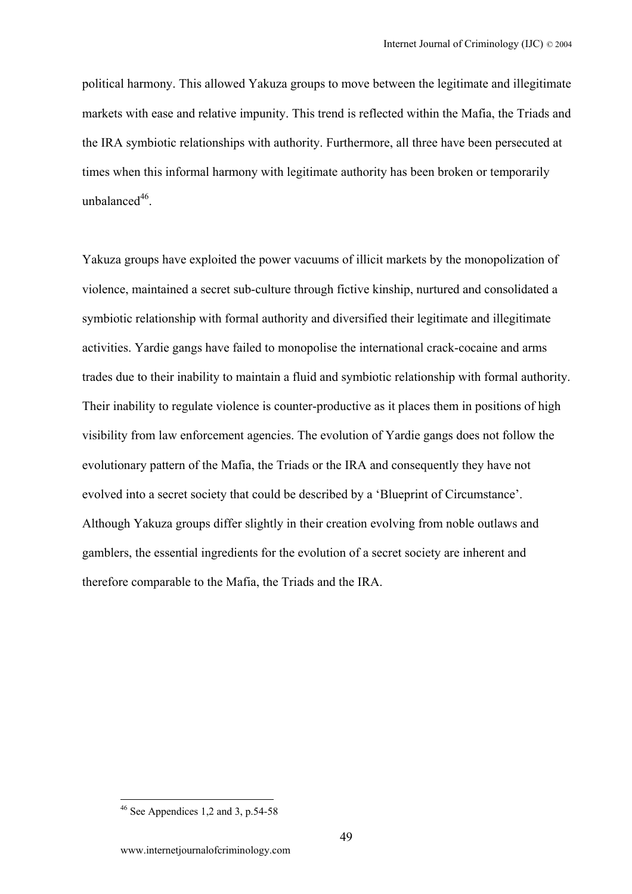political harmony. This allowed Yakuza groups to move between the legitimate and illegitimate markets with ease and relative impunity. This trend is reflected within the Mafia, the Triads and the IRA symbiotic relationships with authority. Furthermore, all three have been persecuted at times when this informal harmony with legitimate authority has been broken or temporarily unbalanced[46].

Yakuza groups have exploited the power vacuums of illicit markets by the monopolization of violence, maintained a secret sub-culture through fictive kinship, nurtured and consolidated a symbiotic relationship with formal authority and diversified their legitimate and illegitimate activities. Yardie gangs have failed to monopolise the international crack-cocaine and arms trades due to their inability to maintain a fluid and symbiotic relationship with formal authority. Their inability to regulate violence is counter-productive as it places them in positions of high visibility from law enforcement agencies. The evolution of Yardie gangs does not follow the evolutionary pattern of the Mafia, the Triads or the IRA and consequently they have not evolved into a secret society that could be described by a 'Blueprint of Circumstance'. Although Yakuza groups differ slightly in their creation evolving from noble outlaws and gamblers, the essential ingredients for the evolution of a secret society are inherent and therefore comparable to the Mafia, the Triads and the IRA.

[46] See Appendices 1,2 and 3, p.54-58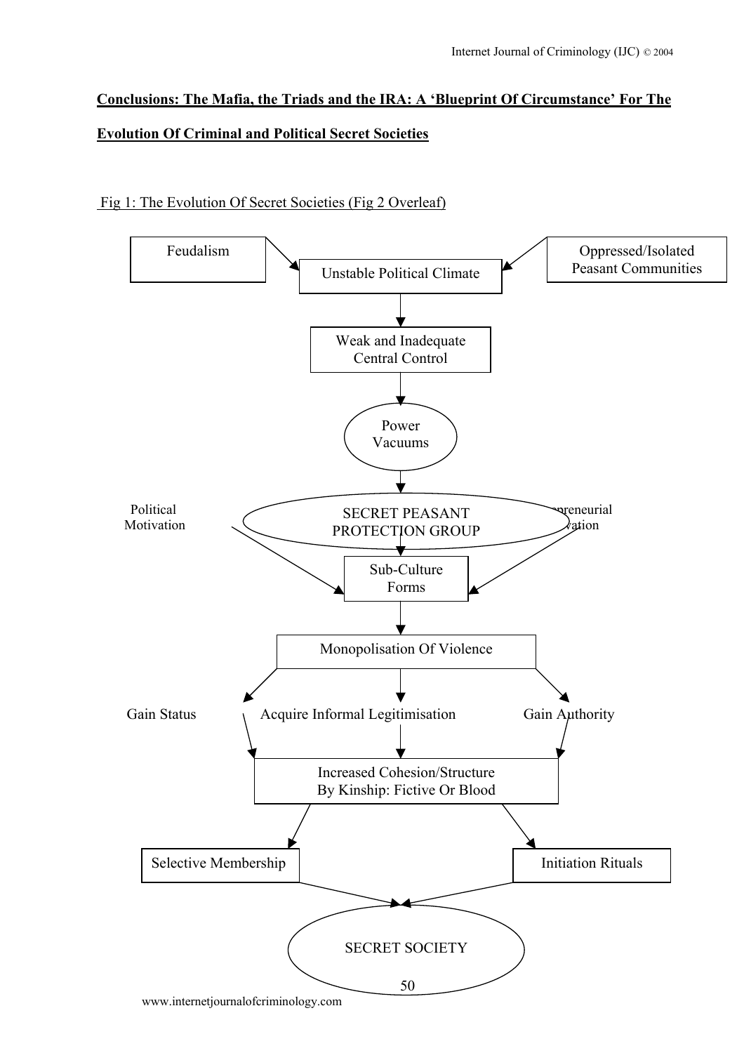**Conclusions: The Mafia, the Triads and the IRA: A 'Blueprint Of Circumstance' For The Evolution Of Criminal and Political Secret Societies**

Fig 1: The Evolution Of Secret Societies (Fig 2 Overleaf)

Feudalism

Oppressed/Isolated Peasant Communities

Unstable Political Climate

Weak and Inadequate Central Control

Power Vacuums

Political Motivation

SECRET PEASANT PROTECTION GROUP

Entrepreneurial Motivation

Sub-Culture Forms

Monopolisation Of Violence

Gain Status

Acquire Informal Legitimisation

Gain Authority

Increased Cohesion/Structure By Kinship: Fictive Or Blood

Selective Membership

Initiation Rituals

SECRET SOCIETY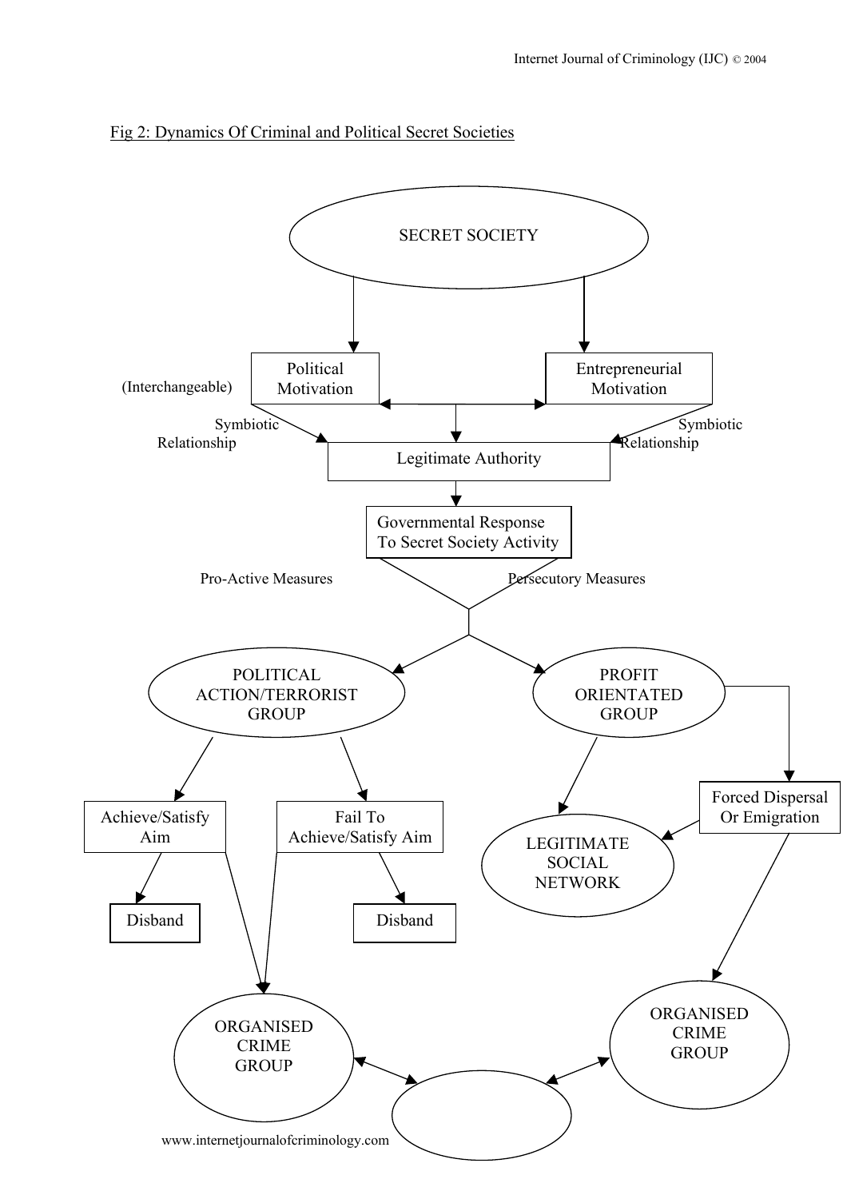Fig 2: Dynamics Of Criminal and Political Secret Societies

SECRET SOCIETY

Political Motivation

Entrepreneurial Motivation

(Interchangeable)

Symbiotic Relationship

Symbiotic Relationship

Legitimate Authority

Governmental Response To Secret Society Activity

Pro-Active Measures

Persecutory Measures

POLITICAL ACTION/TERRORIST GROUP

PROFIT ORIENTATED GROUP

Achieve/Satisfy Aim

Fail To Achieve/Satisfy Aim

Forced Dispersal Or Emigration

LEGITIMATE SOCIAL NETWORK

Disband

Disband

ORGANISED CRIME GROUP

ORGANISED CRIME GROUP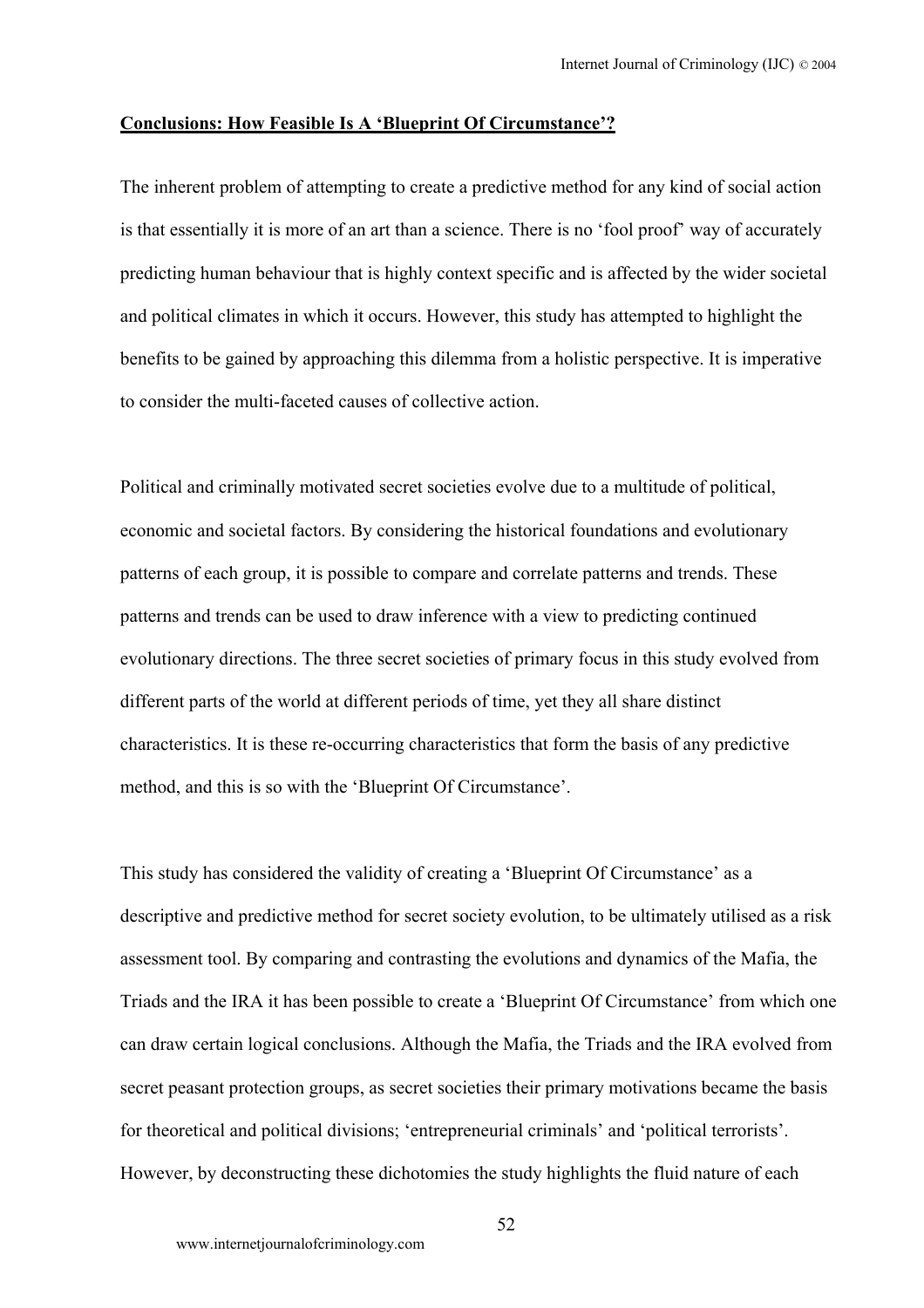## Conclusions: How Feasible Is A 'Blueprint Of Circumstance'?

The inherent problem of attempting to create a predictive method for any kind of social action is that essentially it is more of an art than a science. There is no 'fool proof' way of accurately predicting human behaviour that is highly context specific and is affected by the wider societal and political climates in which it occurs. However, this study has attempted to highlight the benefits to be gained by approaching this dilemma from a holistic perspective. It is imperative to consider the multi-faceted causes of collective action.

Political and criminally motivated secret societies evolve due to a multitude of political, economic and societal factors. By considering the historical foundations and evolutionary patterns of each group, it is possible to compare and correlate patterns and trends. These patterns and trends can be used to draw inference with a view to predicting continued evolutionary directions. The three secret societies of primary focus in this study evolved from different parts of the world at different periods of time, yet they all share distinct characteristics. It is these re-occurring characteristics that form the basis of any predictive method, and this is so with the 'Blueprint Of Circumstance'.

This study has considered the validity of creating a 'Blueprint Of Circumstance' as a descriptive and predictive method for secret society evolution, to be ultimately utilised as a risk assessment tool. By comparing and contrasting the evolutions and dynamics of the Mafia, the Triads and the IRA it has been possible to create a 'Blueprint Of Circumstance' from which one can draw certain logical conclusions. Although the Mafia, the Triads and the IRA evolved from secret peasant protection groups, as secret societies their primary motivations became the basis for theoretical and political divisions; 'entrepreneurial criminals' and 'political terrorists'. However, by deconstructing these dichotomies the study highlights the fluid nature of each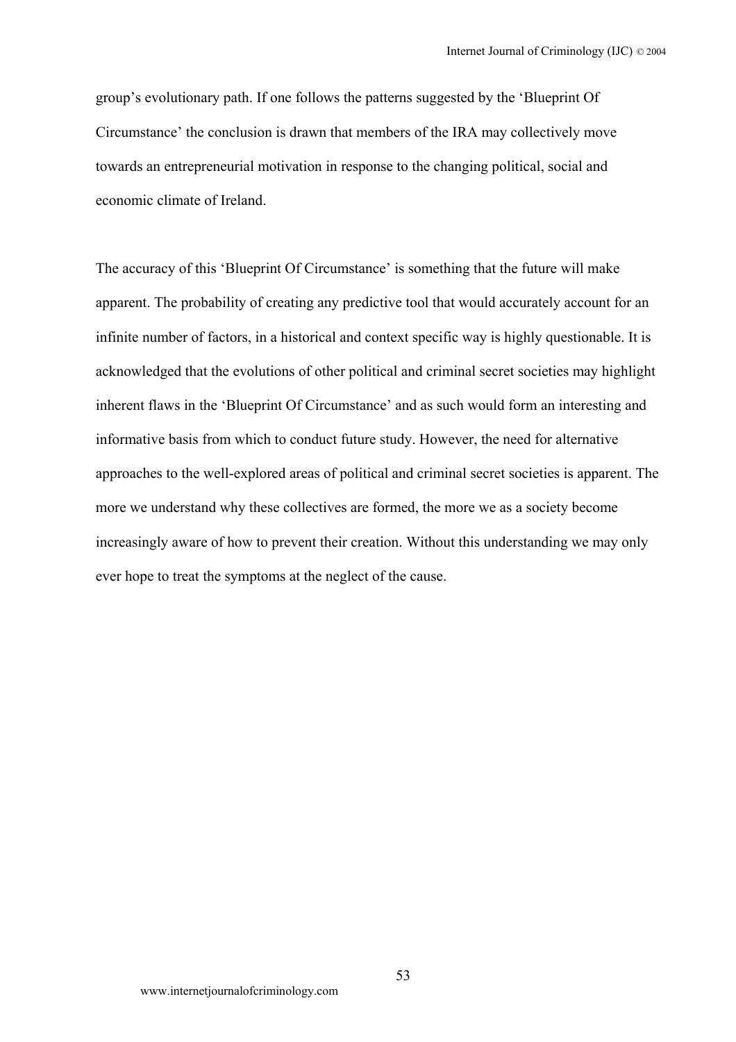group's evolutionary path. If one follows the patterns suggested by the 'Blueprint Of Circumstance' the conclusion is drawn that members of the IRA may collectively move towards an entrepreneurial motivation in response to the changing political, social and economic climate of Ireland.

The accuracy of this 'Blueprint Of Circumstance' is something that the future will make apparent. The probability of creating any predictive tool that would accurately account for an infinite number of factors, in a historical and context specific way is highly questionable. It is acknowledged that the evolutions of other political and criminal secret societies may highlight inherent flaws in the 'Blueprint Of Circumstance' and as such would form an interesting and informative basis from which to conduct future study. However, the need for alternative approaches to the well-explored areas of political and criminal secret societies is apparent. The more we understand why these collectives are formed, the more we as a society become increasingly aware of how to prevent their creation. Without this understanding we may only ever hope to treat the symptoms at the neglect of the cause.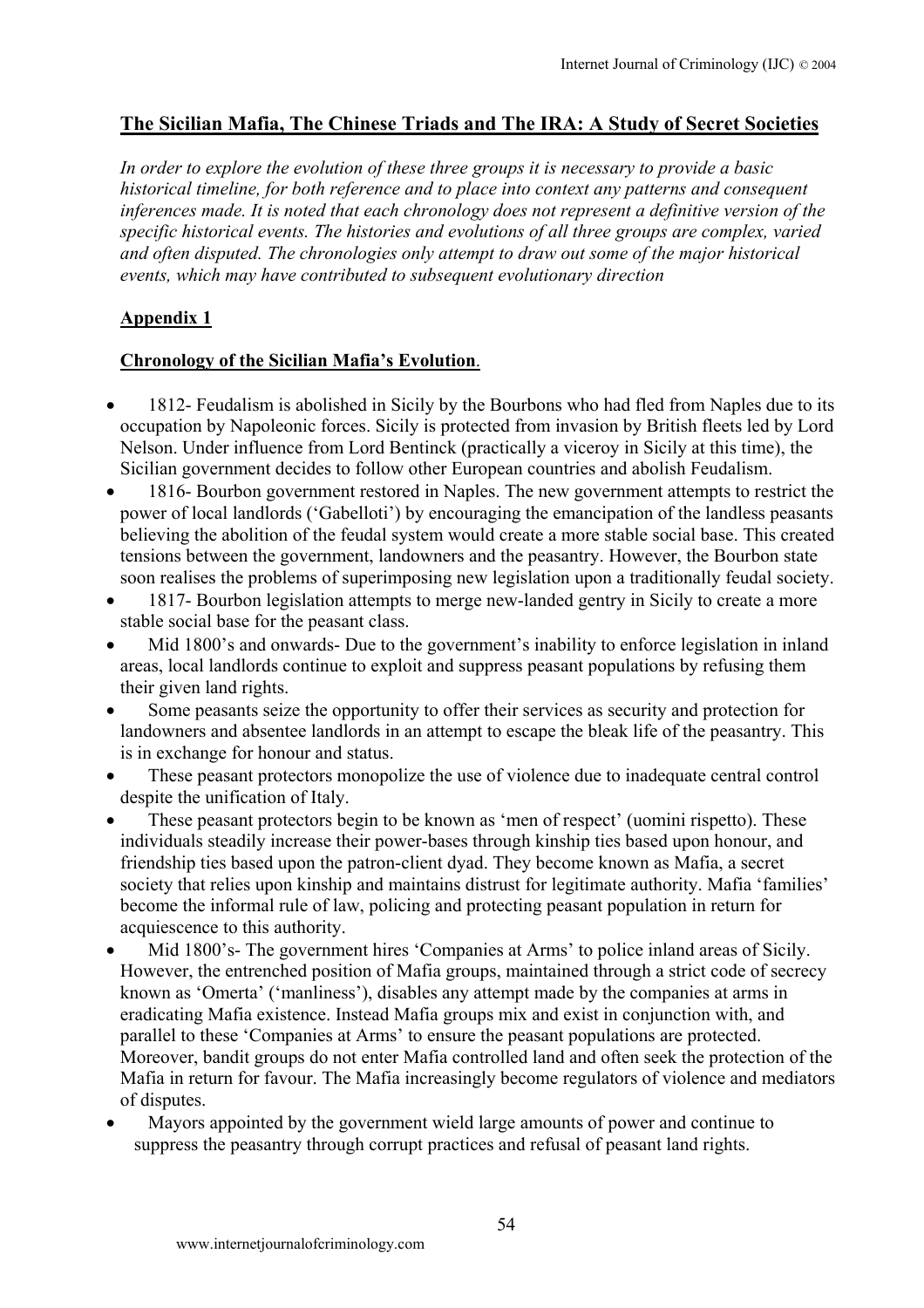## The Sicilian Mafia, The Chinese Triads and The IRA: A Study of Secret Societies

*In order to explore the evolution of these three groups it is necessary to provide a basic historical timeline, for both reference and to place into context any patterns and consequent inferences made. It is noted that each chronology does not represent a definitive version of the specific historical events. The histories and evolutions of all three groups are complex, varied and often disputed. The chronologies only attempt to draw out some of the major historical events, which may have contributed to subsequent evolutionary direction*

### Appendix 1

### Chronology of the Sicilian Mafia's Evolution.

- 1812- Feudalism is abolished in Sicily by the Bourbons who had fled from Naples due to its occupation by Napoleonic forces. Sicily is protected from invasion by British fleets led by Lord Nelson. Under influence from Lord Bentinck (practically a viceroy in Sicily at this time), the Sicilian government decides to follow other European countries and abolish Feudalism.
- 1816- Bourbon government restored in Naples. The new government attempts to restrict the power of local landlords ('Gabelloti') by encouraging the emancipation of the landless peasants believing the abolition of the feudal system would create a more stable social base. This created tensions between the government, landowners and the peasantry. However, the Bourbon state soon realises the problems of superimposing new legislation upon a traditionally feudal society.
- 1817- Bourbon legislation attempts to merge new-landed gentry in Sicily to create a more stable social base for the peasant class.
- Mid 1800's and onwards- Due to the government's inability to enforce legislation in inland areas, local landlords continue to exploit and suppress peasant populations by refusing them their given land rights.
- Some peasants seize the opportunity to offer their services as security and protection for landowners and absentee landlords in an attempt to escape the bleak life of the peasantry. This is in exchange for honour and status.
- These peasant protectors monopolize the use of violence due to inadequate central control despite the unification of Italy.
- These peasant protectors begin to be known as 'men of respect' (uomini rispetto). These individuals steadily increase their power-bases through kinship ties based upon honour, and friendship ties based upon the patron-client dyad. They become known as Mafia, a secret society that relies upon kinship and maintains distrust for legitimate authority. Mafia 'families' become the informal rule of law, policing and protecting peasant population in return for acquiescence to this authority.
- Mid 1800's- The government hires 'Companies at Arms' to police inland areas of Sicily. However, the entrenched position of Mafia groups, maintained through a strict code of secrecy known as 'Omerta' ('manliness'), disables any attempt made by the companies at arms in eradicating Mafia existence. Instead Mafia groups mix and exist in conjunction with, and parallel to these 'Companies at Arms' to ensure the peasant populations are protected. Moreover, bandit groups do not enter Mafia controlled land and often seek the protection of the Mafia in return for favour. The Mafia increasingly become regulators of violence and mediators of disputes.
- Mayors appointed by the government wield large amounts of power and continue to suppress the peasantry through corrupt practices and refusal of peasant land rights.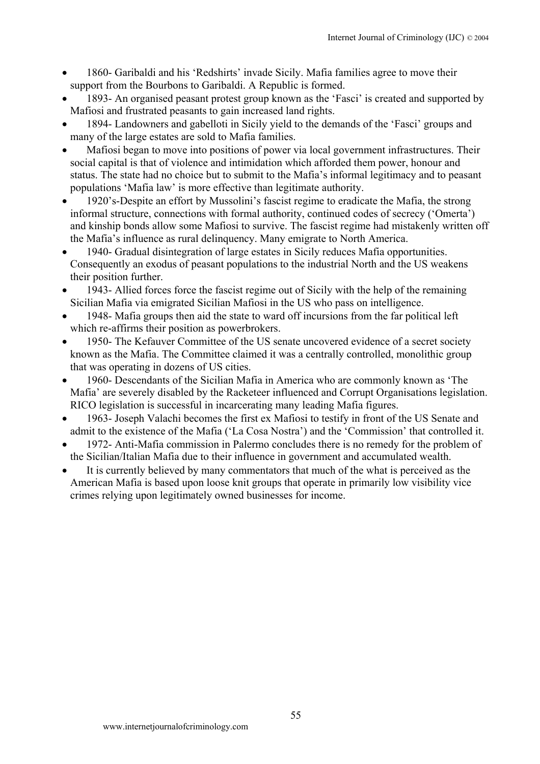- 1860- Garibaldi and his 'Redshirts' invade Sicily. Mafia families agree to move their support from the Bourbons to Garibaldi. A Republic is formed.
- 1893- An organised peasant protest group known as the 'Fasci' is created and supported by Mafiosi and frustrated peasants to gain increased land rights.
- 1894- Landowners and gabelloti in Sicily yield to the demands of the 'Fasci' groups and many of the large estates are sold to Mafia families.
- Mafiosi began to move into positions of power via local government infrastructures. Their social capital is that of violence and intimidation which afforded them power, honour and status. The state had no choice but to submit to the Mafia's informal legitimacy and to peasant populations 'Mafia law' is more effective than legitimate authority.
- 1920's-Despite an effort by Mussolini's fascist regime to eradicate the Mafia, the strong informal structure, connections with formal authority, continued codes of secrecy ('Omerta') and kinship bonds allow some Mafiosi to survive. The fascist regime had mistakenly written off the Mafia's influence as rural delinquency. Many emigrate to North America.
- 1940- Gradual disintegration of large estates in Sicily reduces Mafia opportunities. Consequently an exodus of peasant populations to the industrial North and the US weakens their position further.
- 1943- Allied forces force the fascist regime out of Sicily with the help of the remaining Sicilian Mafia via emigrated Sicilian Mafiosi in the US who pass on intelligence.
- 1948- Mafia groups then aid the state to ward off incursions from the far political left which re-affirms their position as powerbrokers.
- 1950- The Kefauver Committee of the US senate uncovered evidence of a secret society known as the Mafia. The Committee claimed it was a centrally controlled, monolithic group that was operating in dozens of US cities.
- 1960- Descendants of the Sicilian Mafia in America who are commonly known as 'The Mafia' are severely disabled by the Racketeer influenced and Corrupt Organisations legislation. RICO legislation is successful in incarcerating many leading Mafia figures.
- 1963- Joseph Valachi becomes the first ex Mafiosi to testify in front of the US Senate and admit to the existence of the Mafia ('La Cosa Nostra') and the 'Commission' that controlled it.
- 1972- Anti-Mafia commission in Palermo concludes there is no remedy for the problem of the Sicilian/Italian Mafia due to their influence in government and accumulated wealth.
- It is currently believed by many commentators that much of the what is perceived as the American Mafia is based upon loose knit groups that operate in primarily low visibility vice crimes relying upon legitimately owned businesses for income.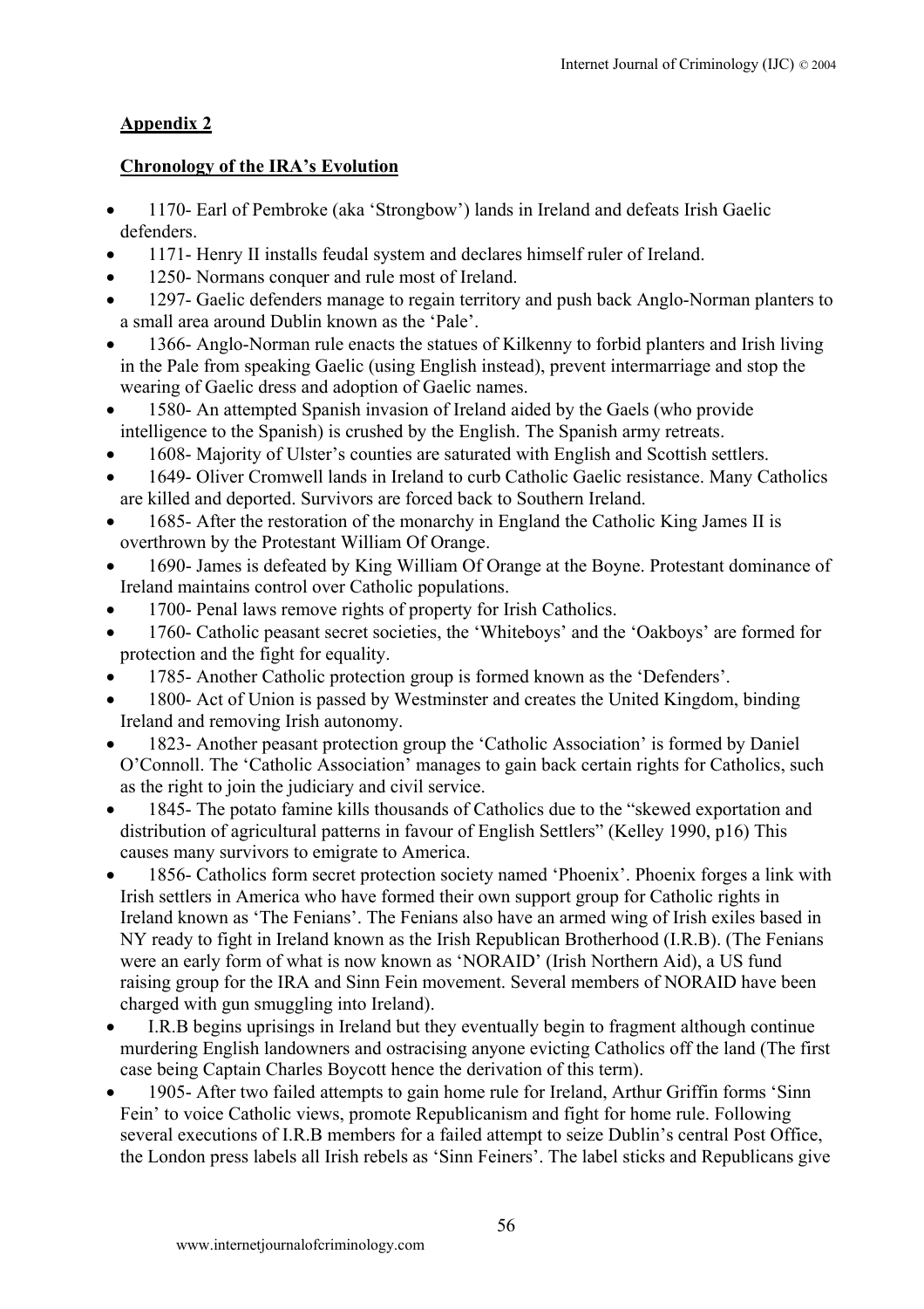## Appendix 2

### Chronology of the IRA's Evolution

- 1170- Earl of Pembroke (aka 'Strongbow') lands in Ireland and defeats Irish Gaelic defenders.
- 1171- Henry II installs feudal system and declares himself ruler of Ireland.
- 1250- Normans conquer and rule most of Ireland.
- 1297- Gaelic defenders manage to regain territory and push back Anglo-Norman planters to a small area around Dublin known as the 'Pale'.
- 1366- Anglo-Norman rule enacts the statues of Kilkenny to forbid planters and Irish living in the Pale from speaking Gaelic (using English instead), prevent intermarriage and stop the wearing of Gaelic dress and adoption of Gaelic names.
- 1580- An attempted Spanish invasion of Ireland aided by the Gaels (who provide intelligence to the Spanish) is crushed by the English. The Spanish army retreats.
- 1608- Majority of Ulster's counties are saturated with English and Scottish settlers.
- 1649- Oliver Cromwell lands in Ireland to curb Catholic Gaelic resistance. Many Catholics are killed and deported. Survivors are forced back to Southern Ireland.
- 1685- After the restoration of the monarchy in England the Catholic King James II is overthrown by the Protestant William Of Orange.
- 1690- James is defeated by King William Of Orange at the Boyne. Protestant dominance of Ireland maintains control over Catholic populations.
- 1700- Penal laws remove rights of property for Irish Catholics.
- 1760- Catholic peasant secret societies, the 'Whiteboys' and the 'Oakboys' are formed for protection and the fight for equality.
- 1785- Another Catholic protection group is formed known as the 'Defenders'.
- 1800- Act of Union is passed by Westminster and creates the United Kingdom, binding Ireland and removing Irish autonomy.
- 1823- Another peasant protection group the 'Catholic Association' is formed by Daniel O'Connoll. The 'Catholic Association' manages to gain back certain rights for Catholics, such as the right to join the judiciary and civil service.
- 1845- The potato famine kills thousands of Catholics due to the "skewed exportation and distribution of agricultural patterns in favour of English Settlers" (Kelley 1990, p16) This causes many survivors to emigrate to America.
- 1856- Catholics form secret protection society named 'Phoenix'. Phoenix forges a link with Irish settlers in America who have formed their own support group for Catholic rights in Ireland known as 'The Fenians'. The Fenians also have an armed wing of Irish exiles based in NY ready to fight in Ireland known as the Irish Republican Brotherhood (I.R.B). (The Fenians were an early form of what is now known as 'NORAID' (Irish Northern Aid), a US fund raising group for the IRA and Sinn Fein movement. Several members of NORAID have been charged with gun smuggling into Ireland).
- I.R.B begins uprisings in Ireland but they eventually begin to fragment although continue murdering English landowners and ostracising anyone evicting Catholics off the land (The first case being Captain Charles Boycott hence the derivation of this term).
- 1905- After two failed attempts to gain home rule for Ireland, Arthur Griffin forms 'Sinn Fein' to voice Catholic views, promote Republicanism and fight for home rule. Following several executions of I.R.B members for a failed attempt to seize Dublin's central Post Office, the London press labels all Irish rebels as 'Sinn Feiners'. The label sticks and Republicans give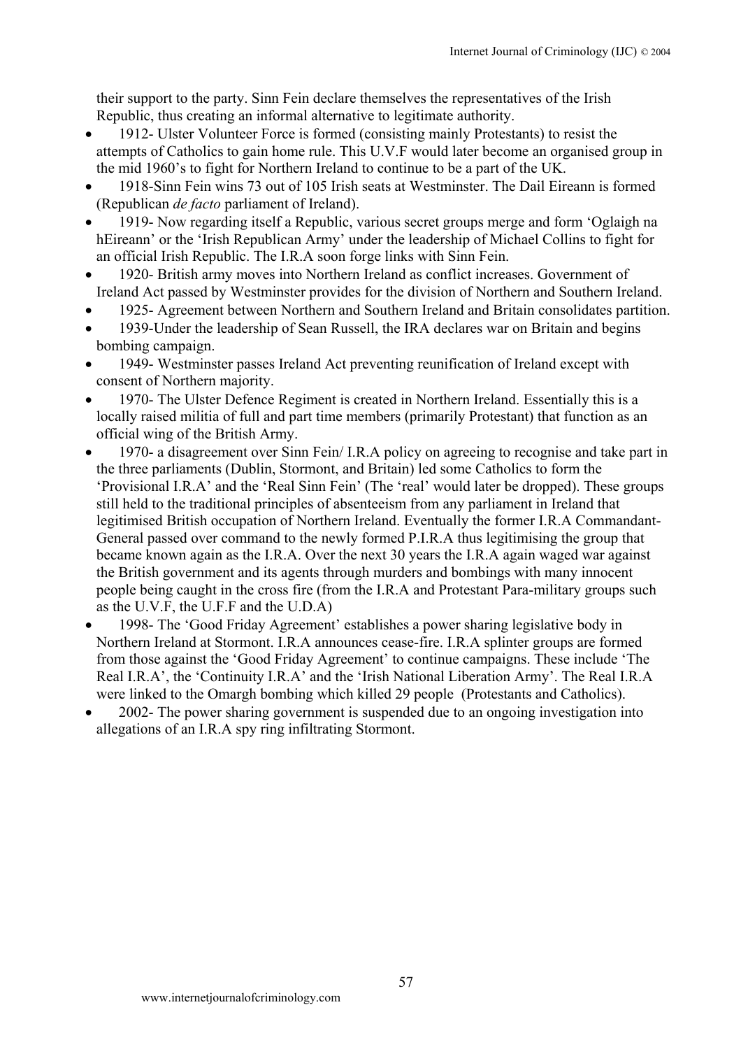their support to the party. Sinn Fein declare themselves the representatives of the Irish Republic, thus creating an informal alternative to legitimate authority.

- 1912- Ulster Volunteer Force is formed (consisting mainly Protestants) to resist the attempts of Catholics to gain home rule. This U.V.F would later become an organised group in the mid 1960's to fight for Northern Ireland to continue to be a part of the UK.
- 1918-Sinn Fein wins 73 out of 105 Irish seats at Westminster. The Dail Eireann is formed (Republican *de facto* parliament of Ireland).
- 1919- Now regarding itself a Republic, various secret groups merge and form 'Oglaigh na hEireann' or the 'Irish Republican Army' under the leadership of Michael Collins to fight for an official Irish Republic. The I.R.A soon forge links with Sinn Fein.
- 1920- British army moves into Northern Ireland as conflict increases. Government of Ireland Act passed by Westminster provides for the division of Northern and Southern Ireland.
- 1925- Agreement between Northern and Southern Ireland and Britain consolidates partition.
- 1939-Under the leadership of Sean Russell, the IRA declares war on Britain and begins bombing campaign.
- 1949- Westminster passes Ireland Act preventing reunification of Ireland except with consent of Northern majority.
- 1970- The Ulster Defence Regiment is created in Northern Ireland. Essentially this is a locally raised militia of full and part time members (primarily Protestant) that function as an official wing of the British Army.
- 1970- a disagreement over Sinn Fein/ I.R.A policy on agreeing to recognise and take part in the three parliaments (Dublin, Stormont, and Britain) led some Catholics to form the 'Provisional I.R.A' and the 'Real Sinn Fein' (The 'real' would later be dropped). These groups still held to the traditional principles of absenteeism from any parliament in Ireland that legitimised British occupation of Northern Ireland. Eventually the former I.R.A Commandant-General passed over command to the newly formed P.I.R.A thus legitimising the group that became known again as the I.R.A. Over the next 30 years the I.R.A again waged war against the British government and its agents through murders and bombings with many innocent people being caught in the cross fire (from the I.R.A and Protestant Para-military groups such as the U.V.F, the U.F.F and the U.D.A)
- 1998- The 'Good Friday Agreement' establishes a power sharing legislative body in Northern Ireland at Stormont. I.R.A announces cease-fire. I.R.A splinter groups are formed from those against the 'Good Friday Agreement' to continue campaigns. These include 'The Real I.R.A', the 'Continuity I.R.A' and the 'Irish National Liberation Army'. The Real I.R.A were linked to the Omargh bombing which killed 29 people (Protestants and Catholics).
- 2002- The power sharing government is suspended due to an ongoing investigation into allegations of an I.R.A spy ring infiltrating Stormont.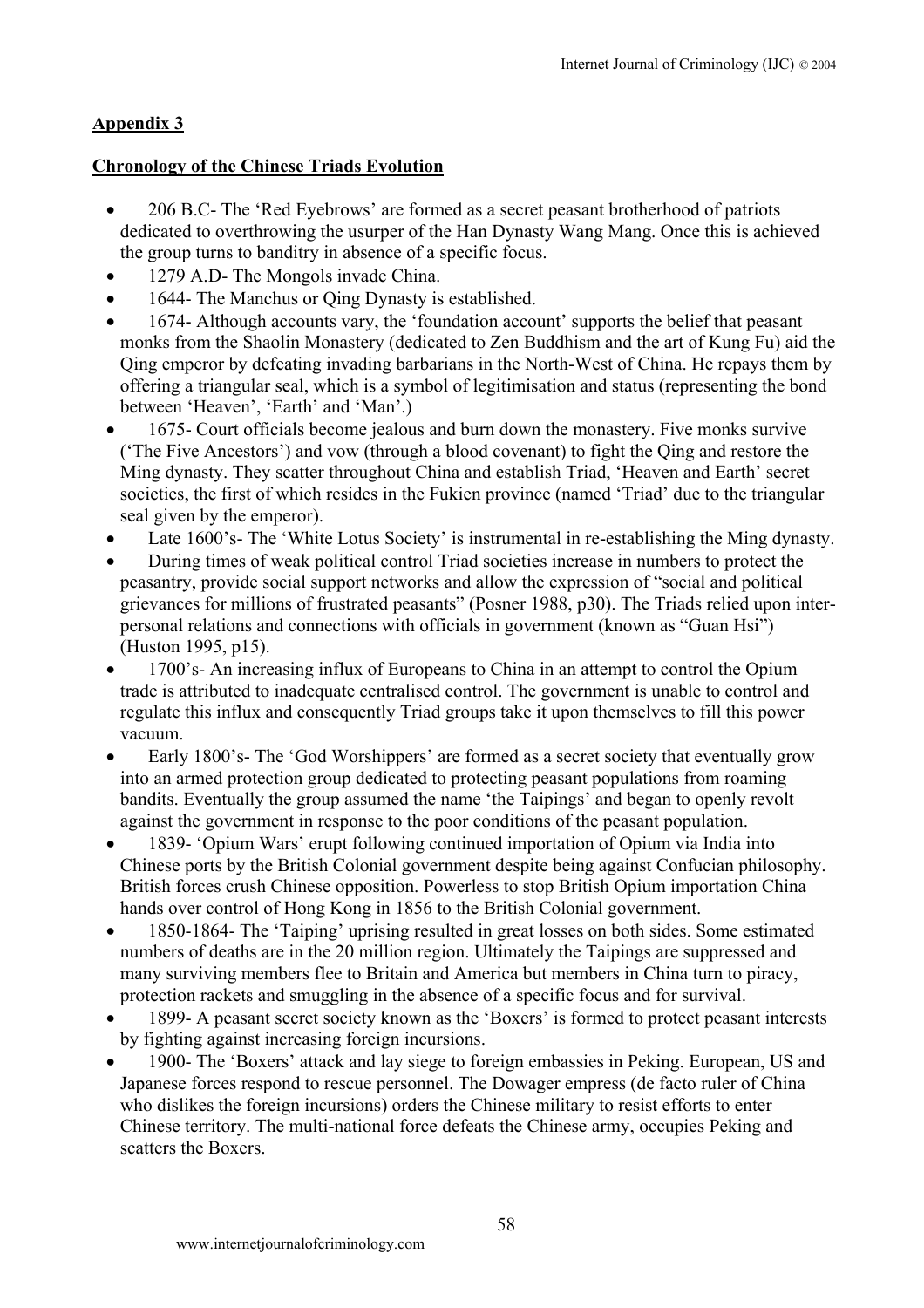## Appendix 3

### Chronology of the Chinese Triads Evolution

- 206 B.C- The 'Red Eyebrows' are formed as a secret peasant brotherhood of patriots dedicated to overthrowing the usurper of the Han Dynasty Wang Mang. Once this is achieved the group turns to banditry in absence of a specific focus.
- 1279 A.D- The Mongols invade China.
- 1644- The Manchus or Qing Dynasty is established.
- 1674- Although accounts vary, the 'foundation account' supports the belief that peasant monks from the Shaolin Monastery (dedicated to Zen Buddhism and the art of Kung Fu) aid the Qing emperor by defeating invading barbarians in the North-West of China. He repays them by offering a triangular seal, which is a symbol of legitimisation and status (representing the bond between 'Heaven', 'Earth' and 'Man'.)
- 1675- Court officials become jealous and burn down the monastery. Five monks survive ('The Five Ancestors') and vow (through a blood covenant) to fight the Qing and restore the Ming dynasty. They scatter throughout China and establish Triad, 'Heaven and Earth' secret societies, the first of which resides in the Fukien province (named 'Triad' due to the triangular seal given by the emperor).
- Late 1600's- The 'White Lotus Society' is instrumental in re-establishing the Ming dynasty.
- During times of weak political control Triad societies increase in numbers to protect the peasantry, provide social support networks and allow the expression of "social and political grievances for millions of frustrated peasants" (Posner 1988, p30). The Triads relied upon inter-personal relations and connections with officials in government (known as "Guan Hsi") (Huston 1995, p15).
- 1700's- An increasing influx of Europeans to China in an attempt to control the Opium trade is attributed to inadequate centralised control. The government is unable to control and regulate this influx and consequently Triad groups take it upon themselves to fill this power vacuum.
- Early 1800's- The 'God Worshippers' are formed as a secret society that eventually grow into an armed protection group dedicated to protecting peasant populations from roaming bandits. Eventually the group assumed the name 'the Taipings' and began to openly revolt against the government in response to the poor conditions of the peasant population.
- 1839- 'Opium Wars' erupt following continued importation of Opium via India into Chinese ports by the British Colonial government despite being against Confucian philosophy. British forces crush Chinese opposition. Powerless to stop British Opium importation China hands over control of Hong Kong in 1856 to the British Colonial government.
- 1850-1864- The 'Taiping' uprising resulted in great losses on both sides. Some estimated numbers of deaths are in the 20 million region. Ultimately the Taipings are suppressed and many surviving members flee to Britain and America but members in China turn to piracy, protection rackets and smuggling in the absence of a specific focus and for survival.
- 1899- A peasant secret society known as the 'Boxers' is formed to protect peasant interests by fighting against increasing foreign incursions.
- 1900- The 'Boxers' attack and lay siege to foreign embassies in Peking. European, US and Japanese forces respond to rescue personnel. The Dowager empress (de facto ruler of China who dislikes the foreign incursions) orders the Chinese military to resist efforts to enter Chinese territory. The multi-national force defeats the Chinese army, occupies Peking and scatters the Boxers.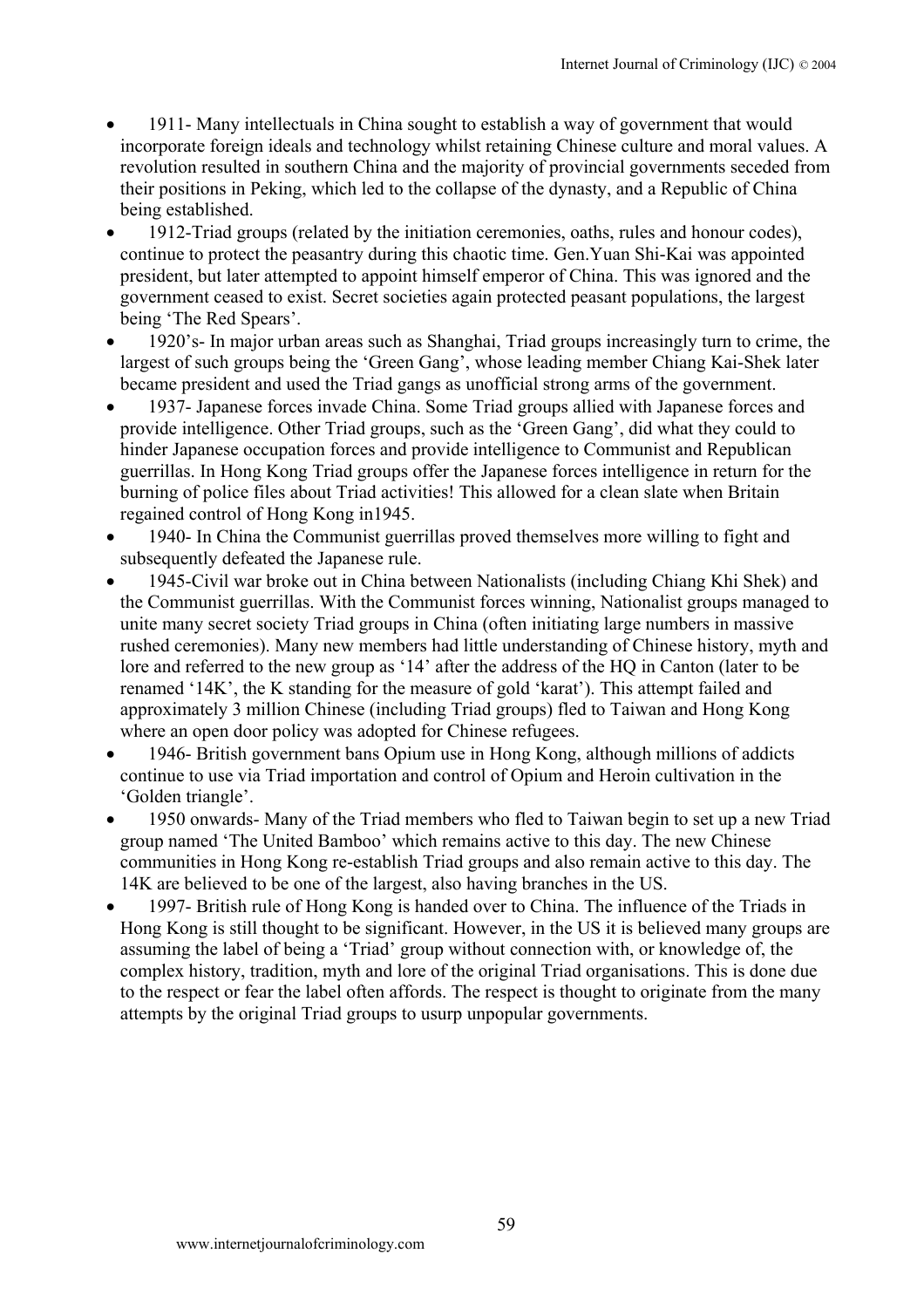- 1911- Many intellectuals in China sought to establish a way of government that would incorporate foreign ideals and technology whilst retaining Chinese culture and moral values. A revolution resulted in southern China and the majority of provincial governments seceded from their positions in Peking, which led to the collapse of the dynasty, and a Republic of China being established.
- 1912-Triad groups (related by the initiation ceremonies, oaths, rules and honour codes), continue to protect the peasantry during this chaotic time. Gen.Yuan Shi-Kai was appointed president, but later attempted to appoint himself emperor of China. This was ignored and the government ceased to exist. Secret societies again protected peasant populations, the largest being 'The Red Spears'.
- 1920's- In major urban areas such as Shanghai, Triad groups increasingly turn to crime, the largest of such groups being the 'Green Gang', whose leading member Chiang Kai-Shek later became president and used the Triad gangs as unofficial strong arms of the government.
- 1937- Japanese forces invade China. Some Triad groups allied with Japanese forces and provide intelligence. Other Triad groups, such as the 'Green Gang', did what they could to hinder Japanese occupation forces and provide intelligence to Communist and Republican guerrillas. In Hong Kong Triad groups offer the Japanese forces intelligence in return for the burning of police files about Triad activities! This allowed for a clean slate when Britain regained control of Hong Kong in1945.
- 1940- In China the Communist guerrillas proved themselves more willing to fight and subsequently defeated the Japanese rule.
- 1945-Civil war broke out in China between Nationalists (including Chiang Khi Shek) and the Communist guerrillas. With the Communist forces winning, Nationalist groups managed to unite many secret society Triad groups in China (often initiating large numbers in massive rushed ceremonies). Many new members had little understanding of Chinese history, myth and lore and referred to the new group as '14' after the address of the HQ in Canton (later to be renamed '14K', the K standing for the measure of gold 'karat'). This attempt failed and approximately 3 million Chinese (including Triad groups) fled to Taiwan and Hong Kong where an open door policy was adopted for Chinese refugees.
- 1946- British government bans Opium use in Hong Kong, although millions of addicts continue to use via Triad importation and control of Opium and Heroin cultivation in the 'Golden triangle'.
- 1950 onwards- Many of the Triad members who fled to Taiwan begin to set up a new Triad group named 'The United Bamboo' which remains active to this day. The new Chinese communities in Hong Kong re-establish Triad groups and also remain active to this day. The 14K are believed to be one of the largest, also having branches in the US.
- 1997- British rule of Hong Kong is handed over to China. The influence of the Triads in Hong Kong is still thought to be significant. However, in the US it is believed many groups are assuming the label of being a 'Triad' group without connection with, or knowledge of, the complex history, tradition, myth and lore of the original Triad organisations. This is done due to the respect or fear the label often affords. The respect is thought to originate from the many attempts by the original Triad groups to usurp unpopular governments.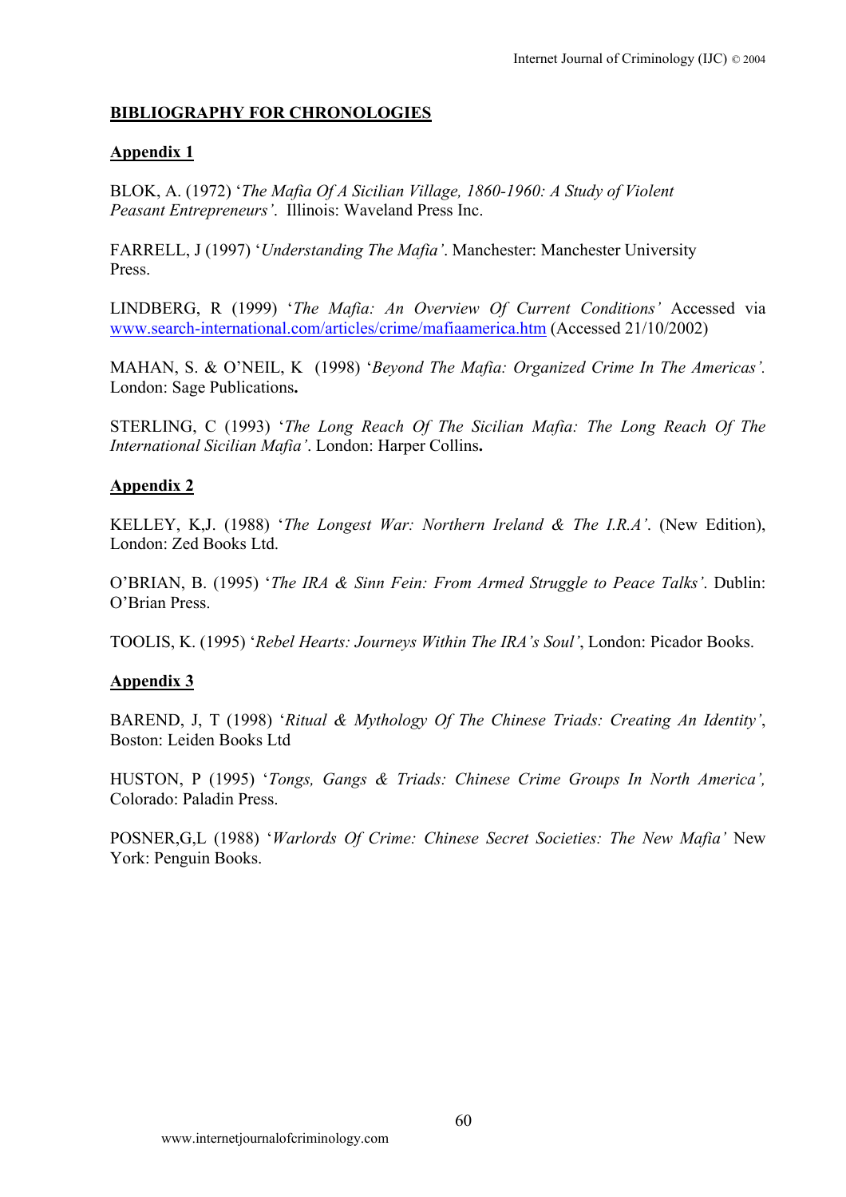**BIBLIOGRAPHY FOR CHRONOLOGIES**

**Appendix 1**

BLOK, A. (1972) '*The Mafia Of A Sicilian Village, 1860-1960: A Study of Violent Peasant Entrepreneurs'*. Illinois: Waveland Press Inc.

FARRELL, J (1997) '*Understanding The Mafia'*. Manchester: Manchester University Press.

LINDBERG, R (1999) '*The Mafia: An Overview Of Current Conditions'* Accessed via www.search-international.com/articles/crime/mafiaamerica.htm (Accessed 21/10/2002)

MAHAN, S. & O'NEIL, K (1998) '*Beyond The Mafia: Organized Crime In The Americas'.* London: Sage Publications**.**

STERLING, C (1993) '*The Long Reach Of The Sicilian Mafia: The Long Reach Of The International Sicilian Mafia'*. London: Harper Collins**.**

**Appendix 2**

KELLEY, K,J. (1988) '*The Longest War: Northern Ireland & The I.R.A'*. (New Edition), London: Zed Books Ltd.

O'BRIAN, B. (1995) '*The IRA & Sinn Fein: From Armed Struggle to Peace Talks'*. Dublin: O'Brian Press.

TOOLIS, K. (1995) '*Rebel Hearts: Journeys Within The IRA's Soul'*, London: Picador Books.

**Appendix 3**

BAREND, J, T (1998) '*Ritual & Mythology Of The Chinese Triads: Creating An Identity'*, Boston: Leiden Books Ltd

HUSTON, P (1995) '*Tongs, Gangs & Triads: Chinese Crime Groups In North America',* Colorado: Paladin Press.

POSNER,G,L (1988) '*Warlords Of Crime: Chinese Secret Societies: The New Mafia'* New York: Penguin Books.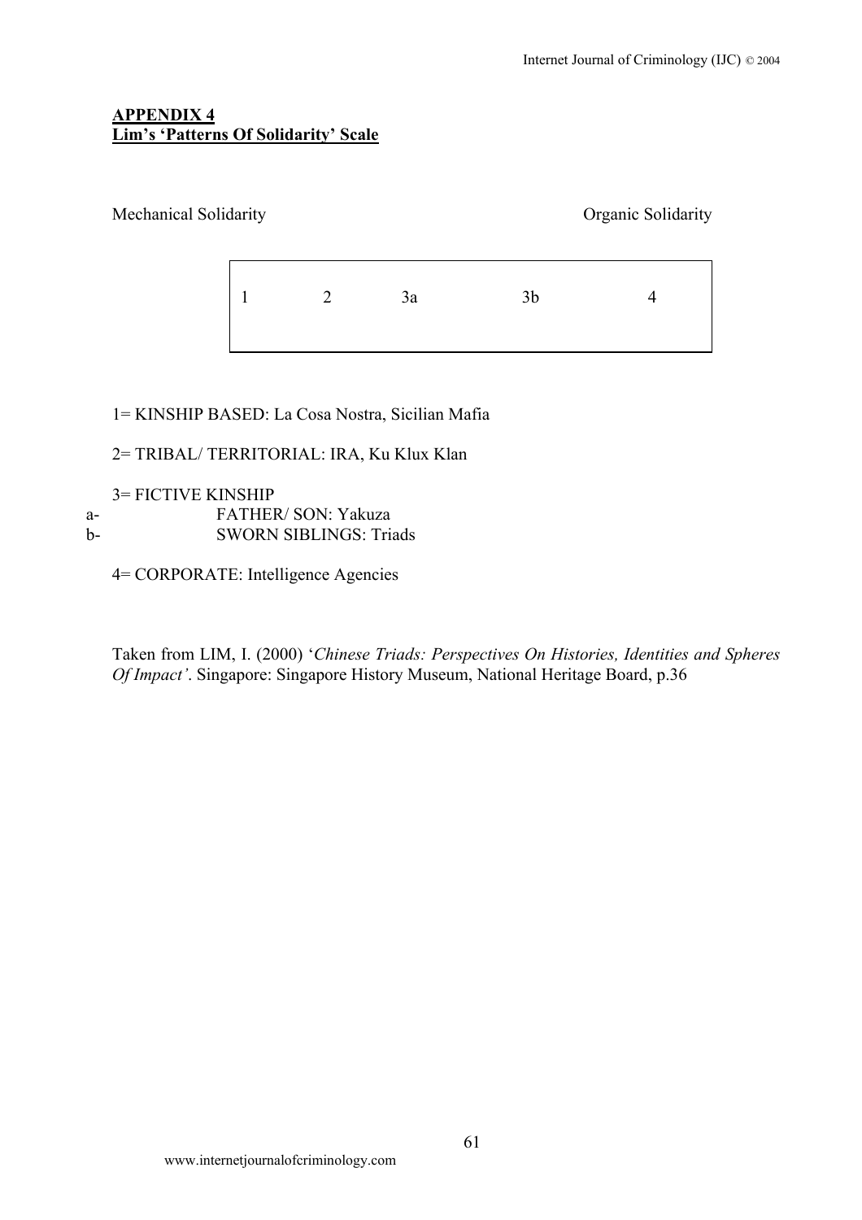## APPENDIX 4
## Lim's 'Patterns Of Solidarity' Scale

Mechanical Solidarity — Organic Solidarity

| 1 | 2 | 3a | 3b | 4 |
|---|---|---|---|---|

1= KINSHIP BASED: La Cosa Nostra, Sicilian Mafia

2= TRIBAL/ TERRITORIAL: IRA, Ku Klux Klan

3= FICTIVE KINSHIP

a- FATHER/ SON: Yakuza

b- SWORN SIBLINGS: Triads

4= CORPORATE: Intelligence Agencies

Taken from LIM, I. (2000) '*Chinese Triads: Perspectives On Histories, Identities and Spheres Of Impact'*. Singapore: Singapore History Museum, National Heritage Board, p.36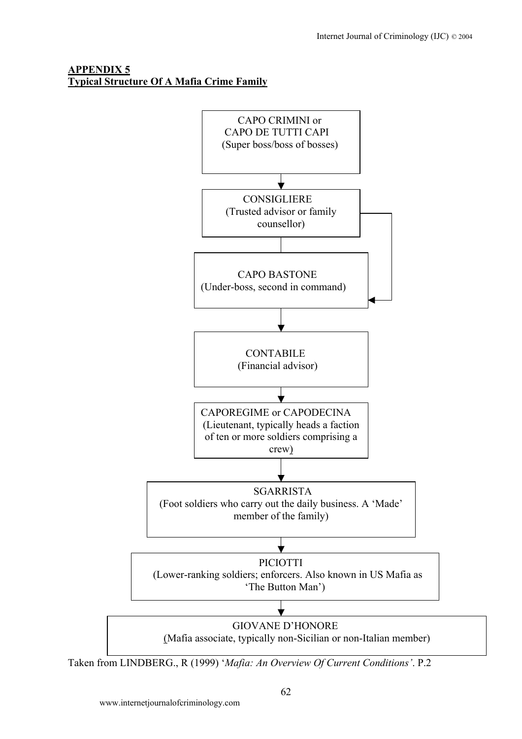**APPENDIX 5**
**Typical Structure Of A Mafia Crime Family**

CAPO CRIMINI or
CAPO DE TUTTI CAPI
(Super boss/boss of bosses)

↓

CONSIGLIERE
(Trusted advisor or family counsellor)

CAPO BASTONE
(Under-boss, second in command)

↓

CONTABILE
(Financial advisor)

↓

CAPOREGIME or CAPODECINA
(Lieutenant, typically heads a faction of ten or more soldiers comprising a crew)

↓

SGARRISTA
(Foot soldiers who carry out the daily business. A 'Made' member of the family)

↓

PICIOTTI
(Lower-ranking soldiers; enforcers. Also known in US Mafia as 'The Button Man')

↓

GIOVANE D'HONORE
(Mafia associate, typically non-Sicilian or non-Italian member)

Taken from LINDBERG., R (1999) '*Mafia: An Overview Of Current Conditions'*. P.2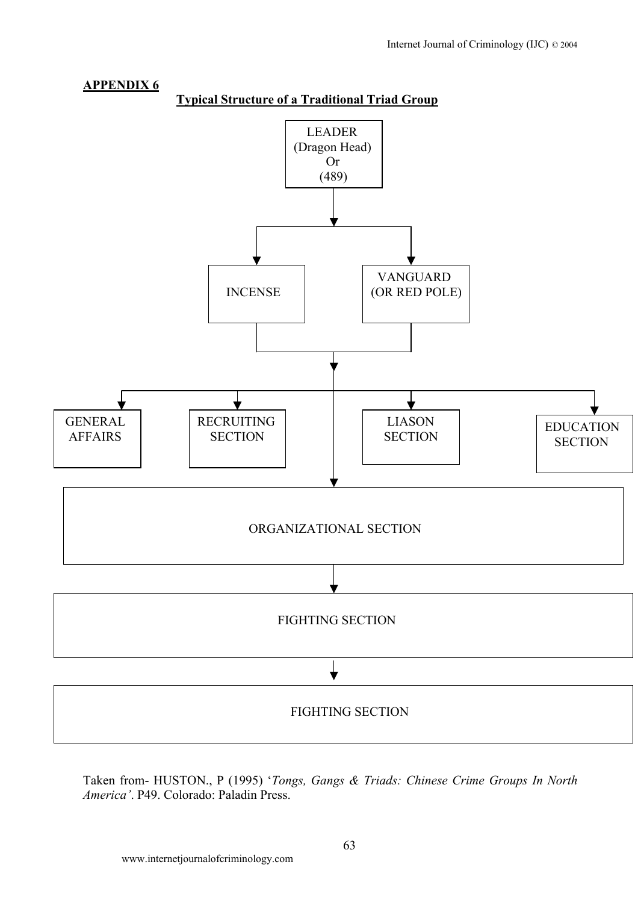## APPENDIX 6

### Typical Structure of a Traditional Triad Group

LEADER (Dragon Head) Or (489)

INCENSE

VANGUARD (OR RED POLE)

GENERAL AFFAIRS

RECRUITING SECTION

LIASON SECTION

EDUCATION SECTION

ORGANIZATIONAL SECTION

FIGHTING SECTION

FIGHTING SECTION

Taken from- HUSTON., P (1995) '*Tongs, Gangs & Triads: Chinese Crime Groups In North America'*. P49. Colorado: Paladin Press.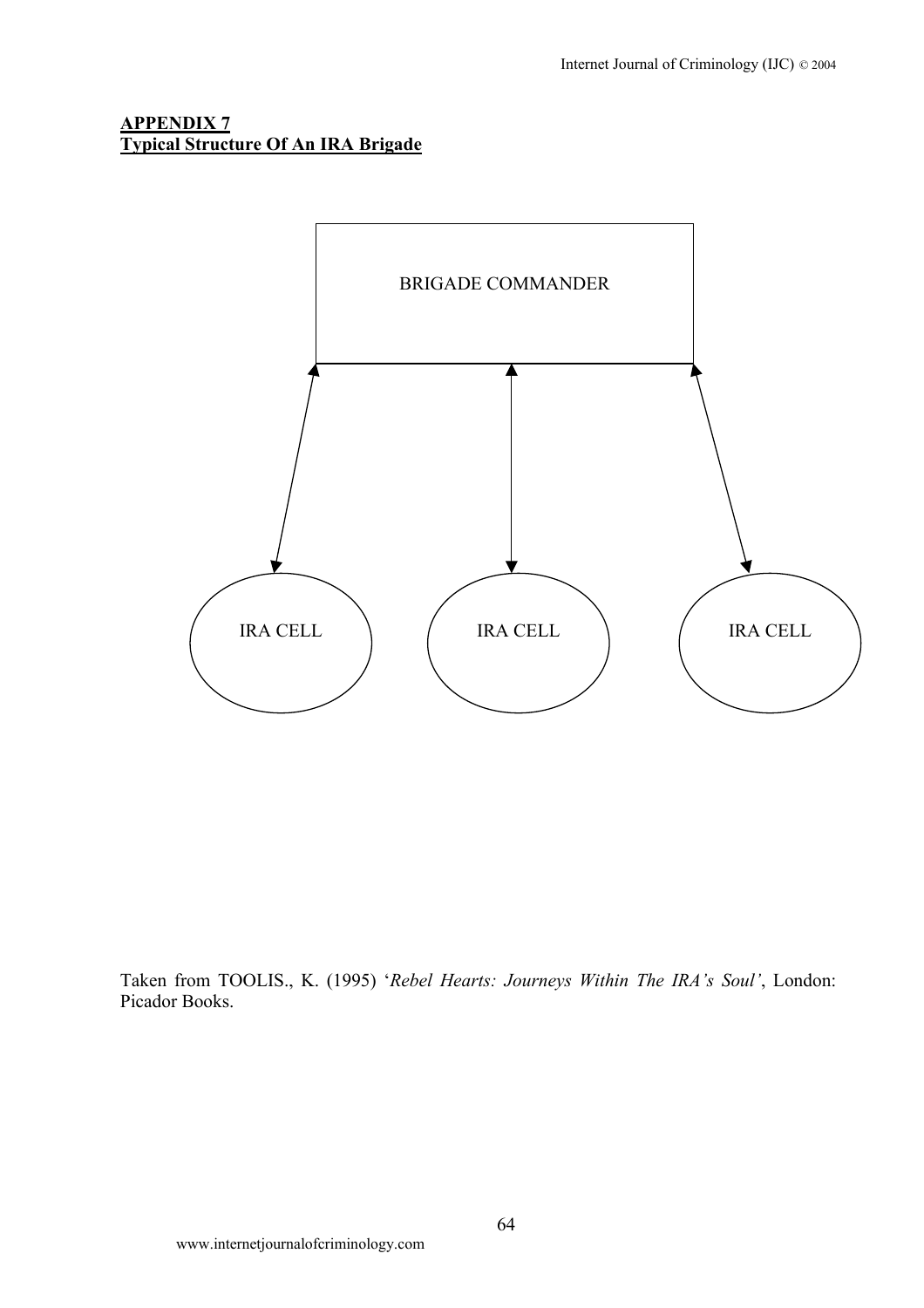**APPENDIX 7**
**Typical Structure Of An IRA Brigade**

BRIGADE COMMANDER

IRA CELL

IRA CELL

IRA CELL

Taken from TOOLIS., K. (1995) '*Rebel Hearts: Journeys Within The IRA's Soul'*, London: Picador Books.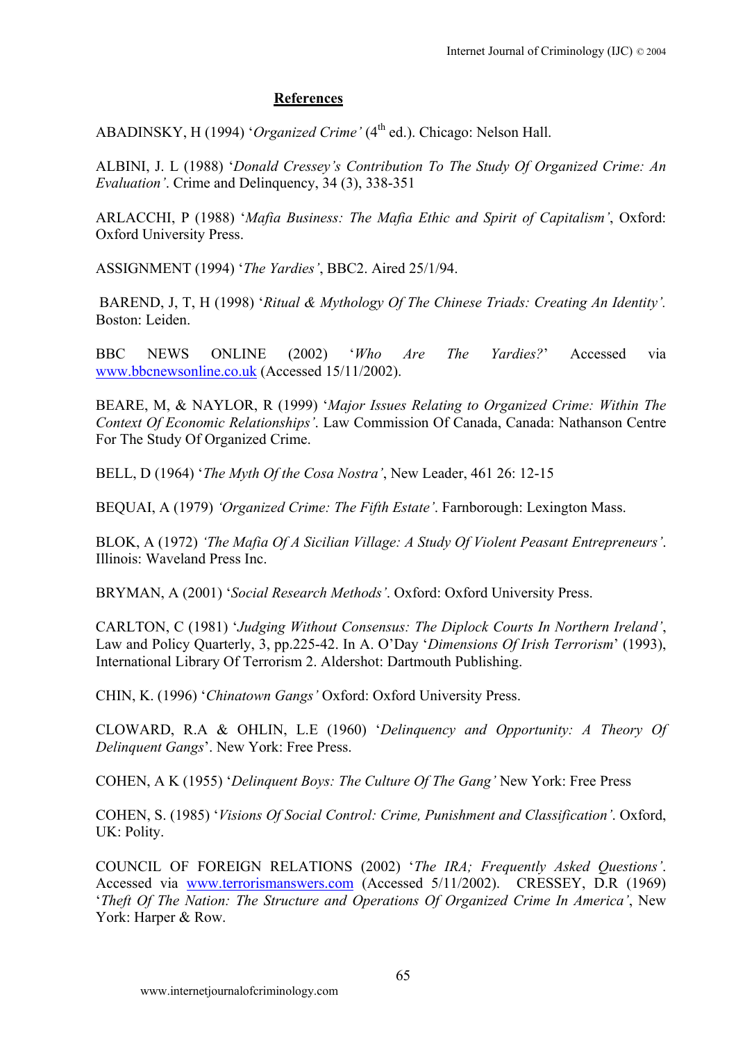## References

ABADINSKY, H (1994) '*Organized Crime'* (4th ed.). Chicago: Nelson Hall.

ALBINI, J. L (1988) '*Donald Cressey's Contribution To The Study Of Organized Crime: An Evaluation'*. Crime and Delinquency, 34 (3), 338-351

ARLACCHI, P (1988) '*Mafia Business: The Mafia Ethic and Spirit of Capitalism'*, Oxford: Oxford University Press.

ASSIGNMENT (1994) '*The Yardies'*, BBC2. Aired 25/1/94.

BAREND, J, T, H (1998) '*Ritual & Mythology Of The Chinese Triads: Creating An Identity'.* Boston: Leiden.

BBC NEWS ONLINE (2002) '*Who Are The Yardies?*' Accessed via www.bbcnewsonline.co.uk (Accessed 15/11/2002).

BEARE, M, & NAYLOR, R (1999) '*Major Issues Relating to Organized Crime: Within The Context Of Economic Relationships'*. Law Commission Of Canada, Canada: Nathanson Centre For The Study Of Organized Crime.

BELL, D (1964) '*The Myth Of the Cosa Nostra'*, New Leader, 461 26: 12-15

BEQUAI, A (1979) *'Organized Crime: The Fifth Estate'*. Farnborough: Lexington Mass.

BLOK, A (1972) *'The Mafia Of A Sicilian Village: A Study Of Violent Peasant Entrepreneurs'*. Illinois: Waveland Press Inc.

BRYMAN, A (2001) '*Social Research Methods'*. Oxford: Oxford University Press.

CARLTON, C (1981) '*Judging Without Consensus: The Diplock Courts In Northern Ireland'*, Law and Policy Quarterly, 3, pp.225-42. In A. O'Day '*Dimensions Of Irish Terrorism*' (1993), International Library Of Terrorism 2. Aldershot: Dartmouth Publishing.

CHIN, K. (1996) '*Chinatown Gangs'* Oxford: Oxford University Press.

CLOWARD, R.A & OHLIN, L.E (1960) '*Delinquency and Opportunity: A Theory Of Delinquent Gangs*'. New York: Free Press.

COHEN, A K (1955) '*Delinquent Boys: The Culture Of The Gang'* New York: Free Press

COHEN, S. (1985) '*Visions Of Social Control: Crime, Punishment and Classification'*. Oxford, UK: Polity.

COUNCIL OF FOREIGN RELATIONS (2002) '*The IRA; Frequently Asked Questions'*. Accessed via www.terrorismanswers.com (Accessed 5/11/2002). CRESSEY, D.R (1969) '*Theft Of The Nation: The Structure and Operations Of Organized Crime In America'*, New York: Harper & Row.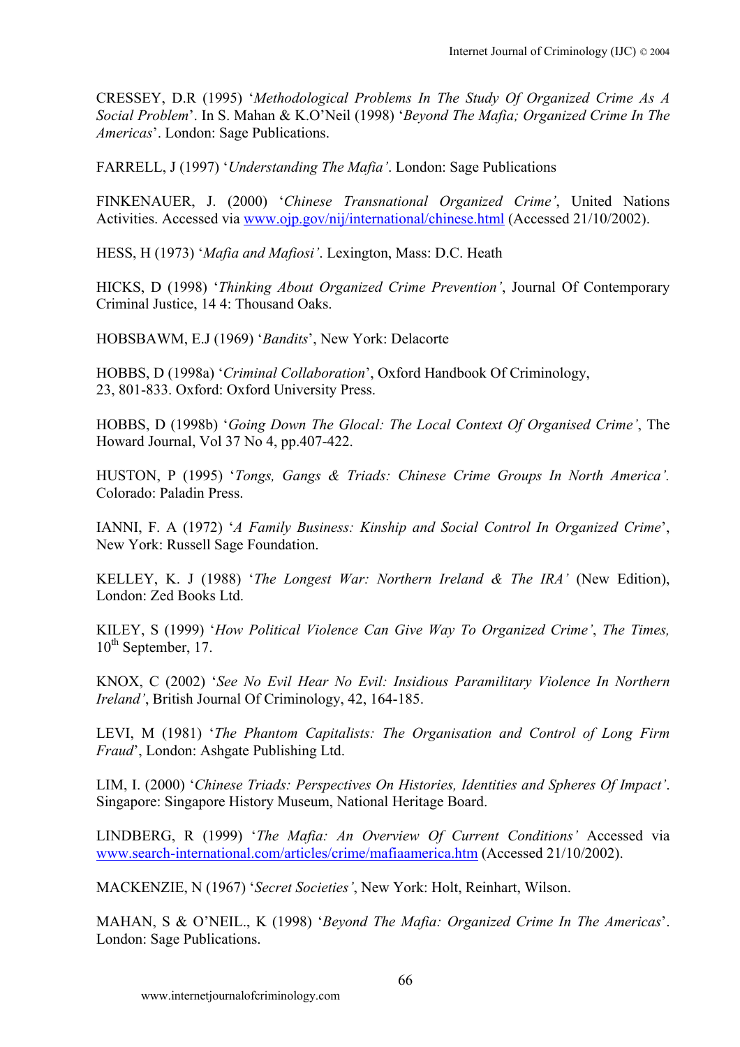CRESSEY, D.R (1995) '*Methodological Problems In The Study Of Organized Crime As A Social Problem*'. In S. Mahan & K.O'Neil (1998) '*Beyond The Mafia; Organized Crime In The Americas*'. London: Sage Publications.

FARRELL, J (1997) '*Understanding The Mafia'*. London: Sage Publications

FINKENAUER, J. (2000) '*Chinese Transnational Organized Crime'*, United Nations Activities. Accessed via [www.ojp.gov/nij/international/chinese.html](www.ojp.gov/nij/international/chinese.html) (Accessed 21/10/2002).

HESS, H (1973) '*Mafia and Mafiosi'*. Lexington, Mass: D.C. Heath

HICKS, D (1998) '*Thinking About Organized Crime Prevention'*, Journal Of Contemporary Criminal Justice, 14 4: Thousand Oaks.

HOBSBAWM, E.J (1969) '*Bandits*', New York: Delacorte

HOBBS, D (1998a) '*Criminal Collaboration*', Oxford Handbook Of Criminology, 23, 801-833. Oxford: Oxford University Press.

HOBBS, D (1998b) '*Going Down The Glocal: The Local Context Of Organised Crime'*, The Howard Journal, Vol 37 No 4, pp.407-422.

HUSTON, P (1995) '*Tongs, Gangs & Triads: Chinese Crime Groups In North America'*. Colorado: Paladin Press.

IANNI, F. A (1972) '*A Family Business: Kinship and Social Control In Organized Crime*', New York: Russell Sage Foundation.

KELLEY, K. J (1988) '*The Longest War: Northern Ireland & The IRA'* (New Edition), London: Zed Books Ltd.

KILEY, S (1999) '*How Political Violence Can Give Way To Organized Crime'*, *The Times,* 10th September, 17.

KNOX, C (2002) '*See No Evil Hear No Evil: Insidious Paramilitary Violence In Northern Ireland'*, British Journal Of Criminology, 42, 164-185.

LEVI, M (1981) '*The Phantom Capitalists: The Organisation and Control of Long Firm Fraud*', London: Ashgate Publishing Ltd.

LIM, I. (2000) '*Chinese Triads: Perspectives On Histories, Identities and Spheres Of Impact'*. Singapore: Singapore History Museum, National Heritage Board.

LINDBERG, R (1999) '*The Mafia: An Overview Of Current Conditions'* Accessed via [www.search-international.com/articles/crime/mafiaamerica.htm](www.search-international.com/articles/crime/mafiaamerica.htm) (Accessed 21/10/2002).

MACKENZIE, N (1967) '*Secret Societies'*, New York: Holt, Reinhart, Wilson.

MAHAN, S & O'NEIL., K (1998) '*Beyond The Mafia: Organized Crime In The Americas*'. London: Sage Publications.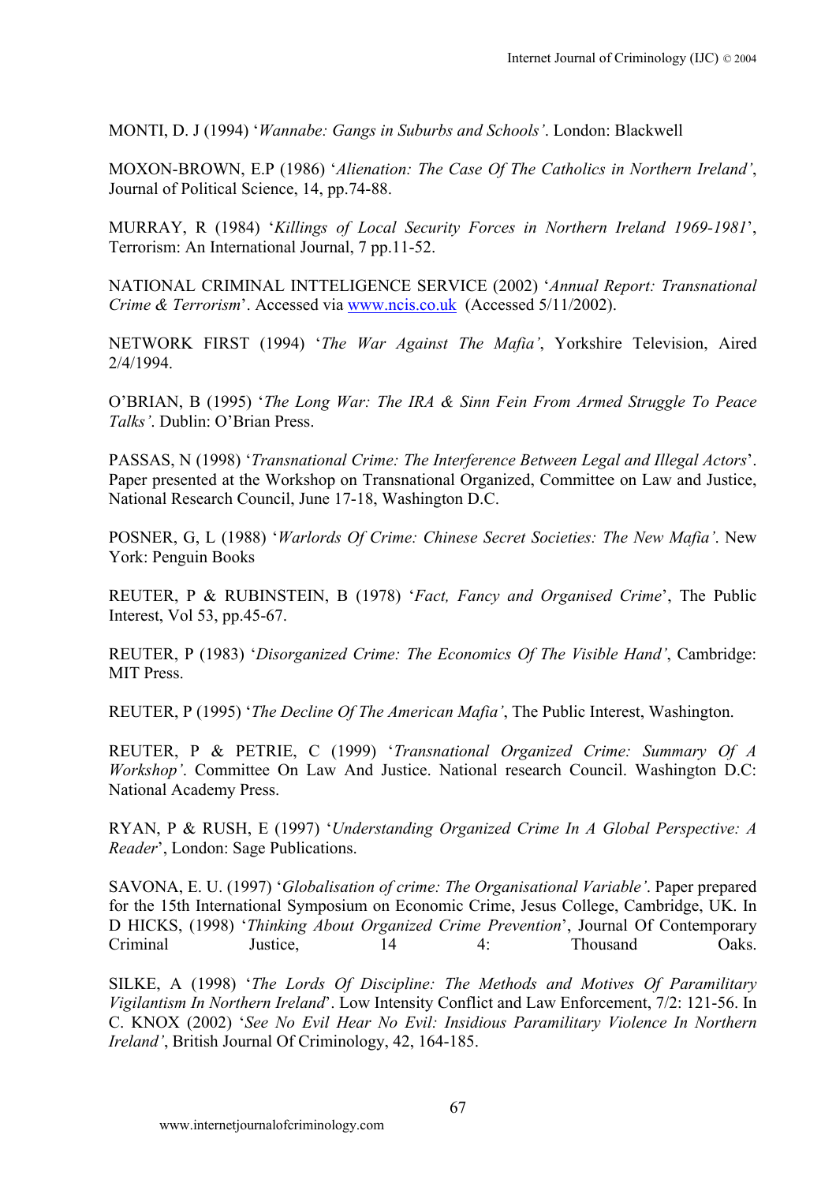MONTI, D. J (1994) '*Wannabe: Gangs in Suburbs and Schools'*. London: Blackwell

MOXON-BROWN, E.P (1986) '*Alienation: The Case Of The Catholics in Northern Ireland'*, Journal of Political Science, 14, pp.74-88.

MURRAY, R (1984) '*Killings of Local Security Forces in Northern Ireland 1969-1981*', Terrorism: An International Journal, 7 pp.11-52.

NATIONAL CRIMINAL INTTELIGENCE SERVICE (2002) '*Annual Report: Transnational Crime & Terrorism*'. Accessed via www.ncis.co.uk (Accessed 5/11/2002).

NETWORK FIRST (1994) '*The War Against The Mafia'*, Yorkshire Television, Aired 2/4/1994.

O'BRIAN, B (1995) '*The Long War: The IRA & Sinn Fein From Armed Struggle To Peace Talks'*. Dublin: O'Brian Press.

PASSAS, N (1998) '*Transnational Crime: The Interference Between Legal and Illegal Actors*'. Paper presented at the Workshop on Transnational Organized, Committee on Law and Justice, National Research Council, June 17-18, Washington D.C.

POSNER, G, L (1988) '*Warlords Of Crime: Chinese Secret Societies: The New Mafia'*. New York: Penguin Books

REUTER, P & RUBINSTEIN, B (1978) '*Fact, Fancy and Organised Crime*', The Public Interest, Vol 53, pp.45-67.

REUTER, P (1983) '*Disorganized Crime: The Economics Of The Visible Hand'*, Cambridge: MIT Press.

REUTER, P (1995) '*The Decline Of The American Mafia'*, The Public Interest, Washington.

REUTER, P & PETRIE, C (1999) '*Transnational Organized Crime: Summary Of A Workshop'*. Committee On Law And Justice. National research Council. Washington D.C: National Academy Press.

RYAN, P & RUSH, E (1997) '*Understanding Organized Crime In A Global Perspective: A Reader*', London: Sage Publications.

SAVONA, E. U. (1997) '*Globalisation of crime: The Organisational Variable'*. Paper prepared for the 15th International Symposium on Economic Crime, Jesus College, Cambridge, UK. In D HICKS, (1998) '*Thinking About Organized Crime Prevention*', Journal Of Contemporary Criminal Justice, 14 4: Thousand Oaks.

SILKE, A (1998) '*The Lords Of Discipline: The Methods and Motives Of Paramilitary Vigilantism In Northern Ireland*'. Low Intensity Conflict and Law Enforcement, 7/2: 121-56. In C. KNOX (2002) '*See No Evil Hear No Evil: Insidious Paramilitary Violence In Northern Ireland'*, British Journal Of Criminology, 42, 164-185.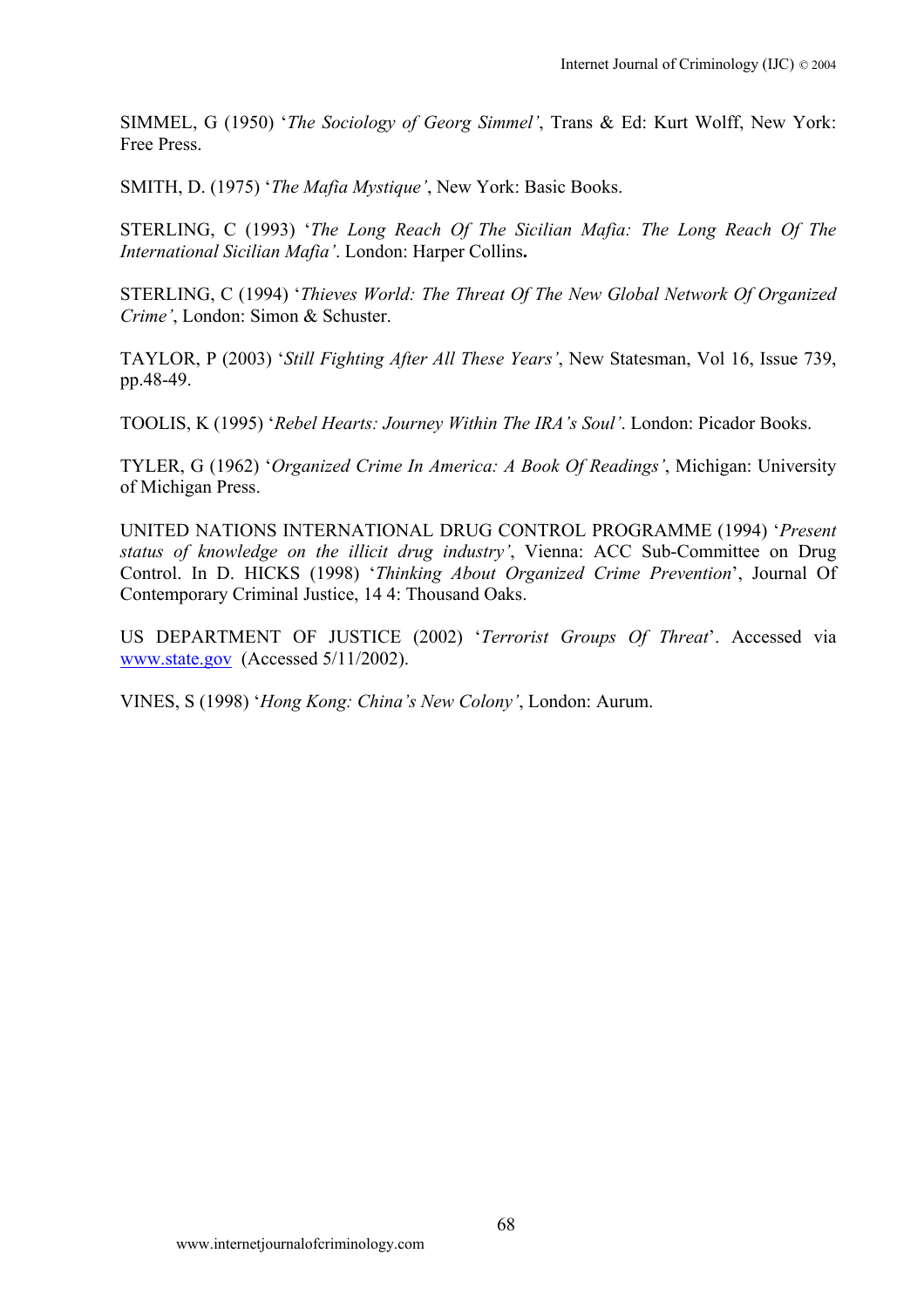SIMMEL, G (1950) '*The Sociology of Georg Simmel'*, Trans & Ed: Kurt Wolff, New York: Free Press.

SMITH, D. (1975) '*The Mafia Mystique'*, New York: Basic Books.

STERLING, C (1993) '*The Long Reach Of The Sicilian Mafia: The Long Reach Of The International Sicilian Mafia'*. London: Harper Collins**.**

STERLING, C (1994) '*Thieves World: The Threat Of The New Global Network Of Organized Crime'*, London: Simon & Schuster.

TAYLOR, P (2003) '*Still Fighting After All These Years'*, New Statesman, Vol 16, Issue 739, pp.48-49.

TOOLIS, K (1995) '*Rebel Hearts: Journey Within The IRA's Soul'*. London: Picador Books.

TYLER, G (1962) '*Organized Crime In America: A Book Of Readings'*, Michigan: University of Michigan Press.

UNITED NATIONS INTERNATIONAL DRUG CONTROL PROGRAMME (1994) '*Present status of knowledge on the illicit drug industry'*, Vienna: ACC Sub-Committee on Drug Control. In D. HICKS (1998) '*Thinking About Organized Crime Prevention*', Journal Of Contemporary Criminal Justice, 14 4: Thousand Oaks.

US DEPARTMENT OF JUSTICE (2002) '*Terrorist Groups Of Threat*'. Accessed via www.state.gov (Accessed 5/11/2002).

VINES, S (1998) '*Hong Kong: China's New Colony'*, London: Aurum.